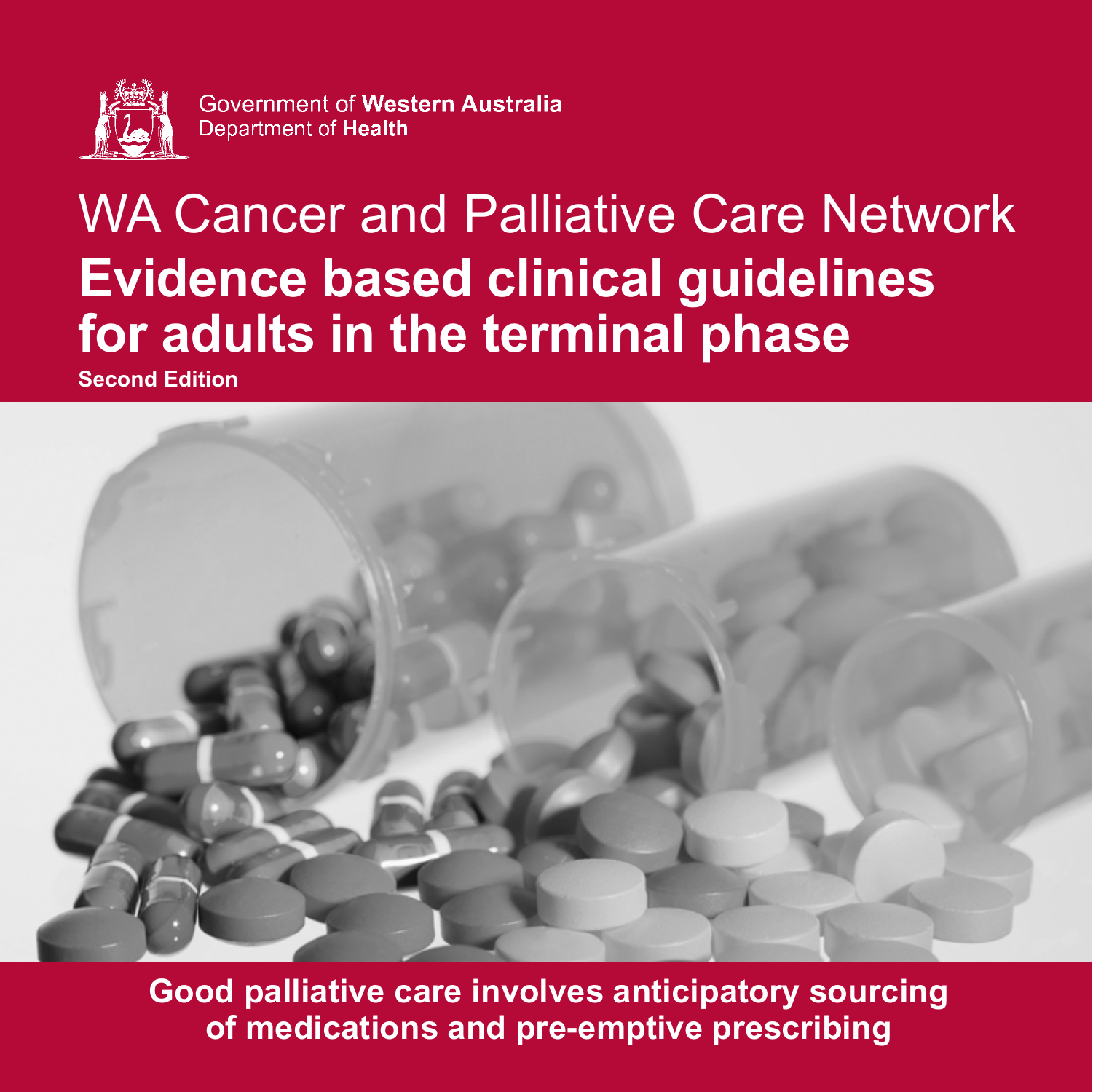Government of **Western Australia**
Department of **Health**

# WA Cancer and Palliative Care Network

# Evidence based clinical guidelines for adults in the terminal phase

**Second Edition**

**Good palliative care involves anticipatory sourcing of medications and pre-emptive prescribing**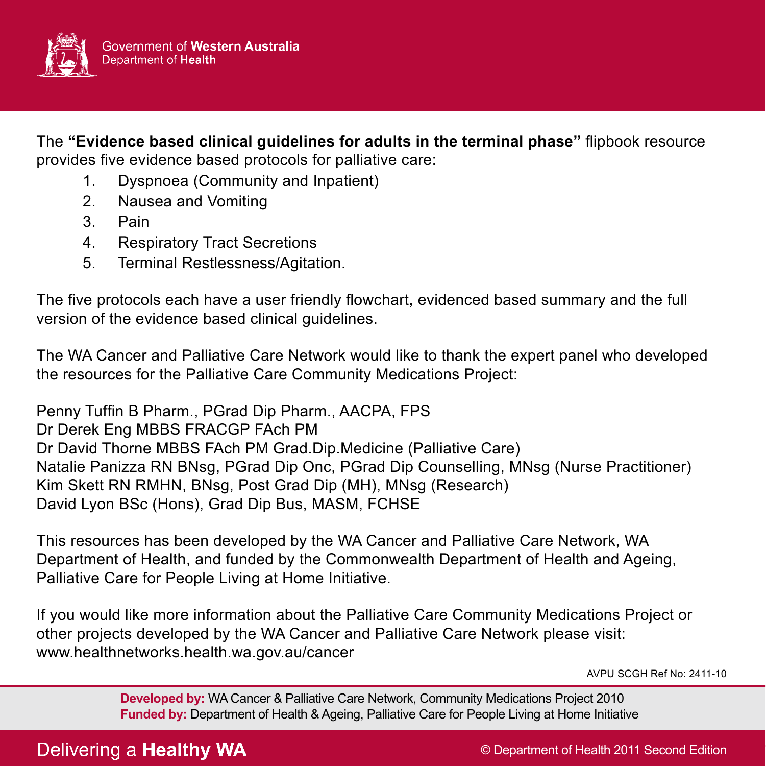Government of **Western Australia**
Department of **Health**

The **"Evidence based clinical guidelines for adults in the terminal phase"** flipbook resource provides five evidence based protocols for palliative care:

1. Dyspnoea (Community and Inpatient)
2. Nausea and Vomiting
3. Pain
4. Respiratory Tract Secretions
5. Terminal Restlessness/Agitation.

The five protocols each have a user friendly flowchart, evidenced based summary and the full version of the evidence based clinical guidelines.

The WA Cancer and Palliative Care Network would like to thank the expert panel who developed the resources for the Palliative Care Community Medications Project:

Penny Tuffin B Pharm., PGrad Dip Pharm., AACPA, FPS
Dr Derek Eng MBBS FRACGP FAch PM
Dr David Thorne MBBS FAch PM Grad.Dip.Medicine (Palliative Care)
Natalie Panizza RN BNsg, PGrad Dip Onc, PGrad Dip Counselling, MNsg (Nurse Practitioner)
Kim Skett RN RMHN, BNsg, Post Grad Dip (MH), MNsg (Research)
David Lyon BSc (Hons), Grad Dip Bus, MASM, FCHSE

This resources has been developed by the WA Cancer and Palliative Care Network, WA Department of Health, and funded by the Commonwealth Department of Health and Ageing, Palliative Care for People Living at Home Initiative.

If you would like more information about the Palliative Care Community Medications Project or other projects developed by the WA Cancer and Palliative Care Network please visit: www.healthnetworks.health.wa.gov.au/cancer

AVPU SCGH Ref No: 2411-10

**Developed by:** WA Cancer & Palliative Care Network, Community Medications Project 2010
**Funded by:** Department of Health & Ageing, Palliative Care for People Living at Home Initiative

Delivering a **Healthy WA**

© Department of Health 2011 Second Edition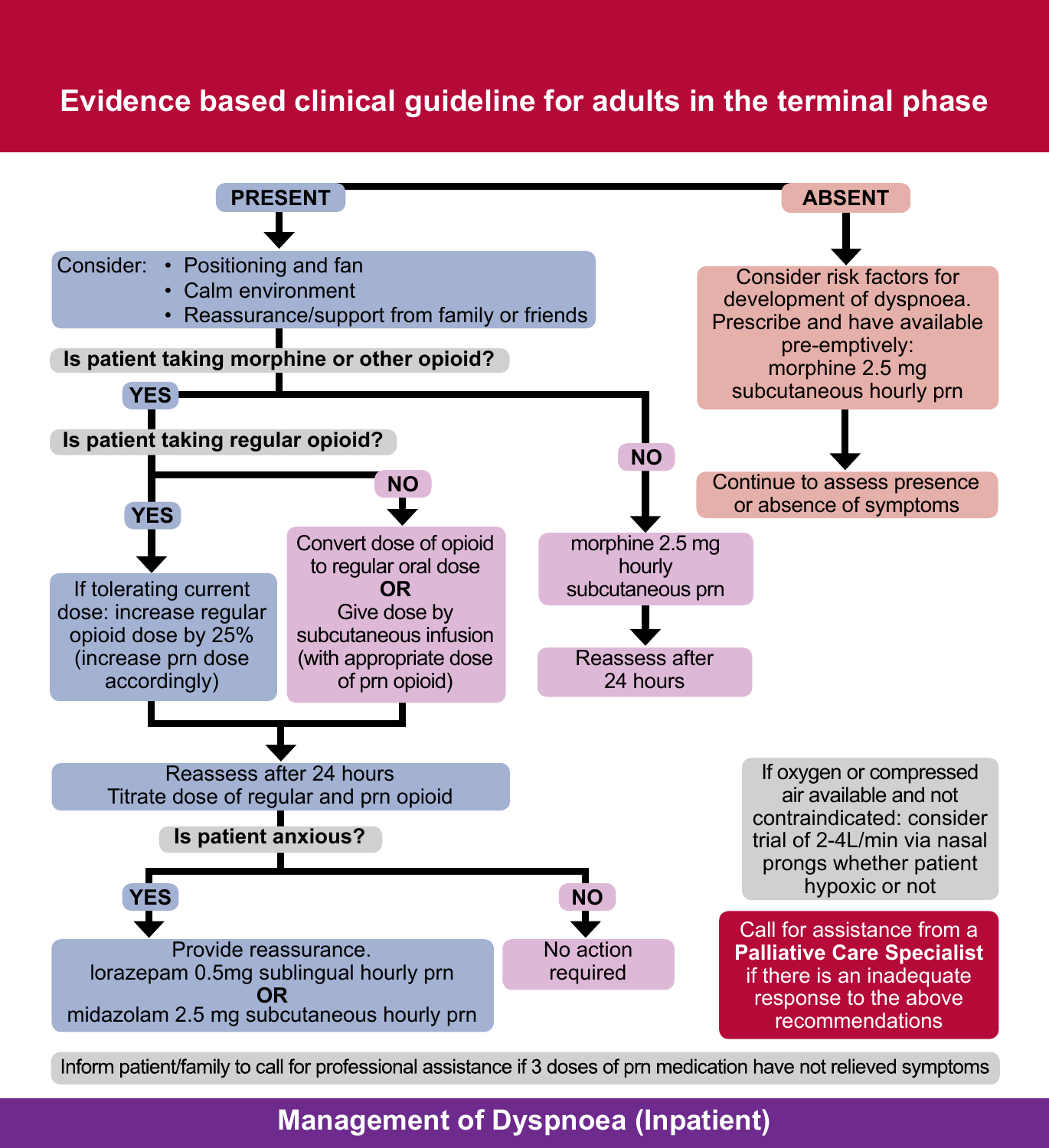# Evidence based clinical guideline for adults in the terminal phase

## PRESENT

Consider:
- Positioning and fan
- Calm environment
- Reassurance/support from family or friends

**Is patient taking morphine or other opioid?**

**YES**

**Is patient taking regular opioid?**

- **YES**: If tolerating current dose: increase regular opioid dose by 25% (increase prn dose accordingly)
- **NO**: Convert dose of opioid to regular oral dose **OR** Give dose by subcutaneous infusion (with appropriate dose of prn opioid)

Reassess after 24 hours
Titrate dose of regular and prn opioid

**Is patient anxious?**

- **YES**: Provide reassurance. lorazepam 0.5mg sublingual hourly prn **OR** midazolam 2.5 mg subcutaneous hourly prn
- **NO**: No action required

**NO** (not taking morphine or other opioid)

morphine 2.5 mg hourly subcutaneous prn

Reassess after 24 hours

## ABSENT

Consider risk factors for development of dyspnoea. Prescribe and have available pre-emptively: morphine 2.5 mg subcutaneous hourly prn

Continue to assess presence or absence of symptoms

---

If oxygen or compressed air available and not contraindicated: consider trial of 2-4L/min via nasal prongs whether patient hypoxic or not

Call for assistance from a **Palliative Care Specialist** if there is an inadequate response to the above recommendations

Inform patient/family to call for professional assistance if 3 doses of prn medication have not relieved symptoms

## Management of Dyspnoea (Inpatient)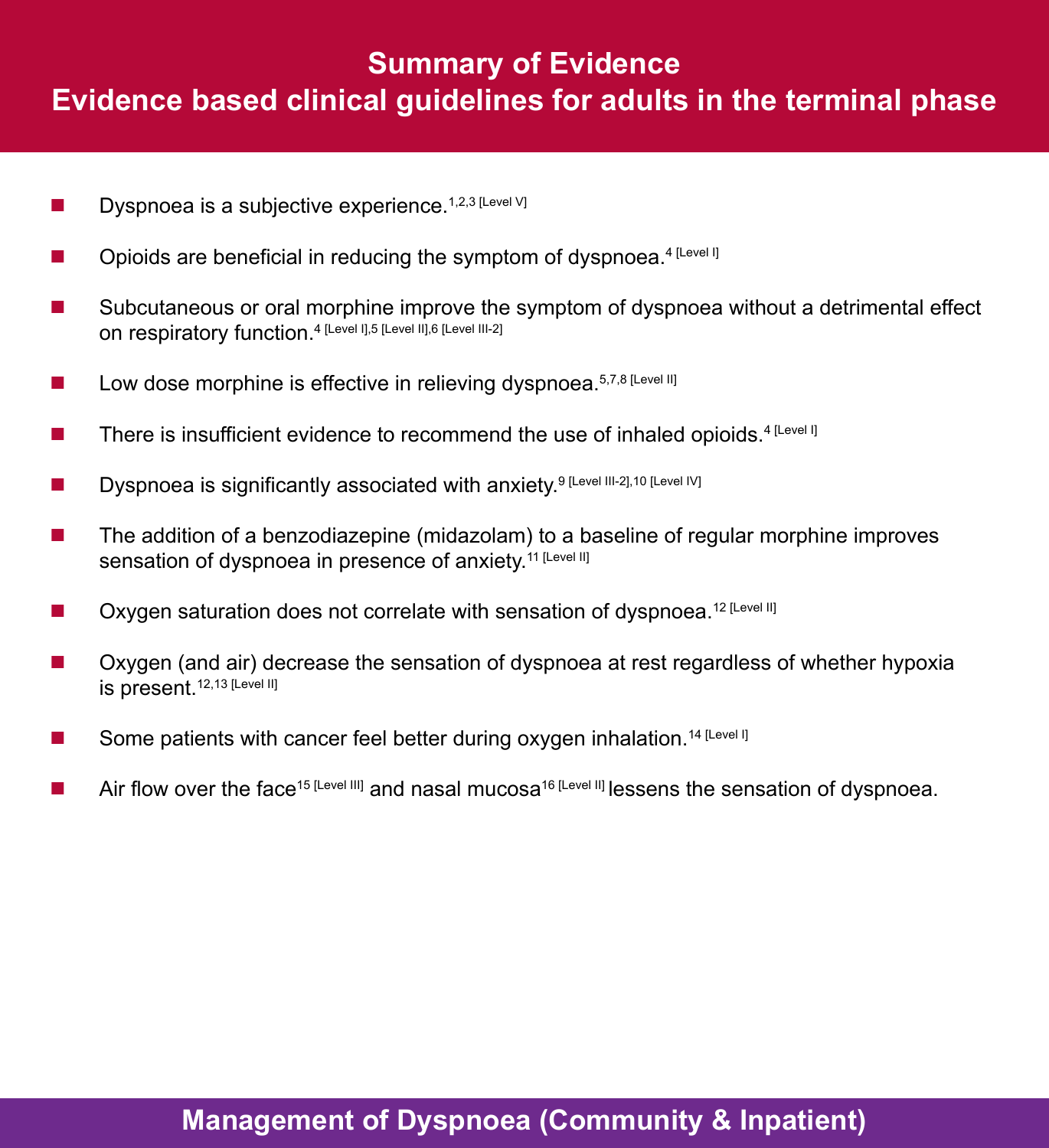# Summary of Evidence

## Evidence based clinical guidelines for adults in the terminal phase

- Dyspnoea is a subjective experience.[1,2,3 [Level V]]
- Opioids are beneficial in reducing the symptom of dyspnoea.[4 [Level I]]
- Subcutaneous or oral morphine improve the symptom of dyspnoea without a detrimental effect on respiratory function.[4 [Level I],5 [Level II],6 [Level III-2]]
- Low dose morphine is effective in relieving dyspnoea.[5,7,8 [Level II]]
- There is insufficient evidence to recommend the use of inhaled opioids.[4 [Level I]]
- Dyspnoea is significantly associated with anxiety.[9 [Level III-2],10 [Level IV]]
- The addition of a benzodiazepine (midazolam) to a baseline of regular morphine improves sensation of dyspnoea in presence of anxiety.[11 [Level II]]
- Oxygen saturation does not correlate with sensation of dyspnoea.[12 [Level II]]
- Oxygen (and air) decrease the sensation of dyspnoea at rest regardless of whether hypoxia is present.[12,13 [Level II]]
- Some patients with cancer feel better during oxygen inhalation.[14 [Level I]]
- Air flow over the face[15 [Level III]] and nasal mucosa[16 [Level II]] lessens the sensation of dyspnoea.

## Management of Dyspnoea (Community & Inpatient)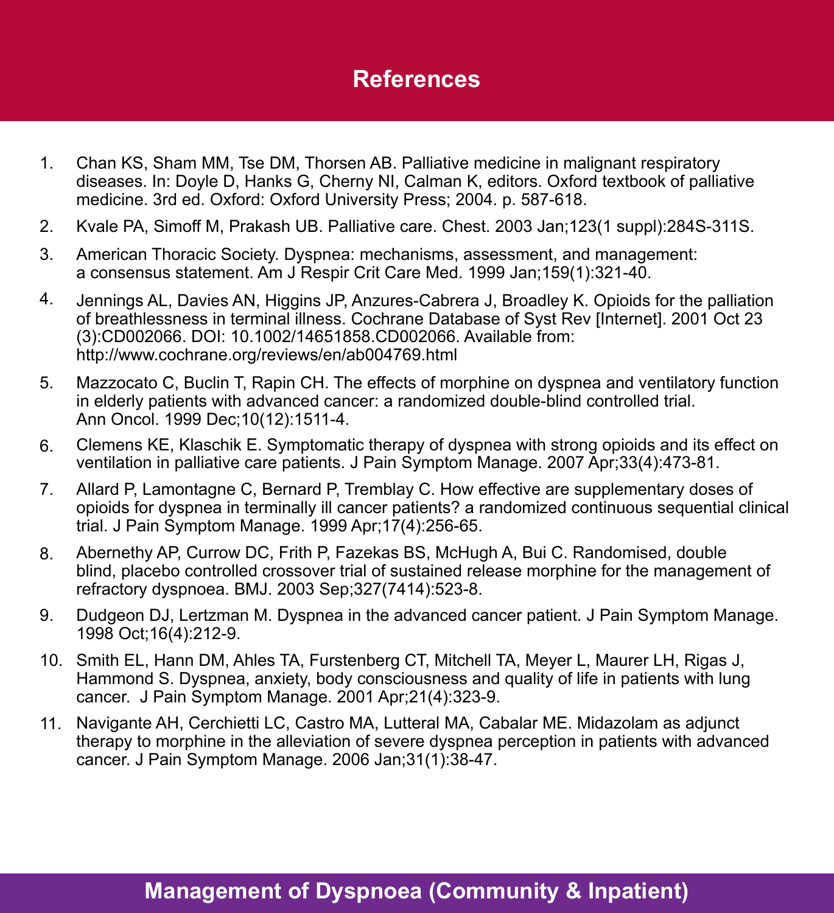# References

1. Chan KS, Sham MM, Tse DM, Thorsen AB. Palliative medicine in malignant respiratory diseases. In: Doyle D, Hanks G, Cherny NI, Calman K, editors. Oxford textbook of palliative medicine. 3rd ed. Oxford: Oxford University Press; 2004. p. 587-618.
2. Kvale PA, Simoff M, Prakash UB. Palliative care. Chest. 2003 Jan;123(1 suppl):284S-311S.
3. American Thoracic Society. Dyspnea: mechanisms, assessment, and management: a consensus statement. Am J Respir Crit Care Med. 1999 Jan;159(1):321-40.
4. Jennings AL, Davies AN, Higgins JP, Anzures-Cabrera J, Broadley K. Opioids for the palliation of breathlessness in terminal illness. Cochrane Database of Syst Rev [Internet]. 2001 Oct 23 (3):CD002066. DOI: 10.1002/14651858.CD002066. Available from: http://www.cochrane.org/reviews/en/ab004769.html
5. Mazzocato C, Buclin T, Rapin CH. The effects of morphine on dyspnea and ventilatory function in elderly patients with advanced cancer: a randomized double-blind controlled trial. Ann Oncol. 1999 Dec;10(12):1511-4.
6. Clemens KE, Klaschik E. Symptomatic therapy of dyspnea with strong opioids and its effect on ventilation in palliative care patients. J Pain Symptom Manage. 2007 Apr;33(4):473-81.
7. Allard P, Lamontagne C, Bernard P, Tremblay C. How effective are supplementary doses of opioids for dyspnea in terminally ill cancer patients? a randomized continuous sequential clinical trial. J Pain Symptom Manage. 1999 Apr;17(4):256-65.
8. Abernethy AP, Currow DC, Frith P, Fazekas BS, McHugh A, Bui C. Randomised, double blind, placebo controlled crossover trial of sustained release morphine for the management of refractory dyspnoea. BMJ. 2003 Sep;327(7414):523-8.
9. Dudgeon DJ, Lertzman M. Dyspnea in the advanced cancer patient. J Pain Symptom Manage. 1998 Oct;16(4):212-9.
10. Smith EL, Hann DM, Ahles TA, Furstenberg CT, Mitchell TA, Meyer L, Maurer LH, Rigas J, Hammond S. Dyspnea, anxiety, body consciousness and quality of life in patients with lung cancer. J Pain Symptom Manage. 2001 Apr;21(4):323-9.
11. Navigante AH, Cerchietti LC, Castro MA, Lutteral MA, Cabalar ME. Midazolam as adjunct therapy to morphine in the alleviation of severe dyspnea perception in patients with advanced cancer. J Pain Symptom Manage. 2006 Jan;31(1):38-47.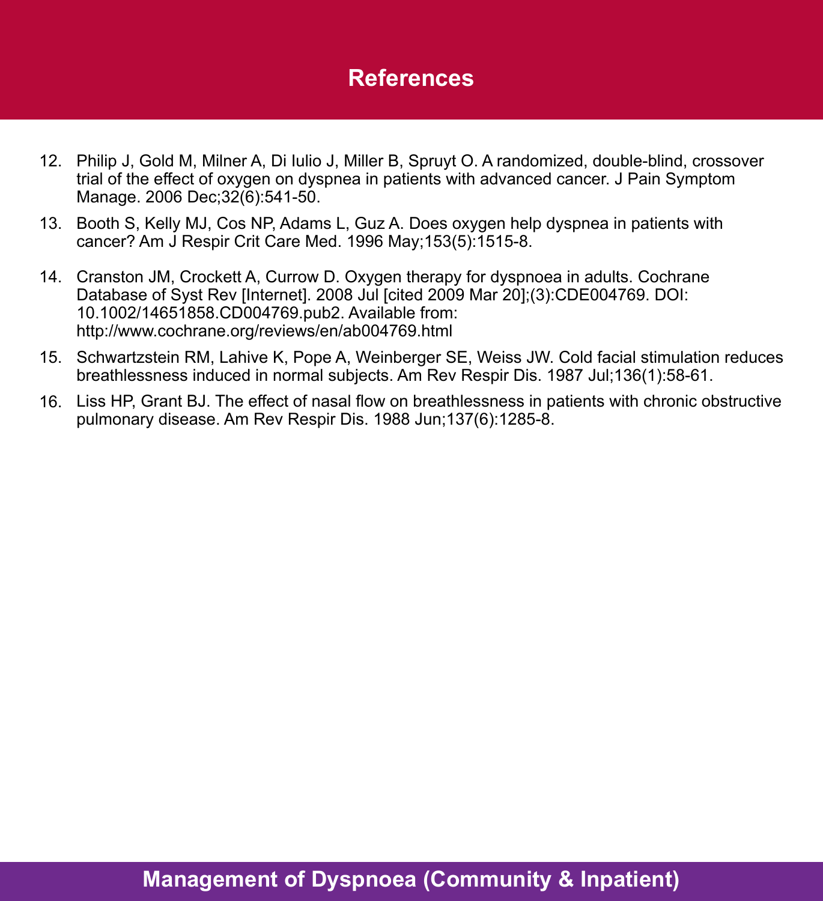## References

12. Philip J, Gold M, Milner A, Di Iulio J, Miller B, Spruyt O. A randomized, double-blind, crossover trial of the effect of oxygen on dyspnea in patients with advanced cancer. J Pain Symptom Manage. 2006 Dec;32(6):541-50.
13. Booth S, Kelly MJ, Cos NP, Adams L, Guz A. Does oxygen help dyspnea in patients with cancer? Am J Respir Crit Care Med. 1996 May;153(5):1515-8.
14. Cranston JM, Crockett A, Currow D. Oxygen therapy for dyspnoea in adults. Cochrane Database of Syst Rev [Internet]. 2008 Jul [cited 2009 Mar 20];(3):CDE004769. DOI: 10.1002/14651858.CD004769.pub2. Available from: http://www.cochrane.org/reviews/en/ab004769.html
15. Schwartzstein RM, Lahive K, Pope A, Weinberger SE, Weiss JW. Cold facial stimulation reduces breathlessness induced in normal subjects. Am Rev Respir Dis. 1987 Jul;136(1):58-61.
16. Liss HP, Grant BJ. The effect of nasal flow on breathlessness in patients with chronic obstructive pulmonary disease. Am Rev Respir Dis. 1988 Jun;137(6):1285-8.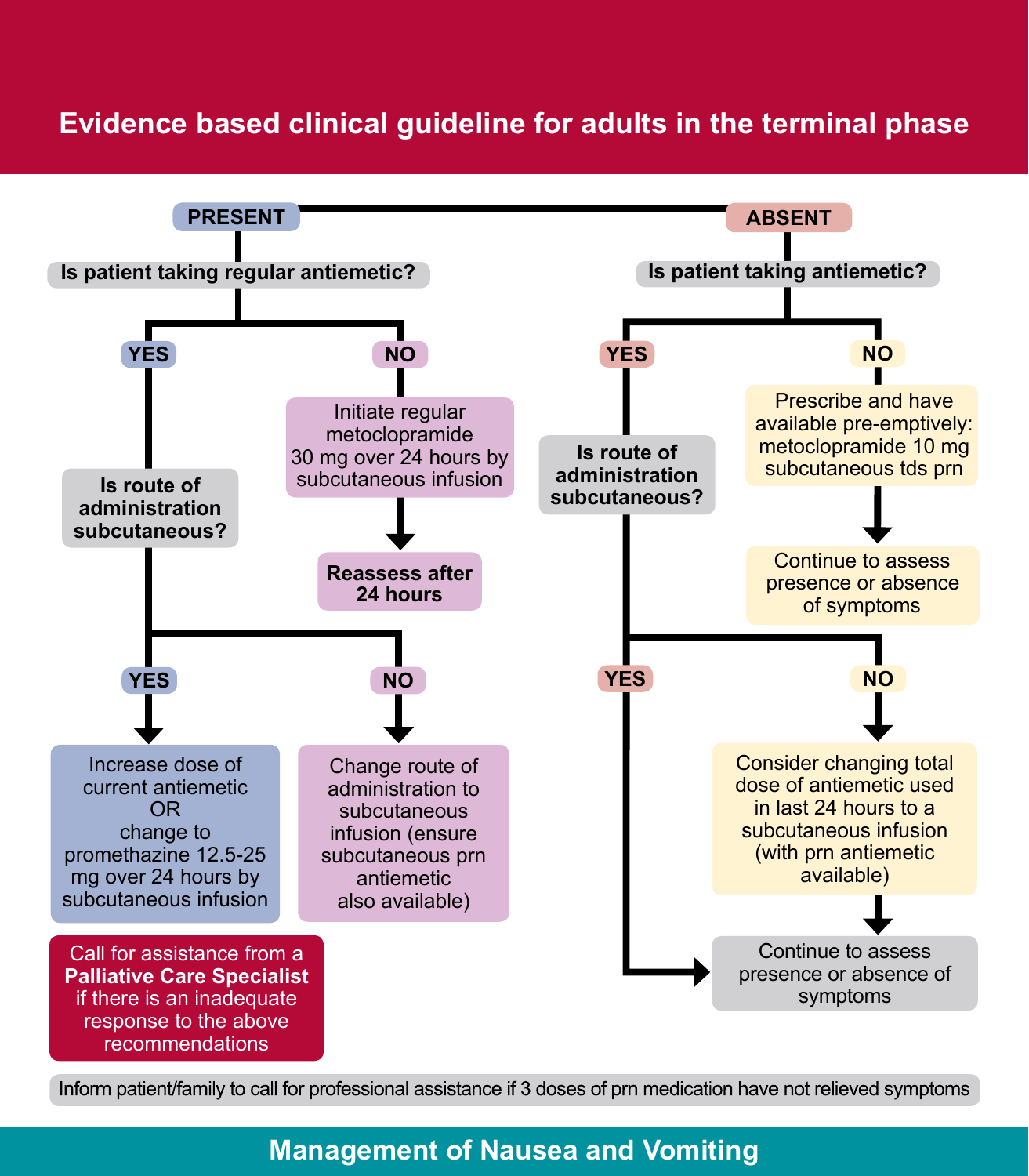# Evidence based clinical guideline for adults in the terminal phase

## PRESENT

**Is patient taking regular antiemetic?**

- **YES**
  - **Is route of administration subcutaneous?**
    - **YES** → Increase dose of current antiemetic OR change to promethazine 12.5-25 mg over 24 hours by subcutaneous infusion
    - **NO** → Change route of administration to subcutaneous infusion (ensure subcutaneous prn antiemetic also available)
- **NO**
  - Initiate regular metoclopramide 30 mg over 24 hours by subcutaneous infusion
  - → **Reassess after 24 hours**

Call for assistance from a **Palliative Care Specialist** if there is an inadequate response to the above recommendations

## ABSENT

**Is patient taking antiemetic?**

- **YES**
  - **Is route of administration subcutaneous?**
    - **YES** → Continue to assess presence or absence of symptoms
    - **NO** → Consider changing total dose of antiemetic used in last 24 hours to a subcutaneous infusion (with prn antiemetic available) → Continue to assess presence or absence of symptoms
- **NO**
  - Prescribe and have available pre-emptively: metoclopramide 10 mg subcutaneous tds prn
  - → Continue to assess presence or absence of symptoms

Inform patient/family to call for professional assistance if 3 doses of prn medication have not relieved symptoms

## Management of Nausea and Vomiting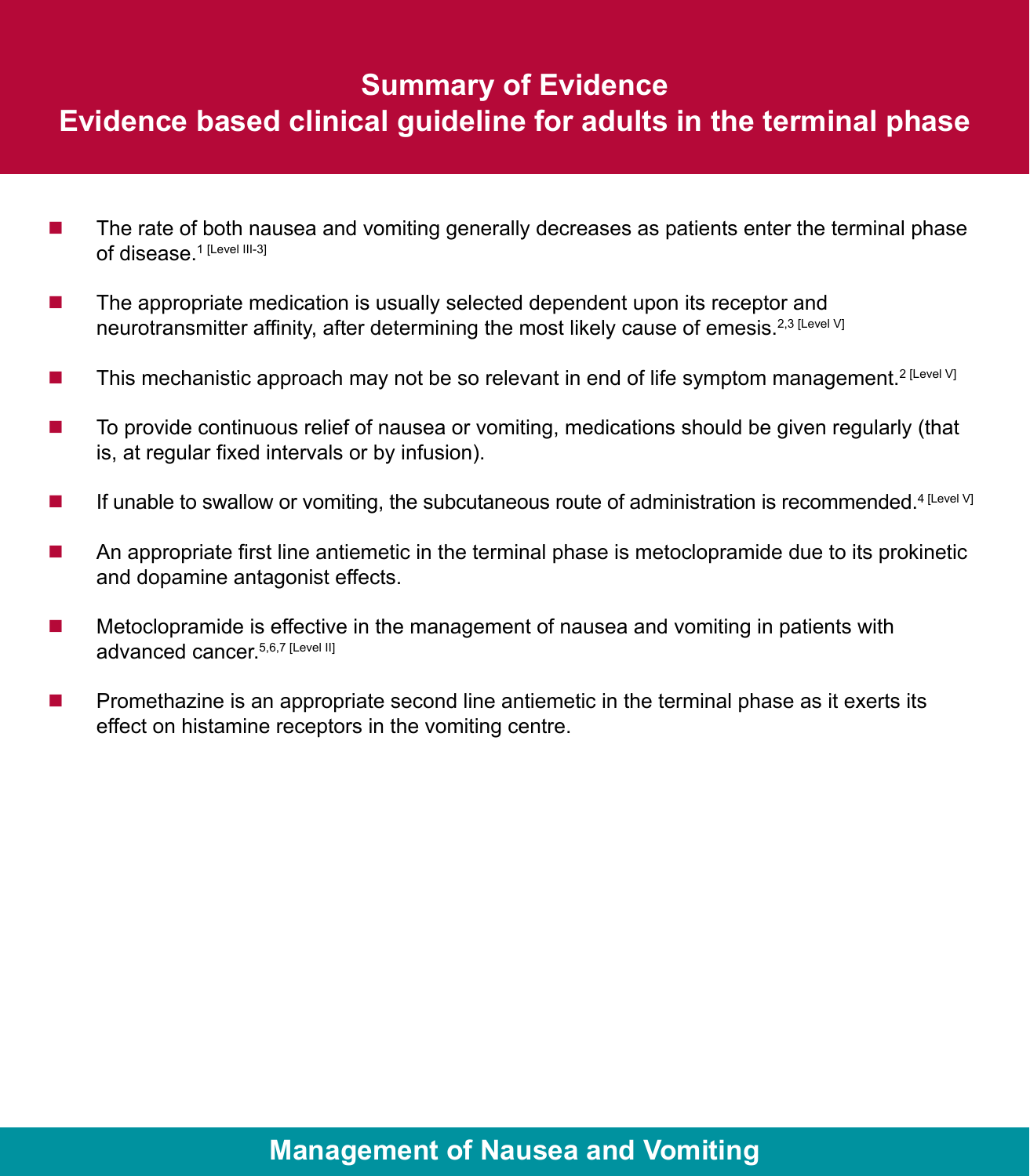# Summary of Evidence
## Evidence based clinical guideline for adults in the terminal phase

- The rate of both nausea and vomiting generally decreases as patients enter the terminal phase of disease.[1] [Level III-3]
- The appropriate medication is usually selected dependent upon its receptor and neurotransmitter affinity, after determining the most likely cause of emesis.[2,3] [Level V]
- This mechanistic approach may not be so relevant in end of life symptom management.[2] [Level V]
- To provide continuous relief of nausea or vomiting, medications should be given regularly (that is, at regular fixed intervals or by infusion).
- If unable to swallow or vomiting, the subcutaneous route of administration is recommended.[4] [Level V]
- An appropriate first line antiemetic in the terminal phase is metoclopramide due to its prokinetic and dopamine antagonist effects.
- Metoclopramide is effective in the management of nausea and vomiting in patients with advanced cancer.[5,6,7] [Level II]
- Promethazine is an appropriate second line antiemetic in the terminal phase as it exerts its effect on histamine receptors in the vomiting centre.

## Management of Nausea and Vomiting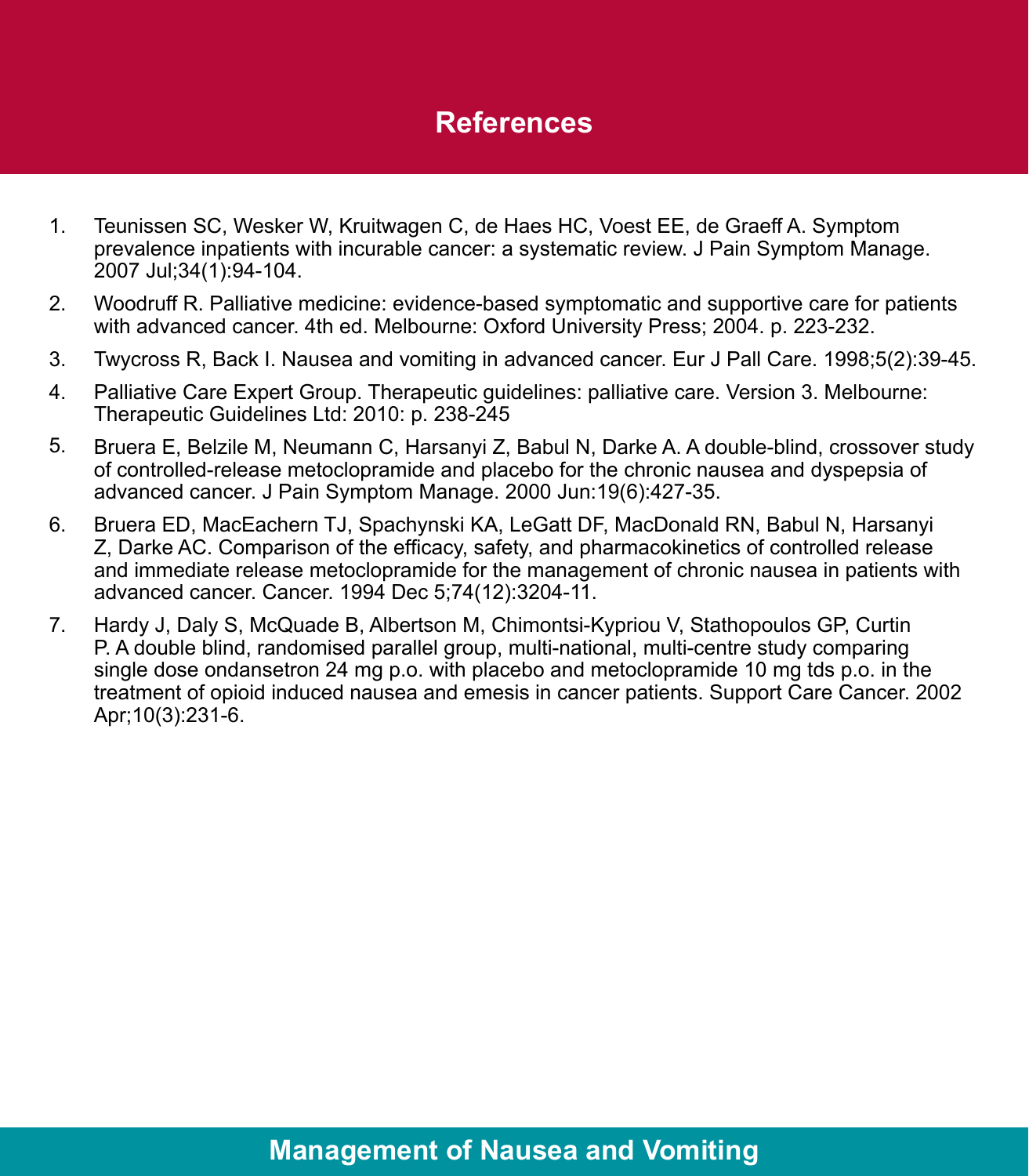## References

1. Teunissen SC, Wesker W, Kruitwagen C, de Haes HC, Voest EE, de Graeff A. Symptom prevalence inpatients with incurable cancer: a systematic review. J Pain Symptom Manage. 2007 Jul;34(1):94-104.
2. Woodruff R. Palliative medicine: evidence-based symptomatic and supportive care for patients with advanced cancer. 4th ed. Melbourne: Oxford University Press; 2004. p. 223-232.
3. Twycross R, Back I. Nausea and vomiting in advanced cancer. Eur J Pall Care. 1998;5(2):39-45.
4. Palliative Care Expert Group. Therapeutic guidelines: palliative care. Version 3. Melbourne: Therapeutic Guidelines Ltd: 2010: p. 238-245
5. Bruera E, Belzile M, Neumann C, Harsanyi Z, Babul N, Darke A. A double-blind, crossover study of controlled-release metoclopramide and placebo for the chronic nausea and dyspepsia of advanced cancer. J Pain Symptom Manage. 2000 Jun:19(6):427-35.
6. Bruera ED, MacEachern TJ, Spachynski KA, LeGatt DF, MacDonald RN, Babul N, Harsanyi Z, Darke AC. Comparison of the efficacy, safety, and pharmacokinetics of controlled release and immediate release metoclopramide for the management of chronic nausea in patients with advanced cancer. Cancer. 1994 Dec 5;74(12):3204-11.
7. Hardy J, Daly S, McQuade B, Albertson M, Chimontsi-Kypriou V, Stathopoulos GP, Curtin P. A double blind, randomised parallel group, multi-national, multi-centre study comparing single dose ondansetron 24 mg p.o. with placebo and metoclopramide 10 mg tds p.o. in the treatment of opioid induced nausea and emesis in cancer patients. Support Care Cancer. 2002 Apr;10(3):231-6.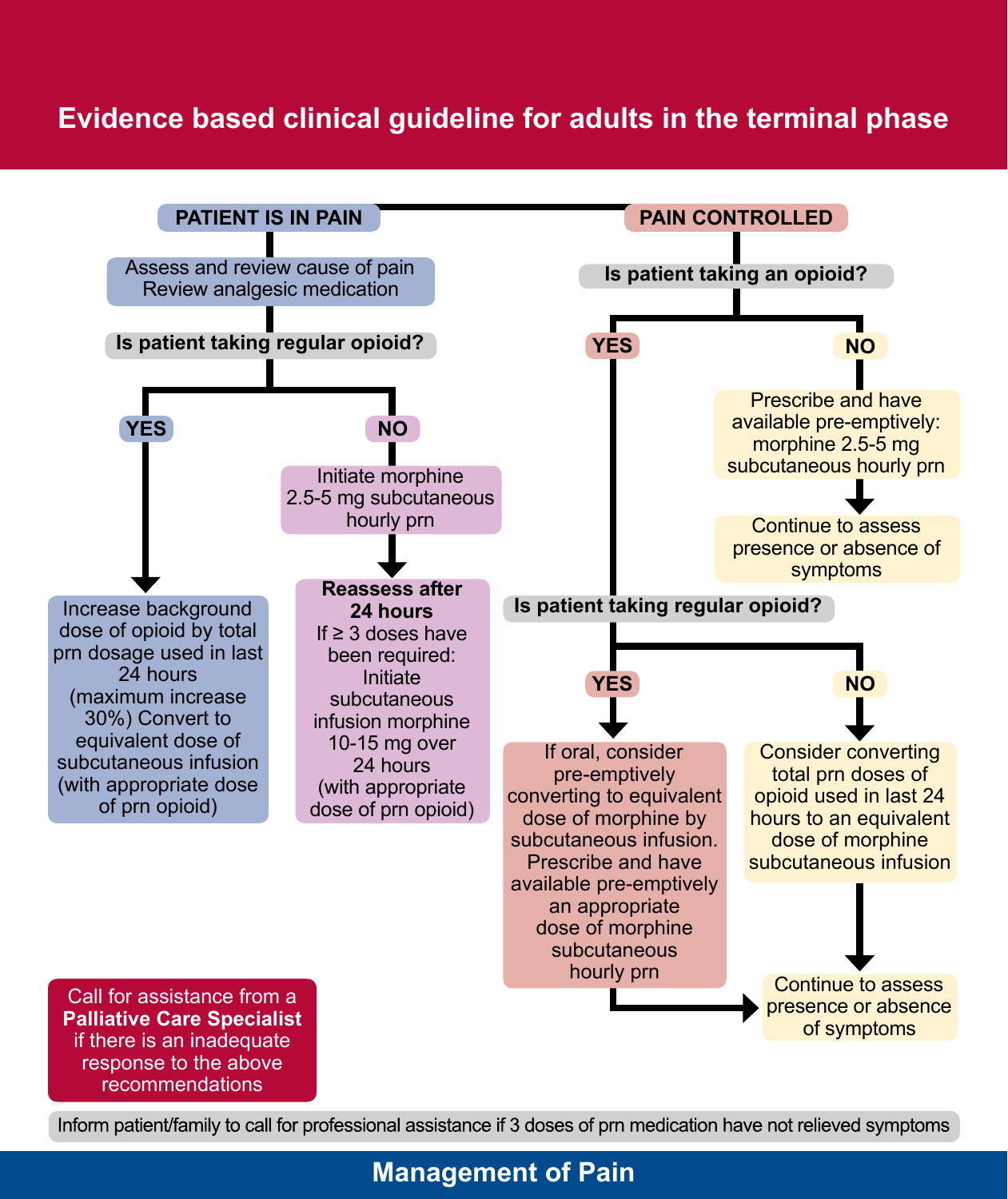# Evidence based clinical guideline for adults in the terminal phase

## Management of Pain

### PATIENT IS IN PAIN

**Assess and review cause of pain**
**Review analgesic medication**

**Is patient taking regular opioid?**

- **YES**
  - Increase background dose of opioid by total prn dosage used in last 24 hours (maximum increase 30%) Convert to equivalent dose of subcutaneous infusion (with appropriate dose of prn opioid)
- **NO**
  - Initiate morphine 2.5-5 mg subcutaneous hourly prn
  - **Reassess after 24 hours**
    If ≥ 3 doses have been required: Initiate subcutaneous infusion morphine 10-15 mg over 24 hours (with appropriate dose of prn opioid)

### PAIN CONTROLLED

**Is patient taking an opioid?**

- **YES**
  - **Is patient taking regular opioid?**
    - **YES**
      - If oral, consider pre-emptively converting to equivalent dose of morphine by subcutaneous infusion. Prescribe and have available pre-emptively an appropriate dose of morphine subcutaneous hourly prn
      - Continue to assess presence or absence of symptoms
    - **NO**
      - Consider converting total prn doses of opioid used in last 24 hours to an equivalent dose of morphine subcutaneous infusion
      - Continue to assess presence or absence of symptoms
- **NO**
  - Prescribe and have available pre-emptively: morphine 2.5-5 mg subcutaneous hourly prn
  - Continue to assess presence or absence of symptoms

Call for assistance from a **Palliative Care Specialist** if there is an inadequate response to the above recommendations

Inform patient/family to call for professional assistance if 3 doses of prn medication have not relieved symptoms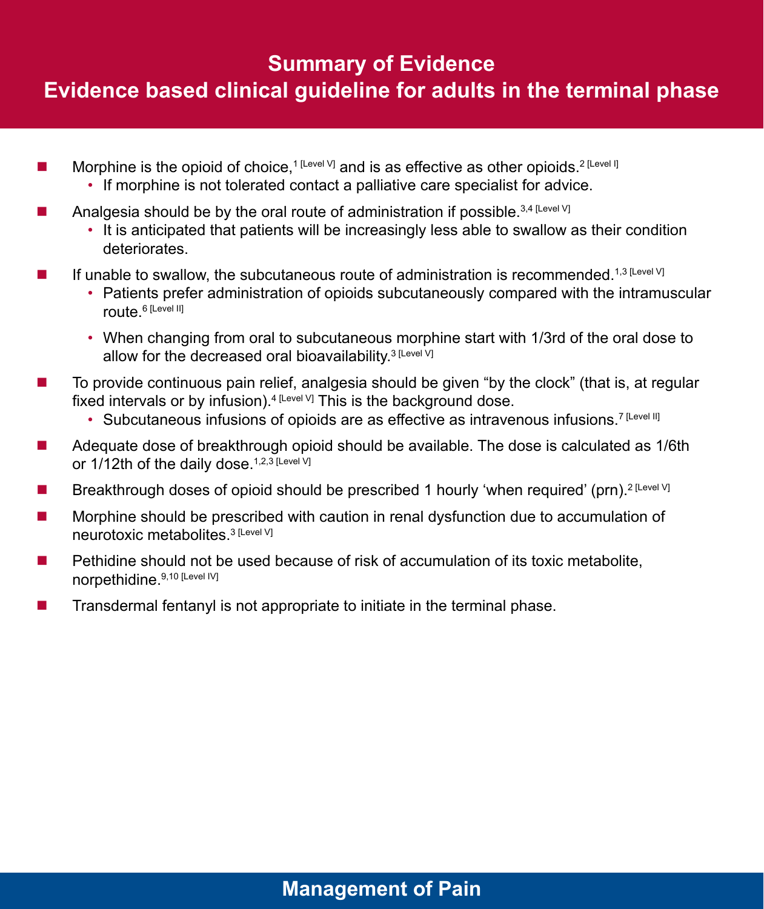# Summary of Evidence
## Evidence based clinical guideline for adults in the terminal phase

- Morphine is the opioid of choice,[1 [Level V]] and is as effective as other opioids.[2 [Level I]]
  - If morphine is not tolerated contact a palliative care specialist for advice.
- Analgesia should be by the oral route of administration if possible.[3,4 [Level V]]
  - It is anticipated that patients will be increasingly less able to swallow as their condition deteriorates.
- If unable to swallow, the subcutaneous route of administration is recommended.[1,3 [Level V]]
  - Patients prefer administration of opioids subcutaneously compared with the intramuscular route.[6 [Level II]]
  - When changing from oral to subcutaneous morphine start with 1/3rd of the oral dose to allow for the decreased oral bioavailability.[3 [Level V]]
- To provide continuous pain relief, analgesia should be given "by the clock" (that is, at regular fixed intervals or by infusion).[4 [Level V]] This is the background dose.
  - Subcutaneous infusions of opioids are as effective as intravenous infusions.[7 [Level II]]
- Adequate dose of breakthrough opioid should be available. The dose is calculated as 1/6th or 1/12th of the daily dose.[1,2,3 [Level V]]
- Breakthrough doses of opioid should be prescribed 1 hourly 'when required' (prn).[2 [Level V]]
- Morphine should be prescribed with caution in renal dysfunction due to accumulation of neurotoxic metabolites.[3 [Level V]]
- Pethidine should not be used because of risk of accumulation of its toxic metabolite, norpethidine.[9,10 [Level IV]]
- Transdermal fentanyl is not appropriate to initiate in the terminal phase.

**Management of Pain**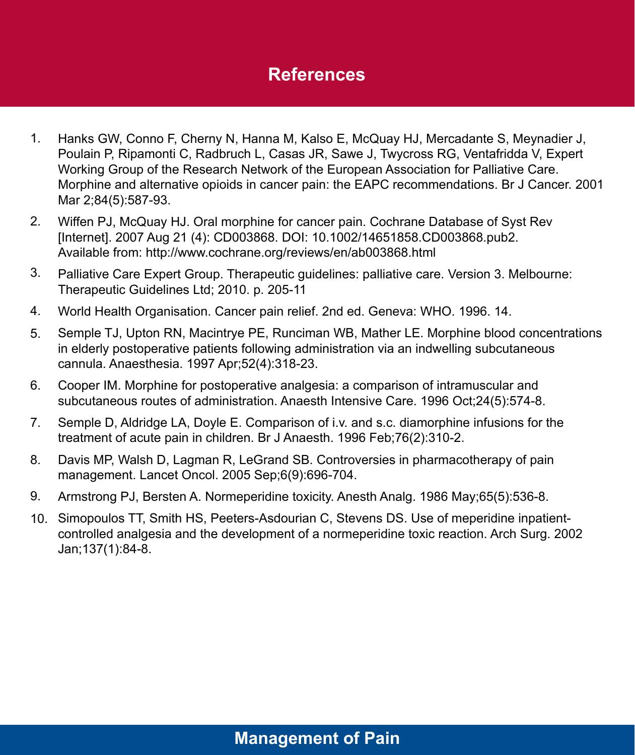# References

1. Hanks GW, Conno F, Cherny N, Hanna M, Kalso E, McQuay HJ, Mercadante S, Meynadier J, Poulain P, Ripamonti C, Radbruch L, Casas JR, Sawe J, Twycross RG, Ventafridda V, Expert Working Group of the Research Network of the European Association for Palliative Care. Morphine and alternative opioids in cancer pain: the EAPC recommendations. Br J Cancer. 2001 Mar 2;84(5):587-93.
2. Wiffen PJ, McQuay HJ. Oral morphine for cancer pain. Cochrane Database of Syst Rev [Internet]. 2007 Aug 21 (4): CD003868. DOI: 10.1002/14651858.CD003868.pub2. Available from: http://www.cochrane.org/reviews/en/ab003868.html
3. Palliative Care Expert Group. Therapeutic guidelines: palliative care. Version 3. Melbourne: Therapeutic Guidelines Ltd; 2010. p. 205-11
4. World Health Organisation. Cancer pain relief. 2nd ed. Geneva: WHO. 1996. 14.
5. Semple TJ, Upton RN, Macintrye PE, Runciman WB, Mather LE. Morphine blood concentrations in elderly postoperative patients following administration via an indwelling subcutaneous cannula. Anaesthesia. 1997 Apr;52(4):318-23.
6. Cooper IM. Morphine for postoperative analgesia: a comparison of intramuscular and subcutaneous routes of administration. Anaesth Intensive Care. 1996 Oct;24(5):574-8.
7. Semple D, Aldridge LA, Doyle E. Comparison of i.v. and s.c. diamorphine infusions for the treatment of acute pain in children. Br J Anaesth. 1996 Feb;76(2):310-2.
8. Davis MP, Walsh D, Lagman R, LeGrand SB. Controversies in pharmacotherapy of pain management. Lancet Oncol. 2005 Sep;6(9):696-704.
9. Armstrong PJ, Bersten A. Normeperidine toxicity. Anesth Analg. 1986 May;65(5):536-8.
10. Simopoulos TT, Smith HS, Peeters-Asdourian C, Stevens DS. Use of meperidine inpatient-controlled analgesia and the development of a normeperidine toxic reaction. Arch Surg. 2002 Jan;137(1):84-8.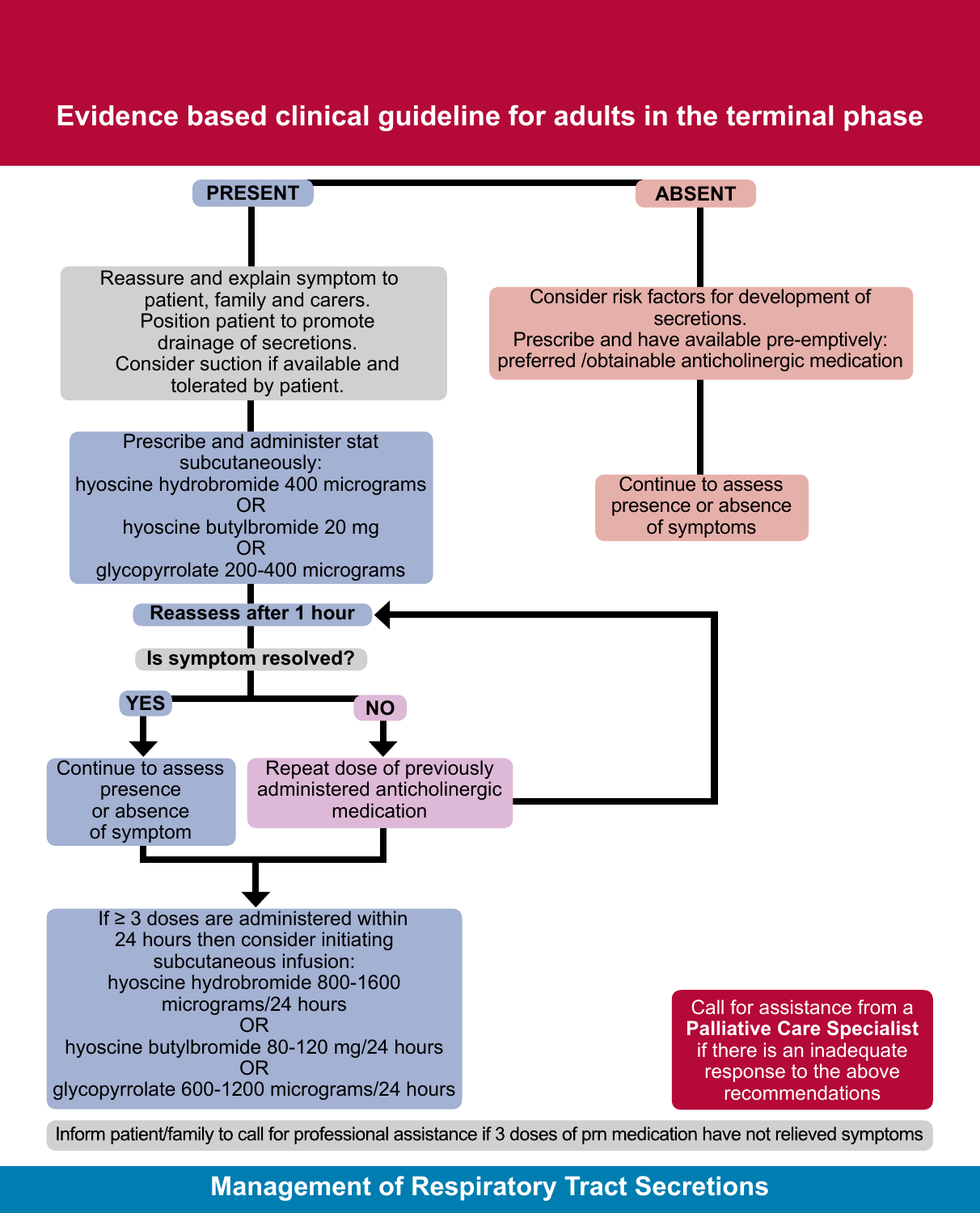# Evidence based clinical guideline for adults in the terminal phase

## Management of Respiratory Tract Secretions

**PRESENT**

- Reassure and explain symptom to patient, family and carers. Position patient to promote drainage of secretions. Consider suction if available and tolerated by patient.
- Prescribe and administer stat subcutaneously: hyoscine hydrobromide 400 micrograms OR hyoscine butylbromide 20 mg OR glycopyrrolate 200-400 micrograms
- **Reassess after 1 hour**
- **Is symptom resolved?**
  - **YES** → Continue to assess presence or absence of symptom
  - **NO** → Repeat dose of previously administered anticholinergic medication → (return to **Reassess after 1 hour**)
- If ≥ 3 doses are administered within 24 hours then consider initiating subcutaneous infusion: hyoscine hydrobromide 800-1600 micrograms/24 hours OR hyoscine butylbromide 80-120 mg/24 hours OR glycopyrrolate 600-1200 micrograms/24 hours

**ABSENT**

- Consider risk factors for development of secretions. Prescribe and have available pre-emptively: preferred /obtainable anticholinergic medication
- Continue to assess presence or absence of symptoms

Call for assistance from a **Palliative Care Specialist** if there is an inadequate response to the above recommendations

Inform patient/family to call for professional assistance if 3 doses of prn medication have not relieved symptoms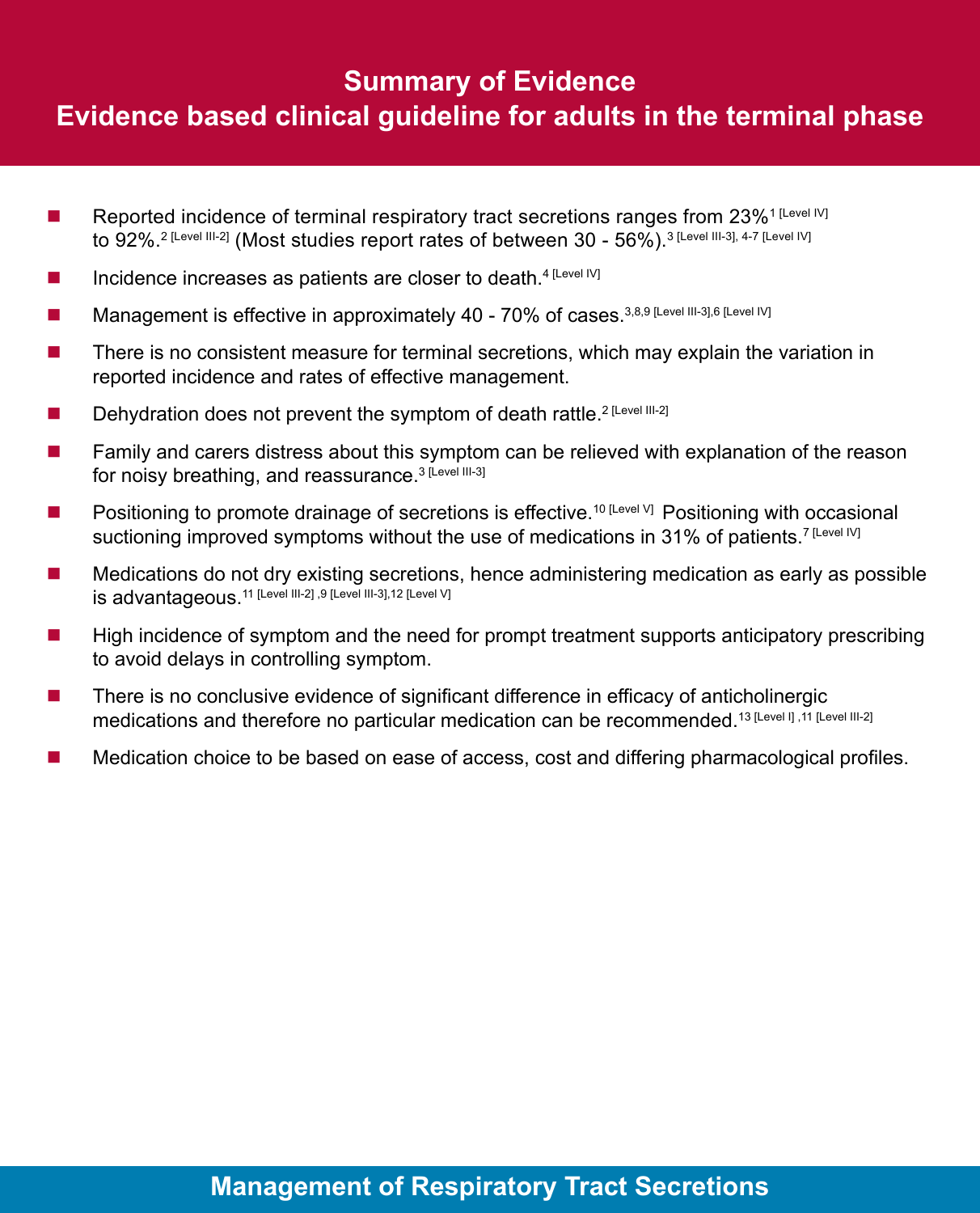# Summary of Evidence

## Evidence based clinical guideline for adults in the terminal phase

- Reported incidence of terminal respiratory tract secretions ranges from 23%[1 [Level IV]] to 92%.[2 [Level III-2]] (Most studies report rates of between 30 - 56%).[3 [Level III-3], 4-7 [Level IV]]
- Incidence increases as patients are closer to death.[4 [Level IV]]
- Management is effective in approximately 40 - 70% of cases.[3,8,9 [Level III-3],6 [Level IV]]
- There is no consistent measure for terminal secretions, which may explain the variation in reported incidence and rates of effective management.
- Dehydration does not prevent the symptom of death rattle.[2 [Level III-2]]
- Family and carers distress about this symptom can be relieved with explanation of the reason for noisy breathing, and reassurance.[3 [Level III-3]]
- Positioning to promote drainage of secretions is effective.[10 [Level V]] Positioning with occasional suctioning improved symptoms without the use of medications in 31% of patients.[7 [Level IV]]
- Medications do not dry existing secretions, hence administering medication as early as possible is advantageous.[11 [Level III-2] ,9 [Level III-3],12 [Level V]]
- High incidence of symptom and the need for prompt treatment supports anticipatory prescribing to avoid delays in controlling symptom.
- There is no conclusive evidence of significant difference in efficacy of anticholinergic medications and therefore no particular medication can be recommended.[13 [Level I] ,11 [Level III-2]]
- Medication choice to be based on ease of access, cost and differing pharmacological profiles.

## Management of Respiratory Tract Secretions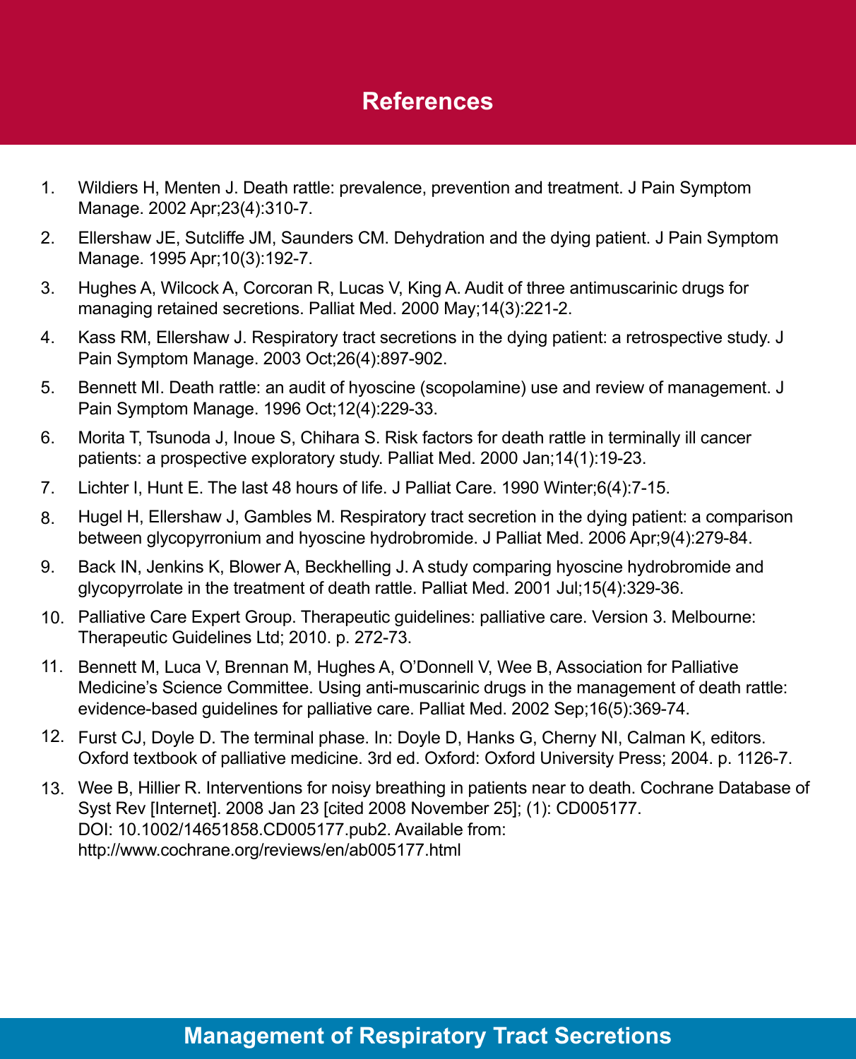# References

1. Wildiers H, Menten J. Death rattle: prevalence, prevention and treatment. J Pain Symptom Manage. 2002 Apr;23(4):310-7.
2. Ellershaw JE, Sutcliffe JM, Saunders CM. Dehydration and the dying patient. J Pain Symptom Manage. 1995 Apr;10(3):192-7.
3. Hughes A, Wilcock A, Corcoran R, Lucas V, King A. Audit of three antimuscarinic drugs for managing retained secretions. Palliat Med. 2000 May;14(3):221-2.
4. Kass RM, Ellershaw J. Respiratory tract secretions in the dying patient: a retrospective study. J Pain Symptom Manage. 2003 Oct;26(4):897-902.
5. Bennett MI. Death rattle: an audit of hyoscine (scopolamine) use and review of management. J Pain Symptom Manage. 1996 Oct;12(4):229-33.
6. Morita T, Tsunoda J, Inoue S, Chihara S. Risk factors for death rattle in terminally ill cancer patients: a prospective exploratory study. Palliat Med. 2000 Jan;14(1):19-23.
7. Lichter I, Hunt E. The last 48 hours of life. J Palliat Care. 1990 Winter;6(4):7-15.
8. Hugel H, Ellershaw J, Gambles M. Respiratory tract secretion in the dying patient: a comparison between glycopyrronium and hyoscine hydrobromide. J Palliat Med. 2006 Apr;9(4):279-84.
9. Back IN, Jenkins K, Blower A, Beckhelling J. A study comparing hyoscine hydrobromide and glycopyrrolate in the treatment of death rattle. Palliat Med. 2001 Jul;15(4):329-36.
10. Palliative Care Expert Group. Therapeutic guidelines: palliative care. Version 3. Melbourne: Therapeutic Guidelines Ltd; 2010. p. 272-73.
11. Bennett M, Luca V, Brennan M, Hughes A, O'Donnell V, Wee B, Association for Palliative Medicine's Science Committee. Using anti-muscarinic drugs in the management of death rattle: evidence-based guidelines for palliative care. Palliat Med. 2002 Sep;16(5):369-74.
12. Furst CJ, Doyle D. The terminal phase. In: Doyle D, Hanks G, Cherny NI, Calman K, editors. Oxford textbook of palliative medicine. 3rd ed. Oxford: Oxford University Press; 2004. p. 1126-7.
13. Wee B, Hillier R. Interventions for noisy breathing in patients near to death. Cochrane Database of Syst Rev [Internet]. 2008 Jan 23 [cited 2008 November 25]; (1): CD005177. DOI: 10.1002/14651858.CD005177.pub2. Available from: http://www.cochrane.org/reviews/en/ab005177.html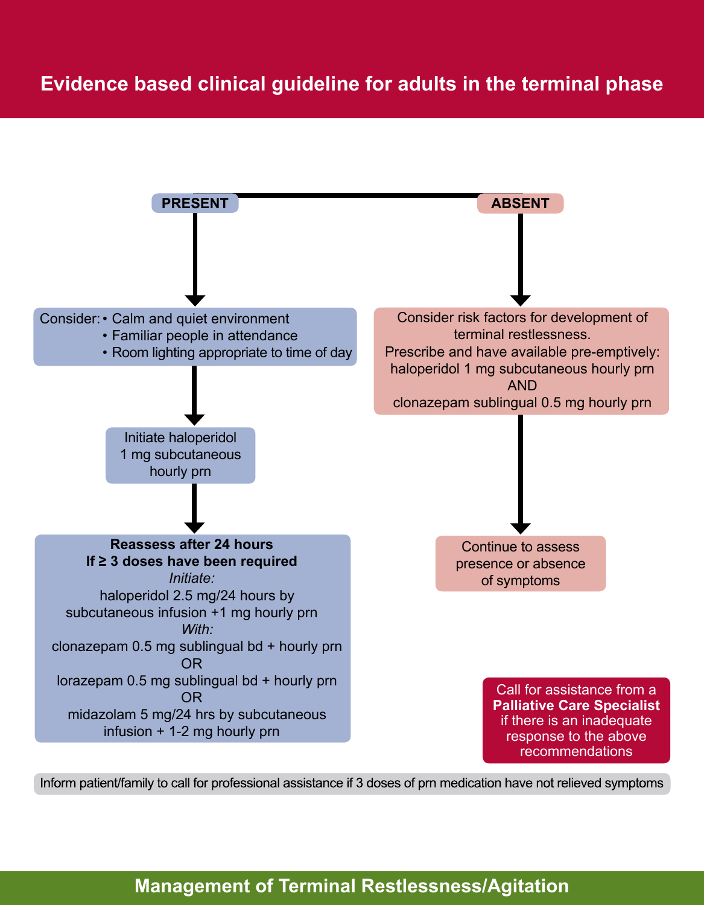# Evidence based clinical guideline for adults in the terminal phase

**PRESENT**

Consider:
- Calm and quiet environment
- Familiar people in attendance
- Room lighting appropriate to time of day

↓

Initiate haloperidol 1 mg subcutaneous hourly prn

↓

**Reassess after 24 hours**
**If ≥ 3 doses have been required**

*Initiate:*
haloperidol 2.5 mg/24 hours by subcutaneous infusion +1 mg hourly prn

*With:*
clonazepam 0.5 mg sublingual bd + hourly prn
OR
lorazepam 0.5 mg sublingual bd + hourly prn
OR
midazolam 5 mg/24 hrs by subcutaneous infusion + 1-2 mg hourly prn

**ABSENT**

Consider risk factors for development of terminal restlessness.
Prescribe and have available pre-emptively:
haloperidol 1 mg subcutaneous hourly prn
AND
clonazepam sublingual 0.5 mg hourly prn

↓

Continue to assess presence or absence of symptoms

Call for assistance from a **Palliative Care Specialist** if there is an inadequate response to the above recommendations

Inform patient/family to call for professional assistance if 3 doses of prn medication have not relieved symptoms

## Management of Terminal Restlessness/Agitation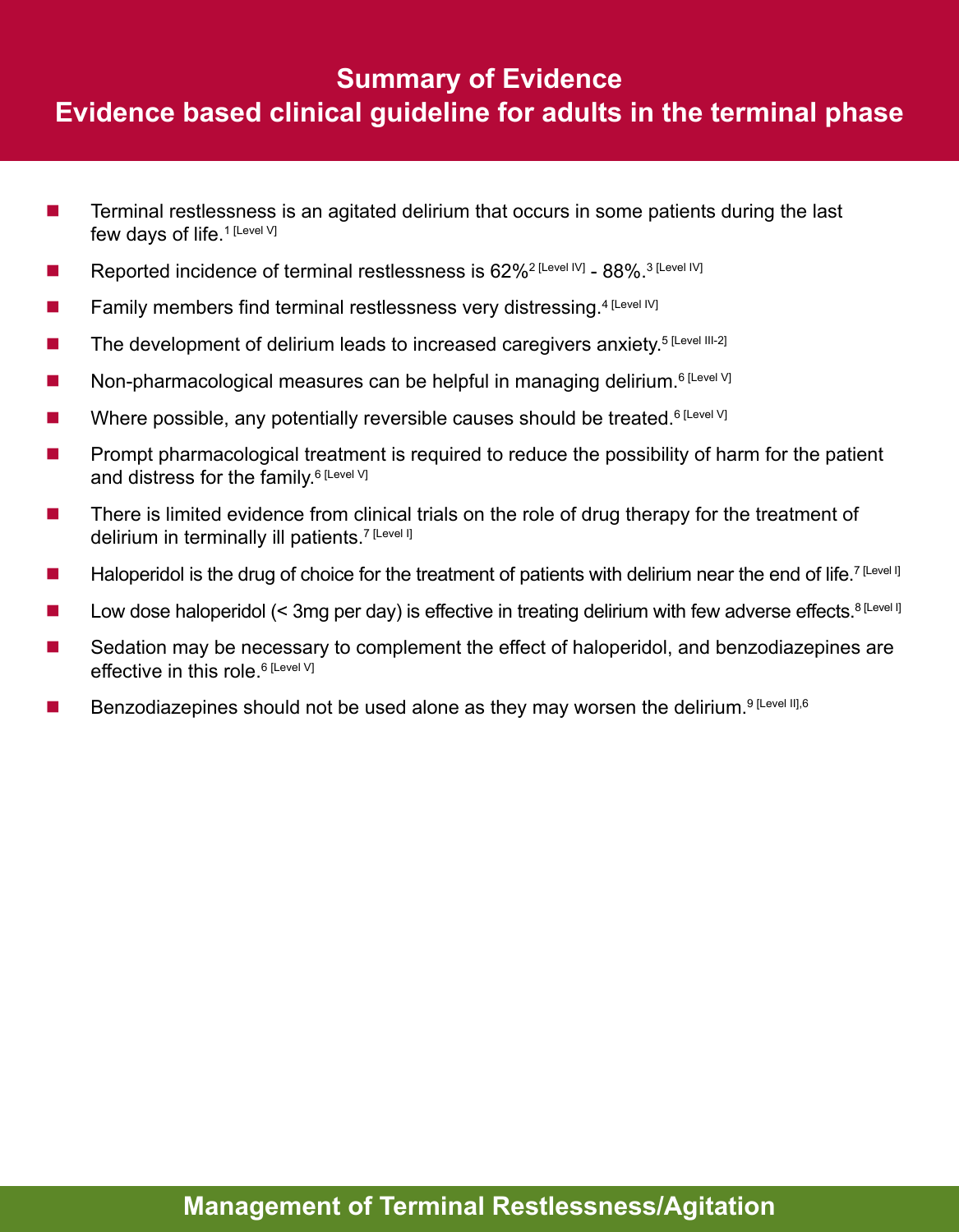# Summary of Evidence

## Evidence based clinical guideline for adults in the terminal phase

- Terminal restlessness is an agitated delirium that occurs in some patients during the last few days of life.[1] [Level V]
- Reported incidence of terminal restlessness is 62%[2] [Level IV] - 88%.[3] [Level IV]
- Family members find terminal restlessness very distressing.[4] [Level IV]
- The development of delirium leads to increased caregivers anxiety.[5] [Level III-2]
- Non-pharmacological measures can be helpful in managing delirium.[6] [Level V]
- Where possible, any potentially reversible causes should be treated.[6] [Level V]
- Prompt pharmacological treatment is required to reduce the possibility of harm for the patient and distress for the family.[6] [Level V]
- There is limited evidence from clinical trials on the role of drug therapy for the treatment of delirium in terminally ill patients.[7] [Level I]
- Haloperidol is the drug of choice for the treatment of patients with delirium near the end of life.[7] [Level I]
- Low dose haloperidol (< 3mg per day) is effective in treating delirium with few adverse effects.[8] [Level I]
- Sedation may be necessary to complement the effect of haloperidol, and benzodiazepines are effective in this role.[6] [Level V]
- Benzodiazepines should not be used alone as they may worsen the delirium.[9] [Level II],[6]

## Management of Terminal Restlessness/Agitation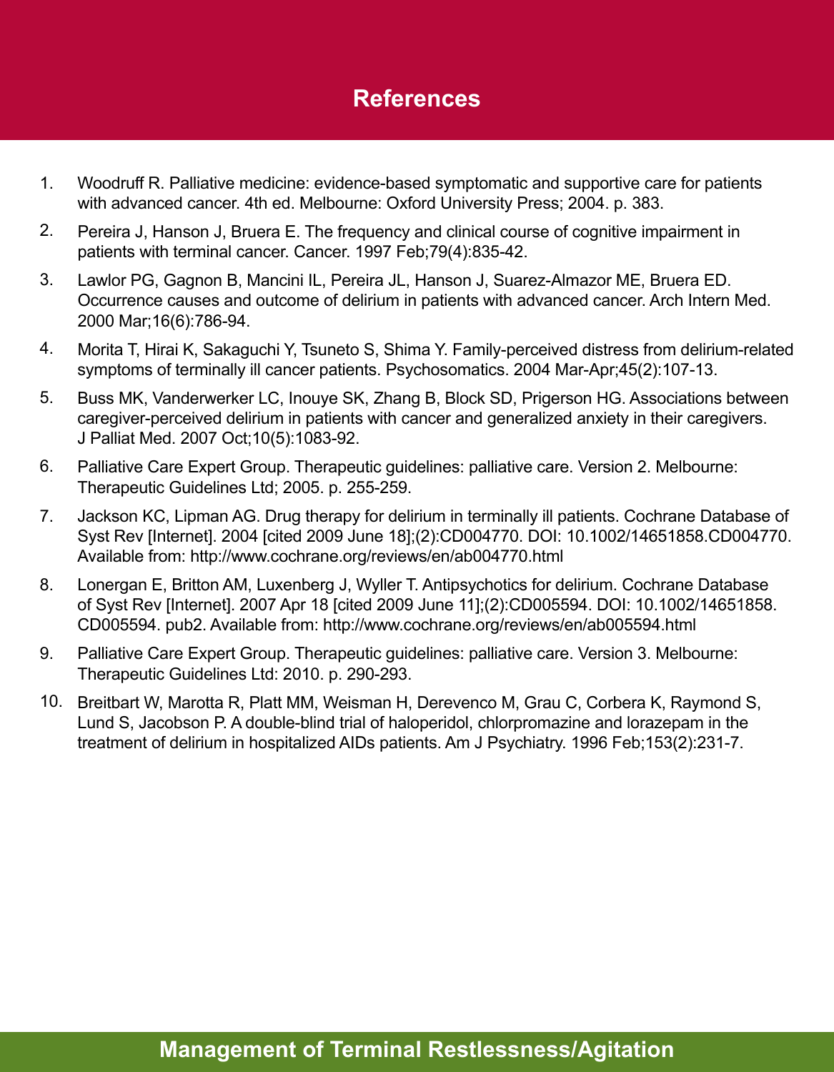# References

1. Woodruff R. Palliative medicine: evidence-based symptomatic and supportive care for patients with advanced cancer. 4th ed. Melbourne: Oxford University Press; 2004. p. 383.
2. Pereira J, Hanson J, Bruera E. The frequency and clinical course of cognitive impairment in patients with terminal cancer. Cancer. 1997 Feb;79(4):835-42.
3. Lawlor PG, Gagnon B, Mancini IL, Pereira JL, Hanson J, Suarez-Almazor ME, Bruera ED. Occurrence causes and outcome of delirium in patients with advanced cancer. Arch Intern Med. 2000 Mar;16(6):786-94.
4. Morita T, Hirai K, Sakaguchi Y, Tsuneto S, Shima Y. Family-perceived distress from delirium-related symptoms of terminally ill cancer patients. Psychosomatics. 2004 Mar-Apr;45(2):107-13.
5. Buss MK, Vanderwerker LC, Inouye SK, Zhang B, Block SD, Prigerson HG. Associations between caregiver-perceived delirium in patients with cancer and generalized anxiety in their caregivers. J Palliat Med. 2007 Oct;10(5):1083-92.
6. Palliative Care Expert Group. Therapeutic guidelines: palliative care. Version 2. Melbourne: Therapeutic Guidelines Ltd; 2005. p. 255-259.
7. Jackson KC, Lipman AG. Drug therapy for delirium in terminally ill patients. Cochrane Database of Syst Rev [Internet]. 2004 [cited 2009 June 18];(2):CD004770. DOI: 10.1002/14651858.CD004770. Available from: http://www.cochrane.org/reviews/en/ab004770.html
8. Lonergan E, Britton AM, Luxenberg J, Wyller T. Antipsychotics for delirium. Cochrane Database of Syst Rev [Internet]. 2007 Apr 18 [cited 2009 June 11];(2):CD005594. DOI: 10.1002/14651858. CD005594. pub2. Available from: http://www.cochrane.org/reviews/en/ab005594.html
9. Palliative Care Expert Group. Therapeutic guidelines: palliative care. Version 3. Melbourne: Therapeutic Guidelines Ltd: 2010. p. 290-293.
10. Breitbart W, Marotta R, Platt MM, Weisman H, Derevenco M, Grau C, Corbera K, Raymond S, Lund S, Jacobson P. A double-blind trial of haloperidol, chlorpromazine and lorazepam in the treatment of delirium in hospitalized AIDs patients. Am J Psychiatry. 1996 Feb;153(2):231-7.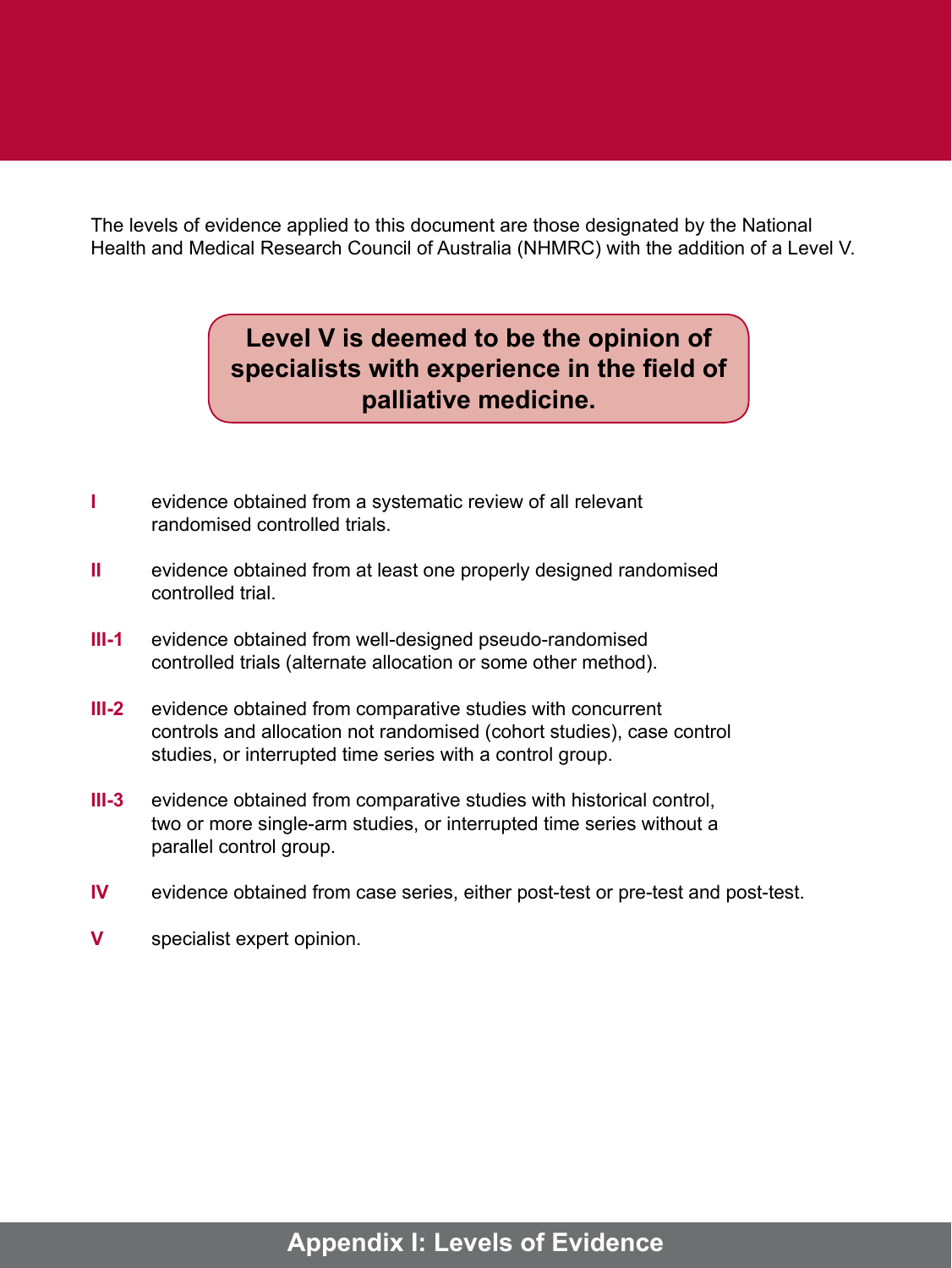# Appendix I: Levels of Evidence

The levels of evidence applied to this document are those designated by the National Health and Medical Research Council of Australia (NHMRC) with the addition of a Level V.

**Level V is deemed to be the opinion of specialists with experience in the field of palliative medicine.**

- **I** evidence obtained from a systematic review of all relevant randomised controlled trials.
- **II** evidence obtained from at least one properly designed randomised controlled trial.
- **III-1** evidence obtained from well-designed pseudo-randomised controlled trials (alternate allocation or some other method).
- **III-2** evidence obtained from comparative studies with concurrent controls and allocation not randomised (cohort studies), case control studies, or interrupted time series with a control group.
- **III-3** evidence obtained from comparative studies with historical control, two or more single-arm studies, or interrupted time series without a parallel control group.
- **IV** evidence obtained from case series, either post-test or pre-test and post-test.
- **V** specialist expert opinion.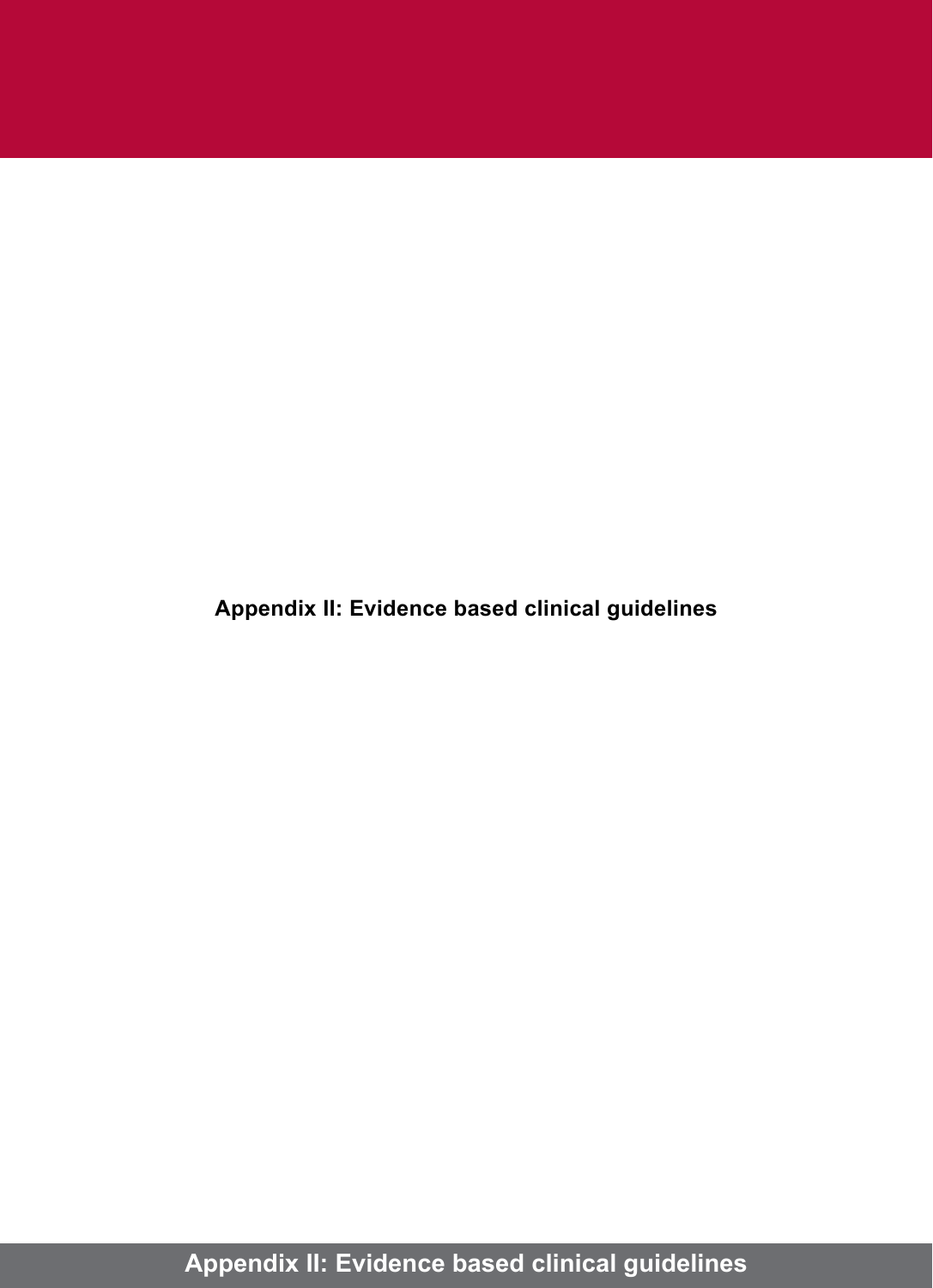# Appendix II: Evidence based clinical guidelines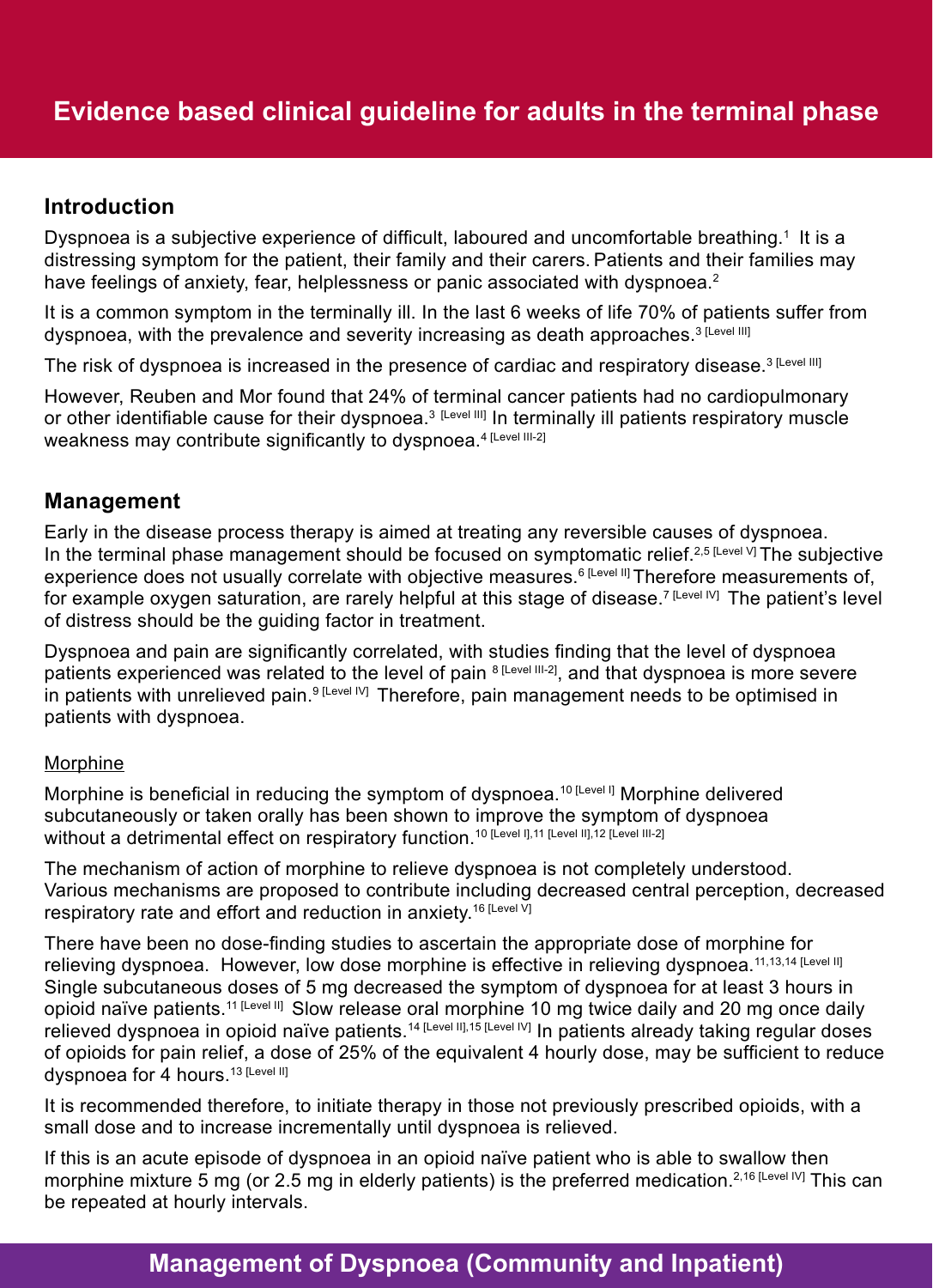# Evidence based clinical guideline for adults in the terminal phase

## Introduction

Dyspnoea is a subjective experience of difficult, laboured and uncomfortable breathing.[1] It is a distressing symptom for the patient, their family and their carers. Patients and their families may have feelings of anxiety, fear, helplessness or panic associated with dyspnoea.[2]

It is a common symptom in the terminally ill. In the last 6 weeks of life 70% of patients suffer from dyspnoea, with the prevalence and severity increasing as death approaches.[3 [Level III]]

The risk of dyspnoea is increased in the presence of cardiac and respiratory disease.[3 [Level III]]

However, Reuben and Mor found that 24% of terminal cancer patients had no cardiopulmonary or other identifiable cause for their dyspnoea.[3 [Level III]] In terminally ill patients respiratory muscle weakness may contribute significantly to dyspnoea.[4 [Level III-2]]

## Management

Early in the disease process therapy is aimed at treating any reversible causes of dyspnoea. In the terminal phase management should be focused on symptomatic relief.[2,5 [Level V]] The subjective experience does not usually correlate with objective measures.[6 [Level II]] Therefore measurements of, for example oxygen saturation, are rarely helpful at this stage of disease.[7 [Level IV]] The patient's level of distress should be the guiding factor in treatment.

Dyspnoea and pain are significantly correlated, with studies finding that the level of dyspnoea patients experienced was related to the level of pain [8 [Level III-2]], and that dyspnoea is more severe in patients with unrelieved pain.[9 [Level IV]] Therefore, pain management needs to be optimised in patients with dyspnoea.

### Morphine

Morphine is beneficial in reducing the symptom of dyspnoea.[10 [Level I]] Morphine delivered subcutaneously or taken orally has been shown to improve the symptom of dyspnoea without a detrimental effect on respiratory function.[10 [Level I],11 [Level II],12 [Level III-2]]

The mechanism of action of morphine to relieve dyspnoea is not completely understood. Various mechanisms are proposed to contribute including decreased central perception, decreased respiratory rate and effort and reduction in anxiety.[16 [Level V]]

There have been no dose-finding studies to ascertain the appropriate dose of morphine for relieving dyspnoea. However, low dose morphine is effective in relieving dyspnoea.[11,13,14 [Level II]] Single subcutaneous doses of 5 mg decreased the symptom of dyspnoea for at least 3 hours in opioid naïve patients.[11 [Level II]] Slow release oral morphine 10 mg twice daily and 20 mg once daily relieved dyspnoea in opioid naïve patients.[14 [Level II],15 [Level IV]] In patients already taking regular doses of opioids for pain relief, a dose of 25% of the equivalent 4 hourly dose, may be sufficient to reduce dyspnoea for 4 hours.[13 [Level II]]

It is recommended therefore, to initiate therapy in those not previously prescribed opioids, with a small dose and to increase incrementally until dyspnoea is relieved.

If this is an acute episode of dyspnoea in an opioid naïve patient who is able to swallow then morphine mixture 5 mg (or 2.5 mg in elderly patients) is the preferred medication.[2,16 [Level IV]] This can be repeated at hourly intervals.

## Management of Dyspnoea (Community and Inpatient)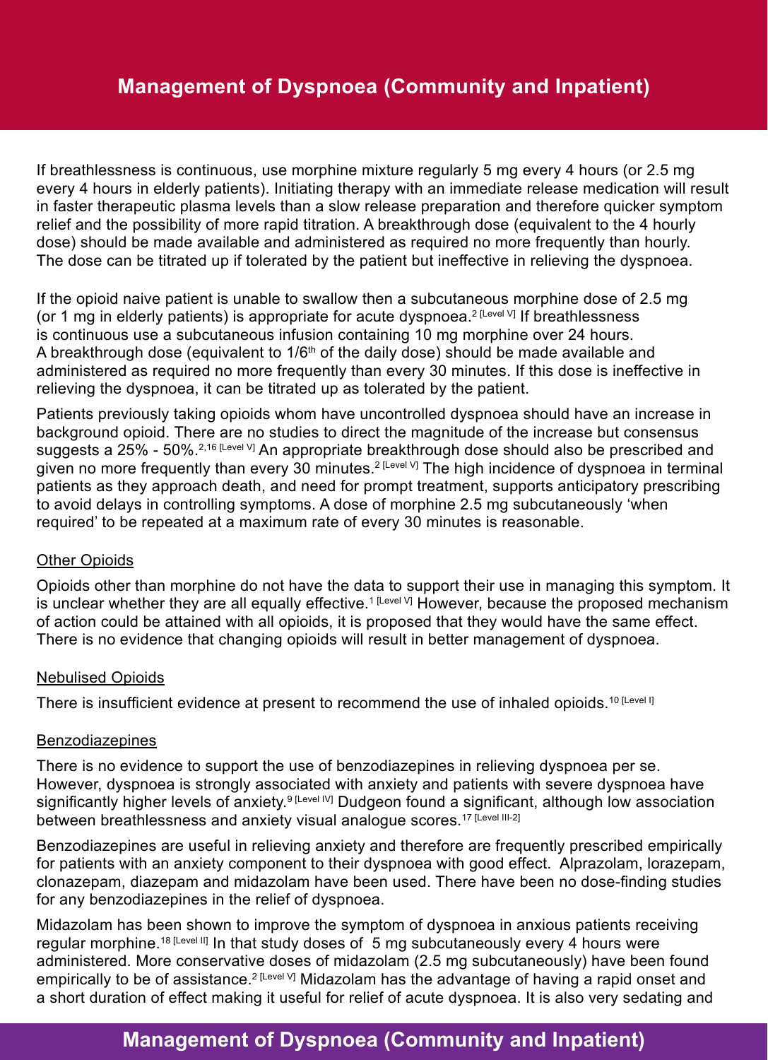If breathlessness is continuous, use morphine mixture regularly 5 mg every 4 hours (or 2.5 mg every 4 hours in elderly patients). Initiating therapy with an immediate release medication will result in faster therapeutic plasma levels than a slow release preparation and therefore quicker symptom relief and the possibility of more rapid titration. A breakthrough dose (equivalent to the 4 hourly dose) should be made available and administered as required no more frequently than hourly. The dose can be titrated up if tolerated by the patient but ineffective in relieving the dyspnoea.

If the opioid naive patient is unable to swallow then a subcutaneous morphine dose of 2.5 mg (or 1 mg in elderly patients) is appropriate for acute dyspnoea.[2 [Level V]] If breathlessness is continuous use a subcutaneous infusion containing 10 mg morphine over 24 hours. A breakthrough dose (equivalent to 1/6th of the daily dose) should be made available and administered as required no more frequently than every 30 minutes. If this dose is ineffective in relieving the dyspnoea, it can be titrated up as tolerated by the patient.

Patients previously taking opioids whom have uncontrolled dyspnoea should have an increase in background opioid. There are no studies to direct the magnitude of the increase but consensus suggests a 25% - 50%.[2,16 [Level V]] An appropriate breakthrough dose should also be prescribed and given no more frequently than every 30 minutes.[2 [Level V]] The high incidence of dyspnoea in terminal patients as they approach death, and need for prompt treatment, supports anticipatory prescribing to avoid delays in controlling symptoms. A dose of morphine 2.5 mg subcutaneously 'when required' to be repeated at a maximum rate of every 30 minutes is reasonable.

### Other Opioids

Opioids other than morphine do not have the data to support their use in managing this symptom. It is unclear whether they are all equally effective.[1 [Level V]] However, because the proposed mechanism of action could be attained with all opioids, it is proposed that they would have the same effect. There is no evidence that changing opioids will result in better management of dyspnoea.

### Nebulised Opioids

There is insufficient evidence at present to recommend the use of inhaled opioids.[10 [Level I]]

### Benzodiazepines

There is no evidence to support the use of benzodiazepines in relieving dyspnoea per se. However, dyspnoea is strongly associated with anxiety and patients with severe dyspnoea have significantly higher levels of anxiety.[9 [Level IV]] Dudgeon found a significant, although low association between breathlessness and anxiety visual analogue scores.[17 [Level III-2]]

Benzodiazepines are useful in relieving anxiety and therefore are frequently prescribed empirically for patients with an anxiety component to their dyspnoea with good effect. Alprazolam, lorazepam, clonazepam, diazepam and midazolam have been used. There have been no dose-finding studies for any benzodiazepines in the relief of dyspnoea.

Midazolam has been shown to improve the symptom of dyspnoea in anxious patients receiving regular morphine.[18 [Level II]] In that study doses of 5 mg subcutaneously every 4 hours were administered. More conservative doses of midazolam (2.5 mg subcutaneously) have been found empirically to be of assistance.[2 [Level V]] Midazolam has the advantage of having a rapid onset and a short duration of effect making it useful for relief of acute dyspnoea. It is also very sedating and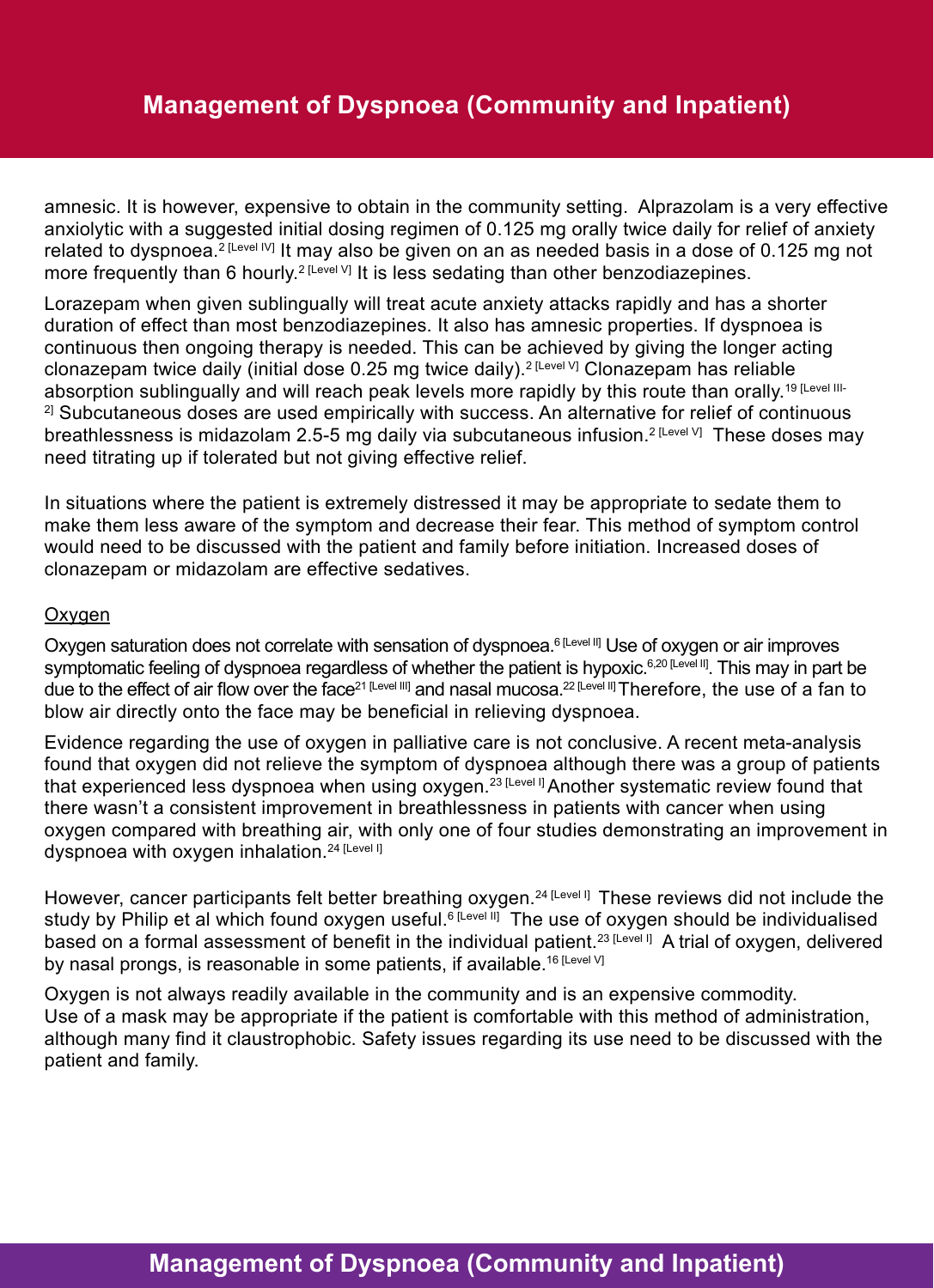amnesic. It is however, expensive to obtain in the community setting. Alprazolam is a very effective anxiolytic with a suggested initial dosing regimen of 0.125 mg orally twice daily for relief of anxiety related to dyspnoea.[2 [Level IV]] It may also be given on an as needed basis in a dose of 0.125 mg not more frequently than 6 hourly.[2 [Level V]] It is less sedating than other benzodiazepines.

Lorazepam when given sublingually will treat acute anxiety attacks rapidly and has a shorter duration of effect than most benzodiazepines. It also has amnesic properties. If dyspnoea is continuous then ongoing therapy is needed. This can be achieved by giving the longer acting clonazepam twice daily (initial dose 0.25 mg twice daily).[2 [Level V]] Clonazepam has reliable absorption sublingually and will reach peak levels more rapidly by this route than orally.[19 [Level III-2]] Subcutaneous doses are used empirically with success. An alternative for relief of continuous breathlessness is midazolam 2.5-5 mg daily via subcutaneous infusion.[2 [Level V]] These doses may need titrating up if tolerated but not giving effective relief.

In situations where the patient is extremely distressed it may be appropriate to sedate them to make them less aware of the symptom and decrease their fear. This method of symptom control would need to be discussed with the patient and family before initiation. Increased doses of clonazepam or midazolam are effective sedatives.

## Oxygen

Oxygen saturation does not correlate with sensation of dyspnoea.[6 [Level II]] Use of oxygen or air improves symptomatic feeling of dyspnoea regardless of whether the patient is hypoxic.[6,20 [Level II]]. This may in part be due to the effect of air flow over the face[21 [Level III]] and nasal mucosa.[22 [Level II]] Therefore, the use of a fan to blow air directly onto the face may be beneficial in relieving dyspnoea.

Evidence regarding the use of oxygen in palliative care is not conclusive. A recent meta-analysis found that oxygen did not relieve the symptom of dyspnoea although there was a group of patients that experienced less dyspnoea when using oxygen.[23 [Level I]] Another systematic review found that there wasn't a consistent improvement in breathlessness in patients with cancer when using oxygen compared with breathing air, with only one of four studies demonstrating an improvement in dyspnoea with oxygen inhalation.[24 [Level I]]

However, cancer participants felt better breathing oxygen.[24 [Level I]] These reviews did not include the study by Philip et al which found oxygen useful.[6 [Level II]] The use of oxygen should be individualised based on a formal assessment of benefit in the individual patient.[23 [Level I]] A trial of oxygen, delivered by nasal prongs, is reasonable in some patients, if available.[16 [Level V]]

Oxygen is not always readily available in the community and is an expensive commodity. Use of a mask may be appropriate if the patient is comfortable with this method of administration, although many find it claustrophobic. Safety issues regarding its use need to be discussed with the patient and family.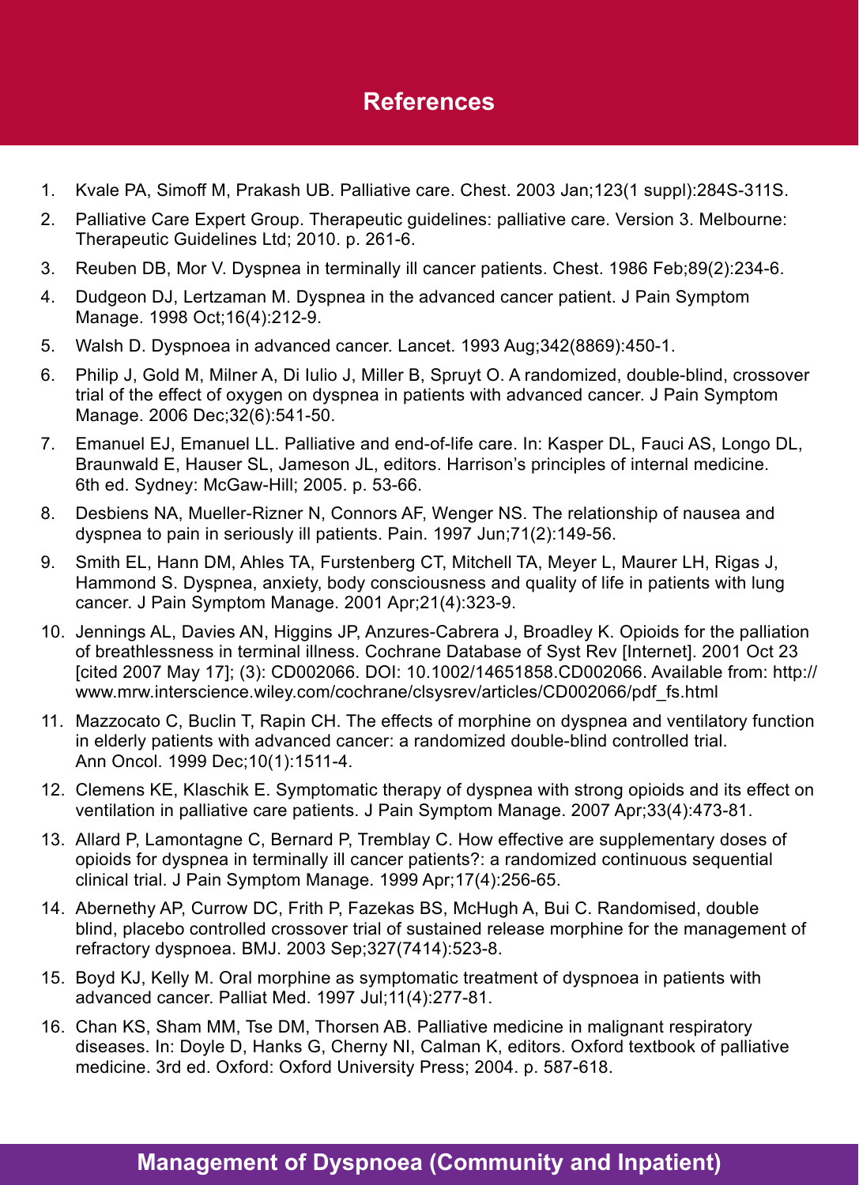## References

1. Kvale PA, Simoff M, Prakash UB. Palliative care. Chest. 2003 Jan;123(1 suppl):284S-311S.
2. Palliative Care Expert Group. Therapeutic guidelines: palliative care. Version 3. Melbourne: Therapeutic Guidelines Ltd; 2010. p. 261-6.
3. Reuben DB, Mor V. Dyspnea in terminally ill cancer patients. Chest. 1986 Feb;89(2):234-6.
4. Dudgeon DJ, Lertzaman M. Dyspnea in the advanced cancer patient. J Pain Symptom Manage. 1998 Oct;16(4):212-9.
5. Walsh D. Dyspnoea in advanced cancer. Lancet. 1993 Aug;342(8869):450-1.
6. Philip J, Gold M, Milner A, Di Iulio J, Miller B, Spruyt O. A randomized, double-blind, crossover trial of the effect of oxygen on dyspnea in patients with advanced cancer. J Pain Symptom Manage. 2006 Dec;32(6):541-50.
7. Emanuel EJ, Emanuel LL. Palliative and end-of-life care. In: Kasper DL, Fauci AS, Longo DL, Braunwald E, Hauser SL, Jameson JL, editors. Harrison's principles of internal medicine. 6th ed. Sydney: McGaw-Hill; 2005. p. 53-66.
8. Desbiens NA, Mueller-Rizner N, Connors AF, Wenger NS. The relationship of nausea and dyspnea to pain in seriously ill patients. Pain. 1997 Jun;71(2):149-56.
9. Smith EL, Hann DM, Ahles TA, Furstenberg CT, Mitchell TA, Meyer L, Maurer LH, Rigas J, Hammond S. Dyspnea, anxiety, body consciousness and quality of life in patients with lung cancer. J Pain Symptom Manage. 2001 Apr;21(4):323-9.
10. Jennings AL, Davies AN, Higgins JP, Anzures-Cabrera J, Broadley K. Opioids for the palliation of breathlessness in terminal illness. Cochrane Database of Syst Rev [Internet]. 2001 Oct 23 [cited 2007 May 17]; (3): CD002066. DOI: 10.1002/14651858.CD002066. Available from: http://www.mrw.interscience.wiley.com/cochrane/clsysrev/articles/CD002066/pdf_fs.html
11. Mazzocato C, Buclin T, Rapin CH. The effects of morphine on dyspnea and ventilatory function in elderly patients with advanced cancer: a randomized double-blind controlled trial. Ann Oncol. 1999 Dec;10(1):1511-4.
12. Clemens KE, Klaschik E. Symptomatic therapy of dyspnea with strong opioids and its effect on ventilation in palliative care patients. J Pain Symptom Manage. 2007 Apr;33(4):473-81.
13. Allard P, Lamontagne C, Bernard P, Tremblay C. How effective are supplementary doses of opioids for dyspnea in terminally ill cancer patients?: a randomized continuous sequential clinical trial. J Pain Symptom Manage. 1999 Apr;17(4):256-65.
14. Abernethy AP, Currow DC, Frith P, Fazekas BS, McHugh A, Bui C. Randomised, double blind, placebo controlled crossover trial of sustained release morphine for the management of refractory dyspnoea. BMJ. 2003 Sep;327(7414):523-8.
15. Boyd KJ, Kelly M. Oral morphine as symptomatic treatment of dyspnoea in patients with advanced cancer. Palliat Med. 1997 Jul;11(4):277-81.
16. Chan KS, Sham MM, Tse DM, Thorsen AB. Palliative medicine in malignant respiratory diseases. In: Doyle D, Hanks G, Cherny NI, Calman K, editors. Oxford textbook of palliative medicine. 3rd ed. Oxford: Oxford University Press; 2004. p. 587-618.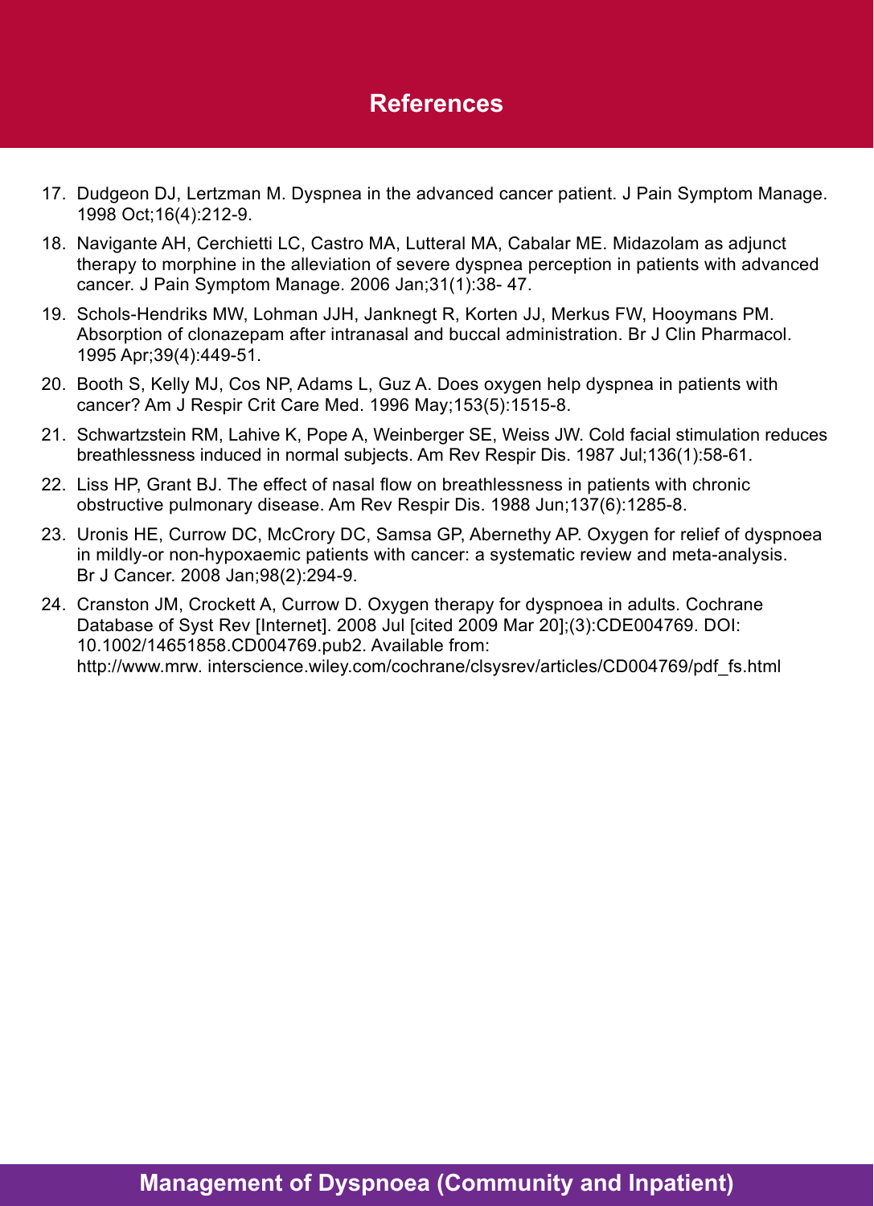## References

17. Dudgeon DJ, Lertzman M. Dyspnea in the advanced cancer patient. J Pain Symptom Manage. 1998 Oct;16(4):212-9.
18. Navigante AH, Cerchietti LC, Castro MA, Lutteral MA, Cabalar ME. Midazolam as adjunct therapy to morphine in the alleviation of severe dyspnea perception in patients with advanced cancer. J Pain Symptom Manage. 2006 Jan;31(1):38- 47.
19. Schols-Hendriks MW, Lohman JJH, Janknegt R, Korten JJ, Merkus FW, Hooymans PM. Absorption of clonazepam after intranasal and buccal administration. Br J Clin Pharmacol. 1995 Apr;39(4):449-51.
20. Booth S, Kelly MJ, Cos NP, Adams L, Guz A. Does oxygen help dyspnea in patients with cancer? Am J Respir Crit Care Med. 1996 May;153(5):1515-8.
21. Schwartzstein RM, Lahive K, Pope A, Weinberger SE, Weiss JW. Cold facial stimulation reduces breathlessness induced in normal subjects. Am Rev Respir Dis. 1987 Jul;136(1):58-61.
22. Liss HP, Grant BJ. The effect of nasal flow on breathlessness in patients with chronic obstructive pulmonary disease. Am Rev Respir Dis. 1988 Jun;137(6):1285-8.
23. Uronis HE, Currow DC, McCrory DC, Samsa GP, Abernethy AP. Oxygen for relief of dyspnoea in mildly-or non-hypoxaemic patients with cancer: a systematic review and meta-analysis. Br J Cancer. 2008 Jan;98(2):294-9.
24. Cranston JM, Crockett A, Currow D. Oxygen therapy for dyspnoea in adults. Cochrane Database of Syst Rev [Internet]. 2008 Jul [cited 2009 Mar 20];(3):CDE004769. DOI: 10.1002/14651858.CD004769.pub2. Available from: http://www.mrw. interscience.wiley.com/cochrane/clsysrev/articles/CD004769/pdf_fs.html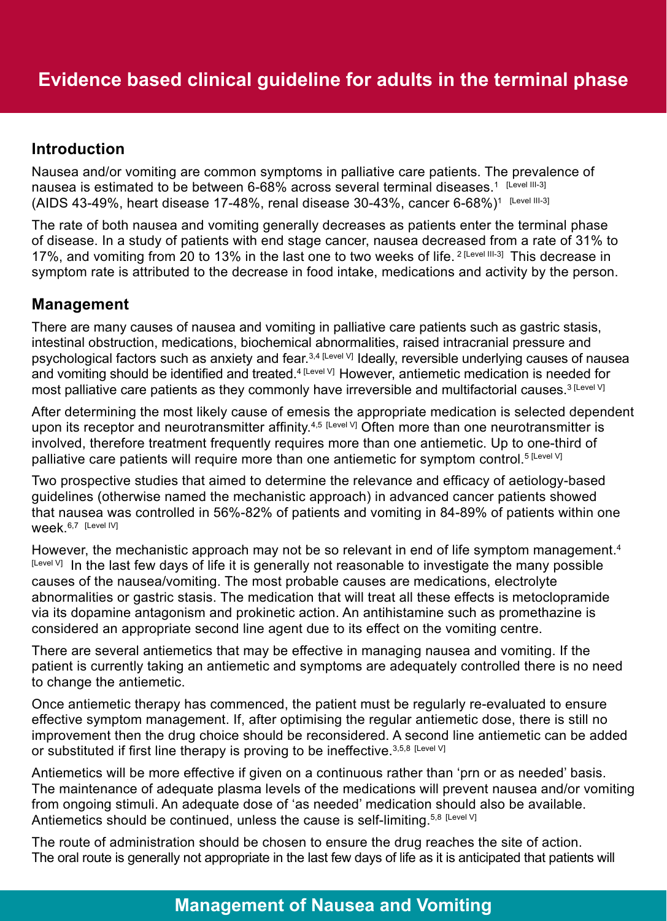# Evidence based clinical guideline for adults in the terminal phase

## Introduction

Nausea and/or vomiting are common symptoms in palliative care patients. The prevalence of nausea is estimated to be between 6-68% across several terminal diseases.[1] [Level III-3] (AIDS 43-49%, heart disease 17-48%, renal disease 30-43%, cancer 6-68%)[1] [Level III-3]

The rate of both nausea and vomiting generally decreases as patients enter the terminal phase of disease. In a study of patients with end stage cancer, nausea decreased from a rate of 31% to 17%, and vomiting from 20 to 13% in the last one to two weeks of life.[2] [Level III-3] This decrease in symptom rate is attributed to the decrease in food intake, medications and activity by the person.

## Management

There are many causes of nausea and vomiting in palliative care patients such as gastric stasis, intestinal obstruction, medications, biochemical abnormalities, raised intracranial pressure and psychological factors such as anxiety and fear.[3,4] [Level V] Ideally, reversible underlying causes of nausea and vomiting should be identified and treated.[4] [Level V] However, antiemetic medication is needed for most palliative care patients as they commonly have irreversible and multifactorial causes.[3] [Level V]

After determining the most likely cause of emesis the appropriate medication is selected dependent upon its receptor and neurotransmitter affinity.[4,5] [Level V] Often more than one neurotransmitter is involved, therefore treatment frequently requires more than one antiemetic. Up to one-third of palliative care patients will require more than one antiemetic for symptom control.[5] [Level V]

Two prospective studies that aimed to determine the relevance and efficacy of aetiology-based guidelines (otherwise named the mechanistic approach) in advanced cancer patients showed that nausea was controlled in 56%-82% of patients and vomiting in 84-89% of patients within one week.[6,7] [Level IV]

However, the mechanistic approach may not be so relevant in end of life symptom management.[4] [Level V] In the last few days of life it is generally not reasonable to investigate the many possible causes of the nausea/vomiting. The most probable causes are medications, electrolyte abnormalities or gastric stasis. The medication that will treat all these effects is metoclopramide via its dopamine antagonism and prokinetic action. An antihistamine such as promethazine is considered an appropriate second line agent due to its effect on the vomiting centre.

There are several antiemetics that may be effective in managing nausea and vomiting. If the patient is currently taking an antiemetic and symptoms are adequately controlled there is no need to change the antiemetic.

Once antiemetic therapy has commenced, the patient must be regularly re-evaluated to ensure effective symptom management. If, after optimising the regular antiemetic dose, there is still no improvement then the drug choice should be reconsidered. A second line antiemetic can be added or substituted if first line therapy is proving to be ineffective.[3,5,8] [Level V]

Antiemetics will be more effective if given on a continuous rather than 'prn or as needed' basis. The maintenance of adequate plasma levels of the medications will prevent nausea and/or vomiting from ongoing stimuli. An adequate dose of 'as needed' medication should also be available. Antiemetics should be continued, unless the cause is self-limiting.[5,8] [Level V]

The route of administration should be chosen to ensure the drug reaches the site of action. The oral route is generally not appropriate in the last few days of life as it is anticipated that patients will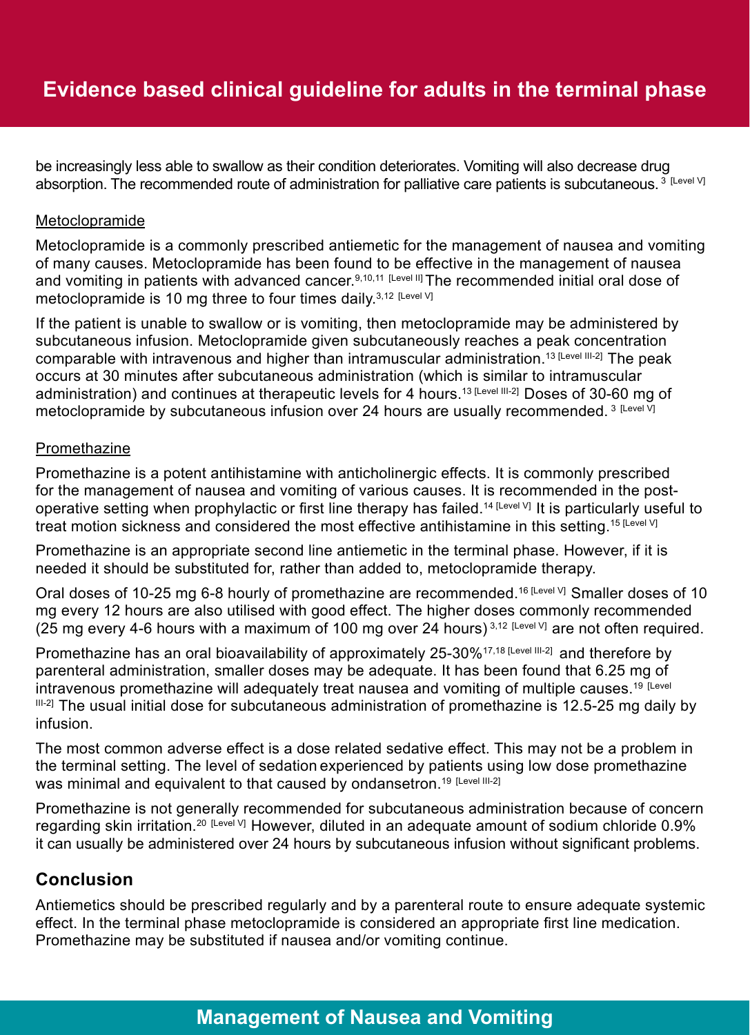be increasingly less able to swallow as their condition deteriorates. Vomiting will also decrease drug absorption. The recommended route of administration for palliative care patients is subcutaneous.[3 Level V]

### Metoclopramide

Metoclopramide is a commonly prescribed antiemetic for the management of nausea and vomiting of many causes. Metoclopramide has been found to be effective in the management of nausea and vomiting in patients with advanced cancer.[9,10,11 Level II] The recommended initial oral dose of metoclopramide is 10 mg three to four times daily.[3,12 Level V]

If the patient is unable to swallow or is vomiting, then metoclopramide may be administered by subcutaneous infusion. Metoclopramide given subcutaneously reaches a peak concentration comparable with intravenous and higher than intramuscular administration.[13 Level III-2] The peak occurs at 30 minutes after subcutaneous administration (which is similar to intramuscular administration) and continues at therapeutic levels for 4 hours.[13 Level III-2] Doses of 30-60 mg of metoclopramide by subcutaneous infusion over 24 hours are usually recommended.[3 Level V]

### Promethazine

Promethazine is a potent antihistamine with anticholinergic effects. It is commonly prescribed for the management of nausea and vomiting of various causes. It is recommended in the post-operative setting when prophylactic or first line therapy has failed.[14 Level V] It is particularly useful to treat motion sickness and considered the most effective antihistamine in this setting.[15 Level V]

Promethazine is an appropriate second line antiemetic in the terminal phase. However, if it is needed it should be substituted for, rather than added to, metoclopramide therapy.

Oral doses of 10-25 mg 6-8 hourly of promethazine are recommended.[16 Level V] Smaller doses of 10 mg every 12 hours are also utilised with good effect. The higher doses commonly recommended (25 mg every 4-6 hours with a maximum of 100 mg over 24 hours)[3,12 Level V] are not often required.

Promethazine has an oral bioavailability of approximately 25-30%[17,18 Level III-2] and therefore by parenteral administration, smaller doses may be adequate. It has been found that 6.25 mg of intravenous promethazine will adequately treat nausea and vomiting of multiple causes.[19 Level III-2] The usual initial dose for subcutaneous administration of promethazine is 12.5-25 mg daily by infusion.

The most common adverse effect is a dose related sedative effect. This may not be a problem in the terminal setting. The level of sedation experienced by patients using low dose promethazine was minimal and equivalent to that caused by ondansetron.[19 Level III-2]

Promethazine is not generally recommended for subcutaneous administration because of concern regarding skin irritation.[20 Level V] However, diluted in an adequate amount of sodium chloride 0.9% it can usually be administered over 24 hours by subcutaneous infusion without significant problems.

## Conclusion

Antiemetics should be prescribed regularly and by a parenteral route to ensure adequate systemic effect. In the terminal phase metoclopramide is considered an appropriate first line medication. Promethazine may be substituted if nausea and/or vomiting continue.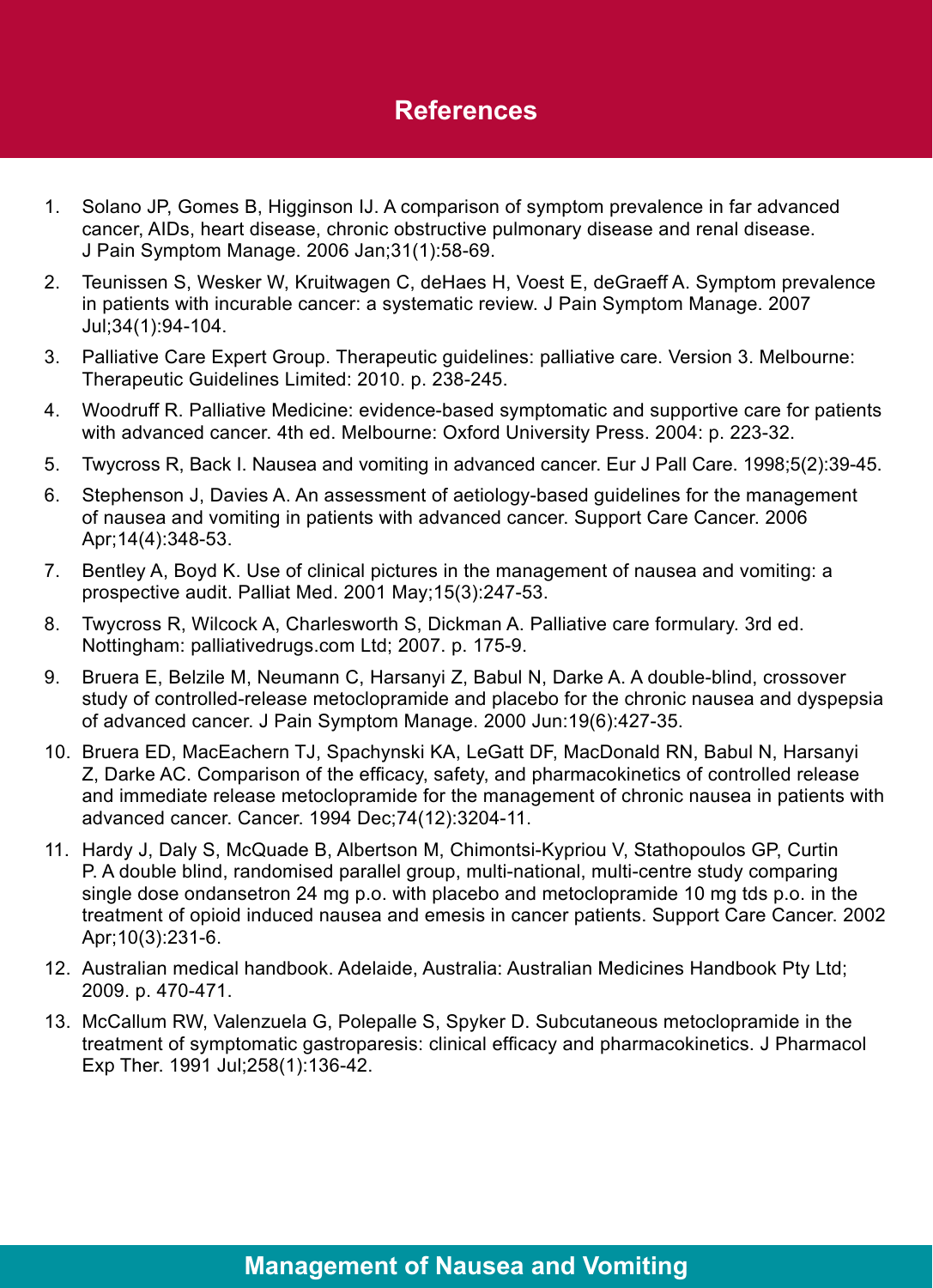# References

1. Solano JP, Gomes B, Higginson IJ. A comparison of symptom prevalence in far advanced cancer, AIDs, heart disease, chronic obstructive pulmonary disease and renal disease. J Pain Symptom Manage. 2006 Jan;31(1):58-69.
2. Teunissen S, Wesker W, Kruitwagen C, deHaes H, Voest E, deGraeff A. Symptom prevalence in patients with incurable cancer: a systematic review. J Pain Symptom Manage. 2007 Jul;34(1):94-104.
3. Palliative Care Expert Group. Therapeutic guidelines: palliative care. Version 3. Melbourne: Therapeutic Guidelines Limited: 2010. p. 238-245.
4. Woodruff R. Palliative Medicine: evidence-based symptomatic and supportive care for patients with advanced cancer. 4th ed. Melbourne: Oxford University Press. 2004: p. 223-32.
5. Twycross R, Back I. Nausea and vomiting in advanced cancer. Eur J Pall Care. 1998;5(2):39-45.
6. Stephenson J, Davies A. An assessment of aetiology-based guidelines for the management of nausea and vomiting in patients with advanced cancer. Support Care Cancer. 2006 Apr;14(4):348-53.
7. Bentley A, Boyd K. Use of clinical pictures in the management of nausea and vomiting: a prospective audit. Palliat Med. 2001 May;15(3):247-53.
8. Twycross R, Wilcock A, Charlesworth S, Dickman A. Palliative care formulary. 3rd ed. Nottingham: palliativedrugs.com Ltd; 2007. p. 175-9.
9. Bruera E, Belzile M, Neumann C, Harsanyi Z, Babul N, Darke A. A double-blind, crossover study of controlled-release metoclopramide and placebo for the chronic nausea and dyspepsia of advanced cancer. J Pain Symptom Manage. 2000 Jun:19(6):427-35.
10. Bruera ED, MacEachern TJ, Spachynski KA, LeGatt DF, MacDonald RN, Babul N, Harsanyi Z, Darke AC. Comparison of the efficacy, safety, and pharmacokinetics of controlled release and immediate release metoclopramide for the management of chronic nausea in patients with advanced cancer. Cancer. 1994 Dec;74(12):3204-11.
11. Hardy J, Daly S, McQuade B, Albertson M, Chimontsi-Kypriou V, Stathopoulos GP, Curtin P. A double blind, randomised parallel group, multi-national, multi-centre study comparing single dose ondansetron 24 mg p.o. with placebo and metoclopramide 10 mg tds p.o. in the treatment of opioid induced nausea and emesis in cancer patients. Support Care Cancer. 2002 Apr;10(3):231-6.
12. Australian medical handbook. Adelaide, Australia: Australian Medicines Handbook Pty Ltd; 2009. p. 470-471.
13. McCallum RW, Valenzuela G, Polepalle S, Spyker D. Subcutaneous metoclopramide in the treatment of symptomatic gastroparesis: clinical efficacy and pharmacokinetics. J Pharmacol Exp Ther. 1991 Jul;258(1):136-42.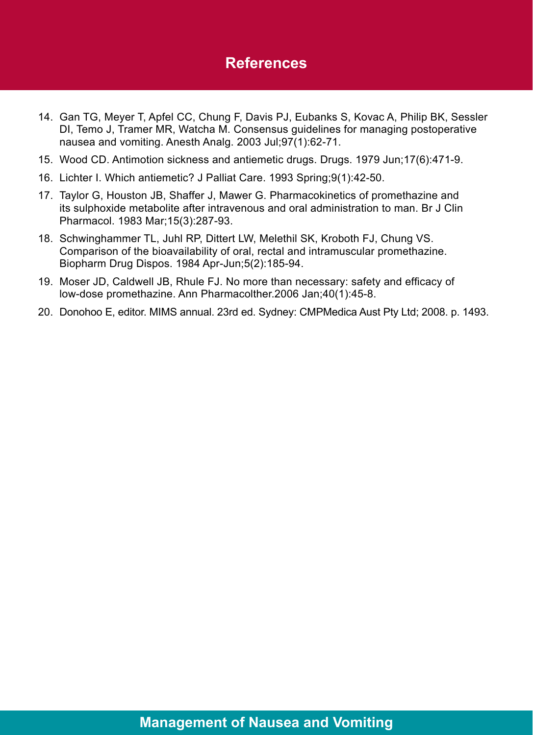## References

14. Gan TG, Meyer T, Apfel CC, Chung F, Davis PJ, Eubanks S, Kovac A, Philip BK, Sessler DI, Temo J, Tramer MR, Watcha M. Consensus guidelines for managing postoperative nausea and vomiting. Anesth Analg. 2003 Jul;97(1):62-71.
15. Wood CD. Antimotion sickness and antiemetic drugs. Drugs. 1979 Jun;17(6):471-9.
16. Lichter I. Which antiemetic? J Palliat Care. 1993 Spring;9(1):42-50.
17. Taylor G, Houston JB, Shaffer J, Mawer G. Pharmacokinetics of promethazine and its sulphoxide metabolite after intravenous and oral administration to man. Br J Clin Pharmacol. 1983 Mar;15(3):287-93.
18. Schwinghammer TL, Juhl RP, Dittert LW, Melethil SK, Kroboth FJ, Chung VS. Comparison of the bioavailability of oral, rectal and intramuscular promethazine. Biopharm Drug Dispos. 1984 Apr-Jun;5(2):185-94.
19. Moser JD, Caldwell JB, Rhule FJ. No more than necessary: safety and efficacy of low-dose promethazine. Ann Pharmacolther.2006 Jan;40(1):45-8.
20. Donohoo E, editor. MIMS annual. 23rd ed. Sydney: CMPMedica Aust Pty Ltd; 2008. p. 1493.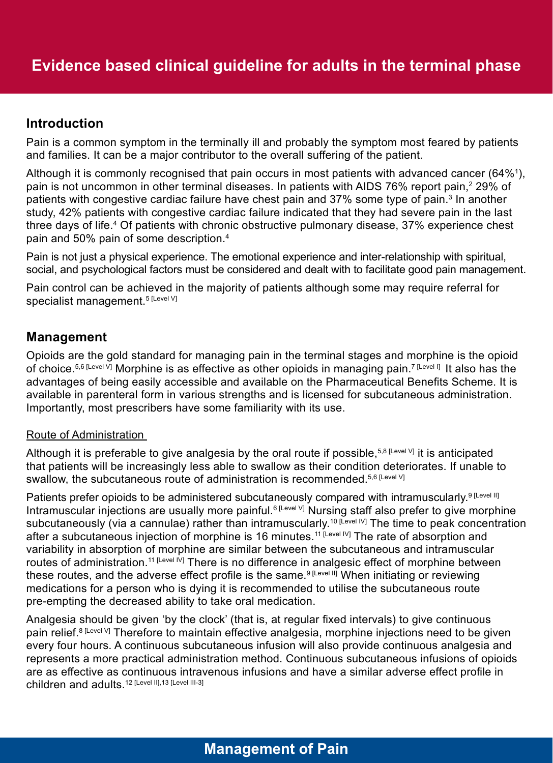# Evidence based clinical guideline for adults in the terminal phase

## Introduction

Pain is a common symptom in the terminally ill and probably the symptom most feared by patients and families. It can be a major contributor to the overall suffering of the patient.

Although it is commonly recognised that pain occurs in most patients with advanced cancer (64%[1]), pain is not uncommon in other terminal diseases. In patients with AIDS 76% report pain,[2] 29% of patients with congestive cardiac failure have chest pain and 37% some type of pain.[3] In another study, 42% patients with congestive cardiac failure indicated that they had severe pain in the last three days of life.[4] Of patients with chronic obstructive pulmonary disease, 37% experience chest pain and 50% pain of some description.[4]

Pain is not just a physical experience. The emotional experience and inter-relationship with spiritual, social, and psychological factors must be considered and dealt with to facilitate good pain management.

Pain control can be achieved in the majority of patients although some may require referral for specialist management.[5 [Level V]]

## Management

Opioids are the gold standard for managing pain in the terminal stages and morphine is the opioid of choice.[5,6 [Level V]] Morphine is as effective as other opioids in managing pain.[7 [Level I]] It also has the advantages of being easily accessible and available on the Pharmaceutical Benefits Scheme. It is available in parenteral form in various strengths and is licensed for subcutaneous administration. Importantly, most prescribers have some familiarity with its use.

### Route of Administration

Although it is preferable to give analgesia by the oral route if possible,[5,8 [Level V]] it is anticipated that patients will be increasingly less able to swallow as their condition deteriorates. If unable to swallow, the subcutaneous route of administration is recommended.[5,6 [Level V]]

Patients prefer opioids to be administered subcutaneously compared with intramuscularly.[9 [Level II]] Intramuscular injections are usually more painful.[6 [Level V]] Nursing staff also prefer to give morphine subcutaneously (via a cannulae) rather than intramuscularly.[10 [Level IV]] The time to peak concentration after a subcutaneous injection of morphine is 16 minutes.[11 [Level IV]] The rate of absorption and variability in absorption of morphine are similar between the subcutaneous and intramuscular routes of administration.[11 [Level IV]] There is no difference in analgesic effect of morphine between these routes, and the adverse effect profile is the same.[9 [Level II]] When initiating or reviewing medications for a person who is dying it is recommended to utilise the subcutaneous route pre-empting the decreased ability to take oral medication.

Analgesia should be given 'by the clock' (that is, at regular fixed intervals) to give continuous pain relief.[8 [Level V]] Therefore to maintain effective analgesia, morphine injections need to be given every four hours. A continuous subcutaneous infusion will also provide continuous analgesia and represents a more practical administration method. Continuous subcutaneous infusions of opioids are as effective as continuous intravenous infusions and have a similar adverse effect profile in children and adults.[12 [Level II],13 [Level III-3]]

## Management of Pain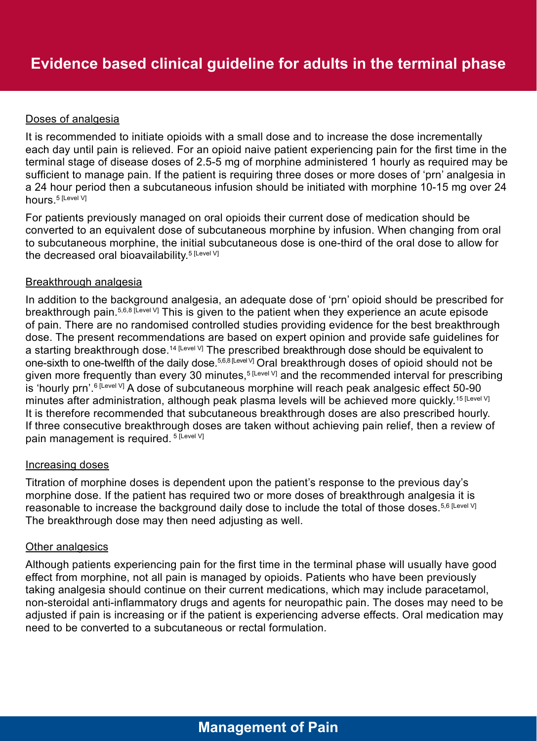## Doses of analgesia

It is recommended to initiate opioids with a small dose and to increase the dose incrementally each day until pain is relieved. For an opioid naive patient experiencing pain for the first time in the terminal stage of disease doses of 2.5-5 mg of morphine administered 1 hourly as required may be sufficient to manage pain. If the patient is requiring three doses or more doses of 'prn' analgesia in a 24 hour period then a subcutaneous infusion should be initiated with morphine 10-15 mg over 24 hours.[5 [Level V]]

For patients previously managed on oral opioids their current dose of medication should be converted to an equivalent dose of subcutaneous morphine by infusion. When changing from oral to subcutaneous morphine, the initial subcutaneous dose is one-third of the oral dose to allow for the decreased oral bioavailability.[5 [Level V]]

## Breakthrough analgesia

In addition to the background analgesia, an adequate dose of 'prn' opioid should be prescribed for breakthrough pain.[5,6,8 [Level V]] This is given to the patient when they experience an acute episode of pain. There are no randomised controlled studies providing evidence for the best breakthrough dose. The present recommendations are based on expert opinion and provide safe guidelines for a starting breakthrough dose.[14 [Level V]] The prescribed breakthrough dose should be equivalent to one-sixth to one-twelfth of the daily dose.[5,6,8 [Level V]] Oral breakthrough doses of opioid should not be given more frequently than every 30 minutes,[5 [Level V]] and the recommended interval for prescribing is 'hourly prn'.[6 [Level V]] A dose of subcutaneous morphine will reach peak analgesic effect 50-90 minutes after administration, although peak plasma levels will be achieved more quickly.[15 [Level V]] It is therefore recommended that subcutaneous breakthrough doses are also prescribed hourly. If three consecutive breakthrough doses are taken without achieving pain relief, then a review of pain management is required.[5 [Level V]]

## Increasing doses

Titration of morphine doses is dependent upon the patient's response to the previous day's morphine dose. If the patient has required two or more doses of breakthrough analgesia it is reasonable to increase the background daily dose to include the total of those doses.[5,6 [Level V]] The breakthrough dose may then need adjusting as well.

## Other analgesics

Although patients experiencing pain for the first time in the terminal phase will usually have good effect from morphine, not all pain is managed by opioids. Patients who have been previously taking analgesia should continue on their current medications, which may include paracetamol, non-steroidal anti-inflammatory drugs and agents for neuropathic pain. The doses may need to be adjusted if pain is increasing or if the patient is experiencing adverse effects. Oral medication may need to be converted to a subcutaneous or rectal formulation.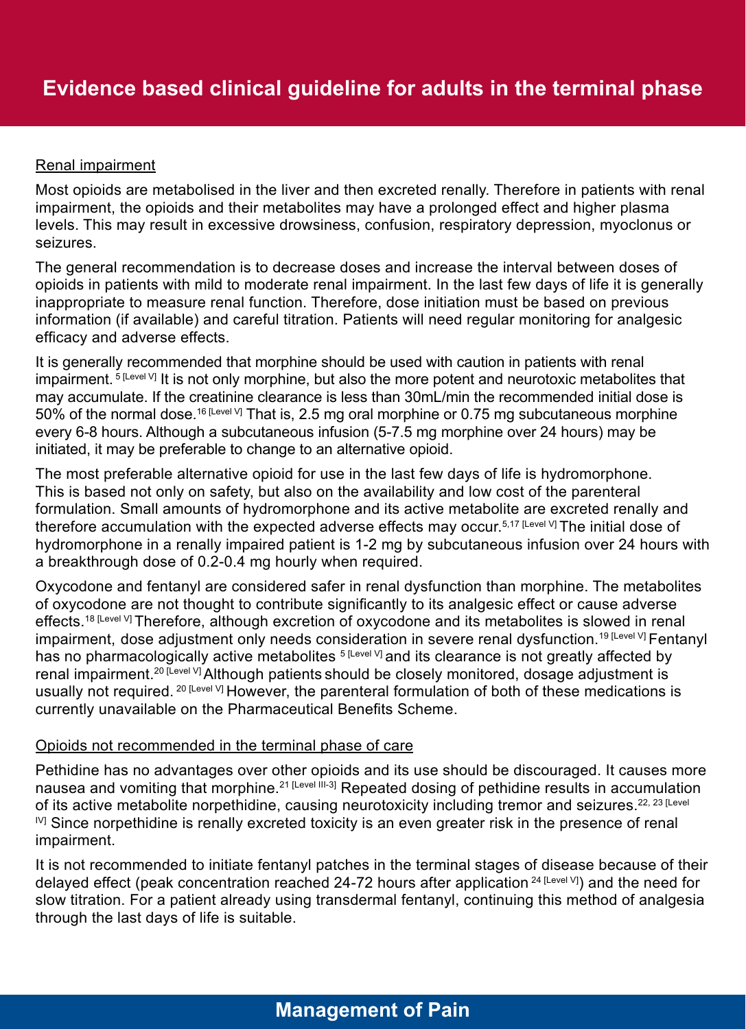Renal impairment

Most opioids are metabolised in the liver and then excreted renally. Therefore in patients with renal impairment, the opioids and their metabolites may have a prolonged effect and higher plasma levels. This may result in excessive drowsiness, confusion, respiratory depression, myoclonus or seizures.

The general recommendation is to decrease doses and increase the interval between doses of opioids in patients with mild to moderate renal impairment. In the last few days of life it is generally inappropriate to measure renal function. Therefore, dose initiation must be based on previous information (if available) and careful titration. Patients will need regular monitoring for analgesic efficacy and adverse effects.

It is generally recommended that morphine should be used with caution in patients with renal impairment. [5 [Level V]] It is not only morphine, but also the more potent and neurotoxic metabolites that may accumulate. If the creatinine clearance is less than 30mL/min the recommended initial dose is 50% of the normal dose.[16 [Level V]] That is, 2.5 mg oral morphine or 0.75 mg subcutaneous morphine every 6-8 hours. Although a subcutaneous infusion (5-7.5 mg morphine over 24 hours) may be initiated, it may be preferable to change to an alternative opioid.

The most preferable alternative opioid for use in the last few days of life is hydromorphone. This is based not only on safety, but also on the availability and low cost of the parenteral formulation. Small amounts of hydromorphone and its active metabolite are excreted renally and therefore accumulation with the expected adverse effects may occur.[5,17 [Level V]] The initial dose of hydromorphone in a renally impaired patient is 1-2 mg by subcutaneous infusion over 24 hours with a breakthrough dose of 0.2-0.4 mg hourly when required.

Oxycodone and fentanyl are considered safer in renal dysfunction than morphine. The metabolites of oxycodone are not thought to contribute significantly to its analgesic effect or cause adverse effects.[18 [Level V]] Therefore, although excretion of oxycodone and its metabolites is slowed in renal impairment, dose adjustment only needs consideration in severe renal dysfunction.[19 [Level V]] Fentanyl has no pharmacologically active metabolites [5 [Level V]] and its clearance is not greatly affected by renal impairment.[20 [Level V]] Although patients should be closely monitored, dosage adjustment is usually not required. [20 [Level V]] However, the parenteral formulation of both of these medications is currently unavailable on the Pharmaceutical Benefits Scheme.

Opioids not recommended in the terminal phase of care

Pethidine has no advantages over other opioids and its use should be discouraged. It causes more nausea and vomiting that morphine.[21 [Level III-3]] Repeated dosing of pethidine results in accumulation of its active metabolite norpethidine, causing neurotoxicity including tremor and seizures.[22, 23 [Level IV]] Since norpethidine is renally excreted toxicity is an even greater risk in the presence of renal impairment.

It is not recommended to initiate fentanyl patches in the terminal stages of disease because of their delayed effect (peak concentration reached 24-72 hours after application [24 [Level V]]) and the need for slow titration. For a patient already using transdermal fentanyl, continuing this method of analgesia through the last days of life is suitable.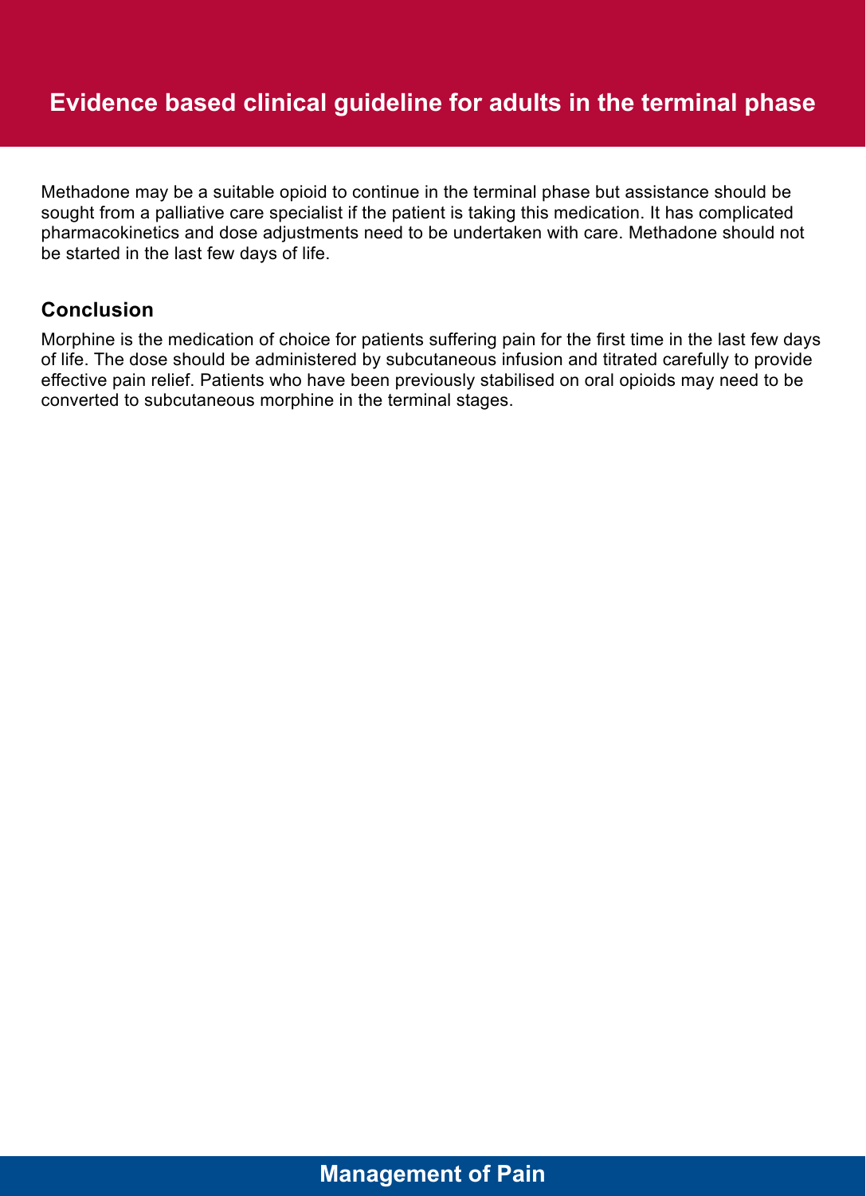Methadone may be a suitable opioid to continue in the terminal phase but assistance should be sought from a palliative care specialist if the patient is taking this medication. It has complicated pharmacokinetics and dose adjustments need to be undertaken with care. Methadone should not be started in the last few days of life.

### Conclusion

Morphine is the medication of choice for patients suffering pain for the first time in the last few days of life. The dose should be administered by subcutaneous infusion and titrated carefully to provide effective pain relief. Patients who have been previously stabilised on oral opioids may need to be converted to subcutaneous morphine in the terminal stages.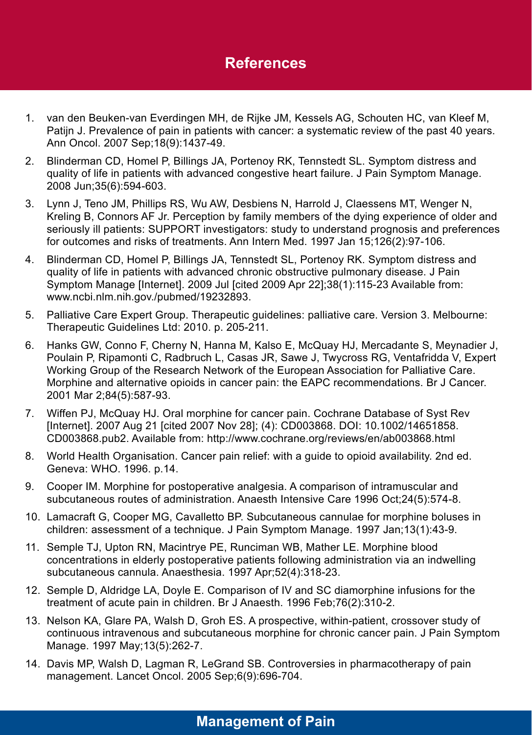# References

1. van den Beuken-van Everdingen MH, de Rijke JM, Kessels AG, Schouten HC, van Kleef M, Patijn J. Prevalence of pain in patients with cancer: a systematic review of the past 40 years. Ann Oncol. 2007 Sep;18(9):1437-49.
2. Blinderman CD, Homel P, Billings JA, Portenoy RK, Tennstedt SL. Symptom distress and quality of life in patients with advanced congestive heart failure. J Pain Symptom Manage. 2008 Jun;35(6):594-603.
3. Lynn J, Teno JM, Phillips RS, Wu AW, Desbiens N, Harrold J, Claessens MT, Wenger N, Kreling B, Connors AF Jr. Perception by family members of the dying experience of older and seriously ill patients: SUPPORT investigators: study to understand prognosis and preferences for outcomes and risks of treatments. Ann Intern Med. 1997 Jan 15;126(2):97-106.
4. Blinderman CD, Homel P, Billings JA, Tennstedt SL, Portenoy RK. Symptom distress and quality of life in patients with advanced chronic obstructive pulmonary disease. J Pain Symptom Manage [Internet]. 2009 Jul [cited 2009 Apr 22];38(1):115-23 Available from: www.ncbi.nlm.nih.gov./pubmed/19232893.
5. Palliative Care Expert Group. Therapeutic guidelines: palliative care. Version 3. Melbourne: Therapeutic Guidelines Ltd: 2010. p. 205-211.
6. Hanks GW, Conno F, Cherny N, Hanna M, Kalso E, McQuay HJ, Mercadante S, Meynadier J, Poulain P, Ripamonti C, Radbruch L, Casas JR, Sawe J, Twycross RG, Ventafridda V, Expert Working Group of the Research Network of the European Association for Palliative Care. Morphine and alternative opioids in cancer pain: the EAPC recommendations. Br J Cancer. 2001 Mar 2;84(5):587-93.
7. Wiffen PJ, McQuay HJ. Oral morphine for cancer pain. Cochrane Database of Syst Rev [Internet]. 2007 Aug 21 [cited 2007 Nov 28]; (4): CD003868. DOI: 10.1002/14651858. CD003868.pub2. Available from: http://www.cochrane.org/reviews/en/ab003868.html
8. World Health Organisation. Cancer pain relief: with a guide to opioid availability. 2nd ed. Geneva: WHO. 1996. p.14.
9. Cooper IM. Morphine for postoperative analgesia. A comparison of intramuscular and subcutaneous routes of administration. Anaesth Intensive Care 1996 Oct;24(5):574-8.
10. Lamacraft G, Cooper MG, Cavalletto BP. Subcutaneous cannulae for morphine boluses in children: assessment of a technique. J Pain Symptom Manage. 1997 Jan;13(1):43-9.
11. Semple TJ, Upton RN, Macintrye PE, Runciman WB, Mather LE. Morphine blood concentrations in elderly postoperative patients following administration via an indwelling subcutaneous cannula. Anaesthesia. 1997 Apr;52(4):318-23.
12. Semple D, Aldridge LA, Doyle E. Comparison of IV and SC diamorphine infusions for the treatment of acute pain in children. Br J Anaesth. 1996 Feb;76(2):310-2.
13. Nelson KA, Glare PA, Walsh D, Groh ES. A prospective, within-patient, crossover study of continuous intravenous and subcutaneous morphine for chronic cancer pain. J Pain Symptom Manage. 1997 May;13(5):262-7.
14. Davis MP, Walsh D, Lagman R, LeGrand SB. Controversies in pharmacotherapy of pain management. Lancet Oncol. 2005 Sep;6(9):696-704.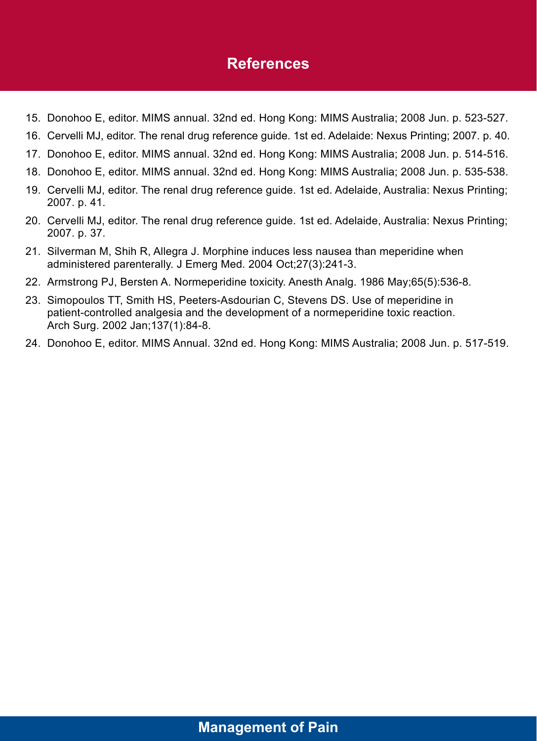# References

15. Donohoo E, editor. MIMS annual. 32nd ed. Hong Kong: MIMS Australia; 2008 Jun. p. 523-527.
16. Cervelli MJ, editor. The renal drug reference guide. 1st ed. Adelaide: Nexus Printing; 2007. p. 40.
17. Donohoo E, editor. MIMS annual. 32nd ed. Hong Kong: MIMS Australia; 2008 Jun. p. 514-516.
18. Donohoo E, editor. MIMS annual. 32nd ed. Hong Kong: MIMS Australia; 2008 Jun. p. 535-538.
19. Cervelli MJ, editor. The renal drug reference guide. 1st ed. Adelaide, Australia: Nexus Printing; 2007. p. 41.
20. Cervelli MJ, editor. The renal drug reference guide. 1st ed. Adelaide, Australia: Nexus Printing; 2007. p. 37.
21. Silverman M, Shih R, Allegra J. Morphine induces less nausea than meperidine when administered parenterally. J Emerg Med. 2004 Oct;27(3):241-3.
22. Armstrong PJ, Bersten A. Normeperidine toxicity. Anesth Analg. 1986 May;65(5):536-8.
23. Simopoulos TT, Smith HS, Peeters-Asdourian C, Stevens DS. Use of meperidine in patient-controlled analgesia and the development of a normeperidine toxic reaction. Arch Surg. 2002 Jan;137(1):84-8.
24. Donohoo E, editor. MIMS Annual. 32nd ed. Hong Kong: MIMS Australia; 2008 Jun. p. 517-519.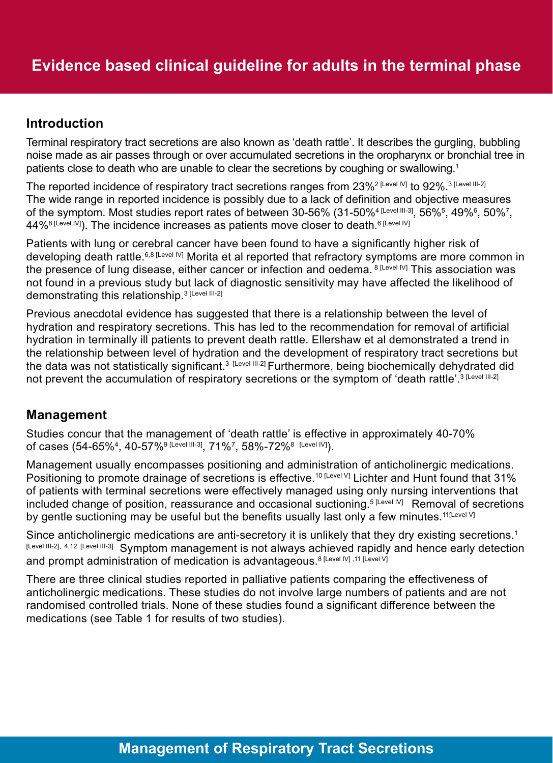# Evidence based clinical guideline for adults in the terminal phase

## Introduction

Terminal respiratory tract secretions are also known as 'death rattle'. It describes the gurgling, bubbling noise made as air passes through or over accumulated secretions in the oropharynx or bronchial tree in patients close to death who are unable to clear the secretions by coughing or swallowing.[1]

The reported incidence of respiratory tract secretions ranges from 23%[2 [Level IV]] to 92%.[3 [Level III-2]] The wide range in reported incidence is possibly due to a lack of definition and objective measures of the symptom. Most studies report rates of between 30-56% (31-50%[4 [Level III-3]], 56%[5], 49%[6], 50%[7], 44%[8 [Level IV]]). The incidence increases as patients move closer to death.[6 [Level IV]]

Patients with lung or cerebral cancer have been found to have a significantly higher risk of developing death rattle.[6,8 [Level IV]] Morita et al reported that refractory symptoms are more common in the presence of lung disease, either cancer or infection and oedema. [8 [Level IV]] This association was not found in a previous study but lack of diagnostic sensitivity may have affected the likelihood of demonstrating this relationship.[3 [Level III-2]]

Previous anecdotal evidence has suggested that there is a relationship between the level of hydration and respiratory secretions. This has led to the recommendation for removal of artificial hydration in terminally ill patients to prevent death rattle. Ellershaw et al demonstrated a trend in the relationship between level of hydration and the development of respiratory tract secretions but the data was not statistically significant.[3 [Level III-2]] Furthermore, being biochemically dehydrated did not prevent the accumulation of respiratory secretions or the symptom of 'death rattle'.[3 [Level III-2]]

## Management

Studies concur that the management of 'death rattle' is effective in approximately 40-70% of cases (54-65%[4], 40-57%[9 [Level III-3]], 71%[7], 58%-72%[8 [Level IV]]).

Management usually encompasses positioning and administration of anticholinergic medications. Positioning to promote drainage of secretions is effective.[10 [Level V]] Lichter and Hunt found that 31% of patients with terminal secretions were effectively managed using only nursing interventions that included change of position, reassurance and occasional suctioning.[5 [Level IV]] Removal of secretions by gentle suctioning may be useful but the benefits usually last only a few minutes.[11 [Level V]]

Since anticholinergic medications are anti-secretory it is unlikely that they dry existing secretions.[1 [Level III-2], 4,12 [Level III-3]] Symptom management is not always achieved rapidly and hence early detection and prompt administration of medication is advantageous.[8 [Level IV], 11 [Level V]]

There are three clinical studies reported in palliative patients comparing the effectiveness of anticholinergic medications. These studies do not involve large numbers of patients and are not randomised controlled trials. None of these studies found a significant difference between the medications (see Table 1 for results of two studies).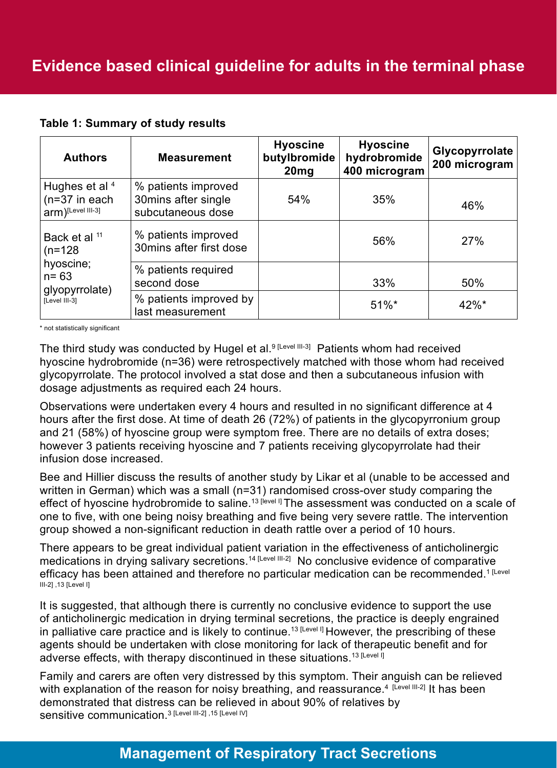**Table 1: Summary of study results**

| Authors | Measurement | Hyoscine butylbromide 20mg | Hyoscine hydrobromide 400 microgram | Glycopyrrolate 200 microgram |
|---|---|---|---|---|
| Hughes et al [4] (n=37 in each arm)[Level III-3] | % patients improved 30mins after single subcutaneous dose | 54% | 35% | 46% |
| Back et al [11] (n=128 hyoscine; n= 63 glyopyrrolate) [Level III-3] | % patients improved 30mins after first dose | | 56% | 27% |
| | % patients required second dose | | 33% | 50% |
| | % patients improved by last measurement | | 51%* | 42%* |

\* not statistically significant

The third study was conducted by Hugel et al.[9 [Level III-3]] Patients whom had received hyoscine hydrobromide (n=36) were retrospectively matched with those whom had received glycopyrrolate. The protocol involved a stat dose and then a subcutaneous infusion with dosage adjustments as required each 24 hours.

Observations were undertaken every 4 hours and resulted in no significant difference at 4 hours after the first dose. At time of death 26 (72%) of patients in the glycopyrronium group and 21 (58%) of hyoscine group were symptom free. There are no details of extra doses; however 3 patients receiving hyoscine and 7 patients receiving glycopyrrolate had their infusion dose increased.

Bee and Hillier discuss the results of another study by Likar et al (unable to be accessed and written in German) which was a small (n=31) randomised cross-over study comparing the effect of hyoscine hydrobromide to saline.[13 [level I]] The assessment was conducted on a scale of one to five, with one being noisy breathing and five being very severe rattle. The intervention group showed a non-significant reduction in death rattle over a period of 10 hours.

There appears to be great individual patient variation in the effectiveness of anticholinergic medications in drying salivary secretions.[14 [Level III-2]] No conclusive evidence of comparative efficacy has been attained and therefore no particular medication can be recommended.[1 [Level III-2], 13 [Level I]]

It is suggested, that although there is currently no conclusive evidence to support the use of anticholinergic medication in drying terminal secretions, the practice is deeply engrained in palliative care practice and is likely to continue.[13 [Level I]] However, the prescribing of these agents should be undertaken with close monitoring for lack of therapeutic benefit and for adverse effects, with therapy discontinued in these situations.[13 [Level I]]

Family and carers are often very distressed by this symptom. Their anguish can be relieved with explanation of the reason for noisy breathing, and reassurance.[4 [Level III-2]] It has been demonstrated that distress can be relieved in about 90% of relatives by sensitive communication.[3 [Level III-2], 15 [Level IV]]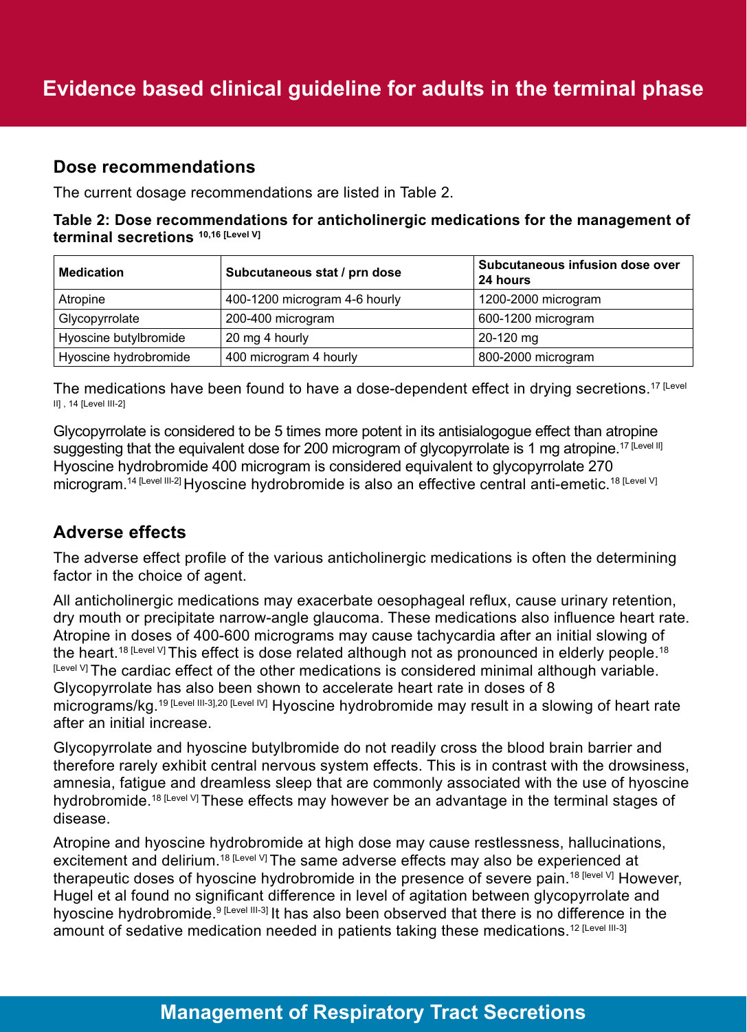## Dose recommendations

The current dosage recommendations are listed in Table 2.

**Table 2: Dose recommendations for anticholinergic medications for the management of terminal secretions [10,16 [Level V]]**

| Medication | Subcutaneous stat / prn dose | Subcutaneous infusion dose over 24 hours |
|---|---|---|
| Atropine | 400-1200 microgram 4-6 hourly | 1200-2000 microgram |
| Glycopyrrolate | 200-400 microgram | 600-1200 microgram |
| Hyoscine butylbromide | 20 mg 4 hourly | 20-120 mg |
| Hyoscine hydrobromide | 400 microgram 4 hourly | 800-2000 microgram |

The medications have been found to have a dose-dependent effect in drying secretions.[17 [Level II], 14 [Level III-2]]

Glycopyrrolate is considered to be 5 times more potent in its antisialogogue effect than atropine suggesting that the equivalent dose for 200 microgram of glycopyrrolate is 1 mg atropine.[17 [Level II]] Hyoscine hydrobromide 400 microgram is considered equivalent to glycopyrrolate 270 microgram.[14 [Level III-2]] Hyoscine hydrobromide is also an effective central anti-emetic.[18 [Level V]]

## Adverse effects

The adverse effect profile of the various anticholinergic medications is often the determining factor in the choice of agent.

All anticholinergic medications may exacerbate oesophageal reflux, cause urinary retention, dry mouth or precipitate narrow-angle glaucoma. These medications also influence heart rate. Atropine in doses of 400-600 micrograms may cause tachycardia after an initial slowing of the heart.[18 [Level V]] This effect is dose related although not as pronounced in elderly people.[18 [Level V]] The cardiac effect of the other medications is considered minimal although variable. Glycopyrrolate has also been shown to accelerate heart rate in doses of 8 micrograms/kg.[19 [Level III-3],20 [Level IV]] Hyoscine hydrobromide may result in a slowing of heart rate after an initial increase.

Glycopyrrolate and hyoscine butylbromide do not readily cross the blood brain barrier and therefore rarely exhibit central nervous system effects. This is in contrast with the drowsiness, amnesia, fatigue and dreamless sleep that are commonly associated with the use of hyoscine hydrobromide.[18 [Level V]] These effects may however be an advantage in the terminal stages of disease.

Atropine and hyoscine hydrobromide at high dose may cause restlessness, hallucinations, excitement and delirium.[18 [Level V]] The same adverse effects may also be experienced at therapeutic doses of hyoscine hydrobromide in the presence of severe pain.[18 [level V]] However, Hugel et al found no significant difference in level of agitation between glycopyrrolate and hyoscine hydrobromide.[9 [Level III-3]] It has also been observed that there is no difference in the amount of sedative medication needed in patients taking these medications.[12 [Level III-3]]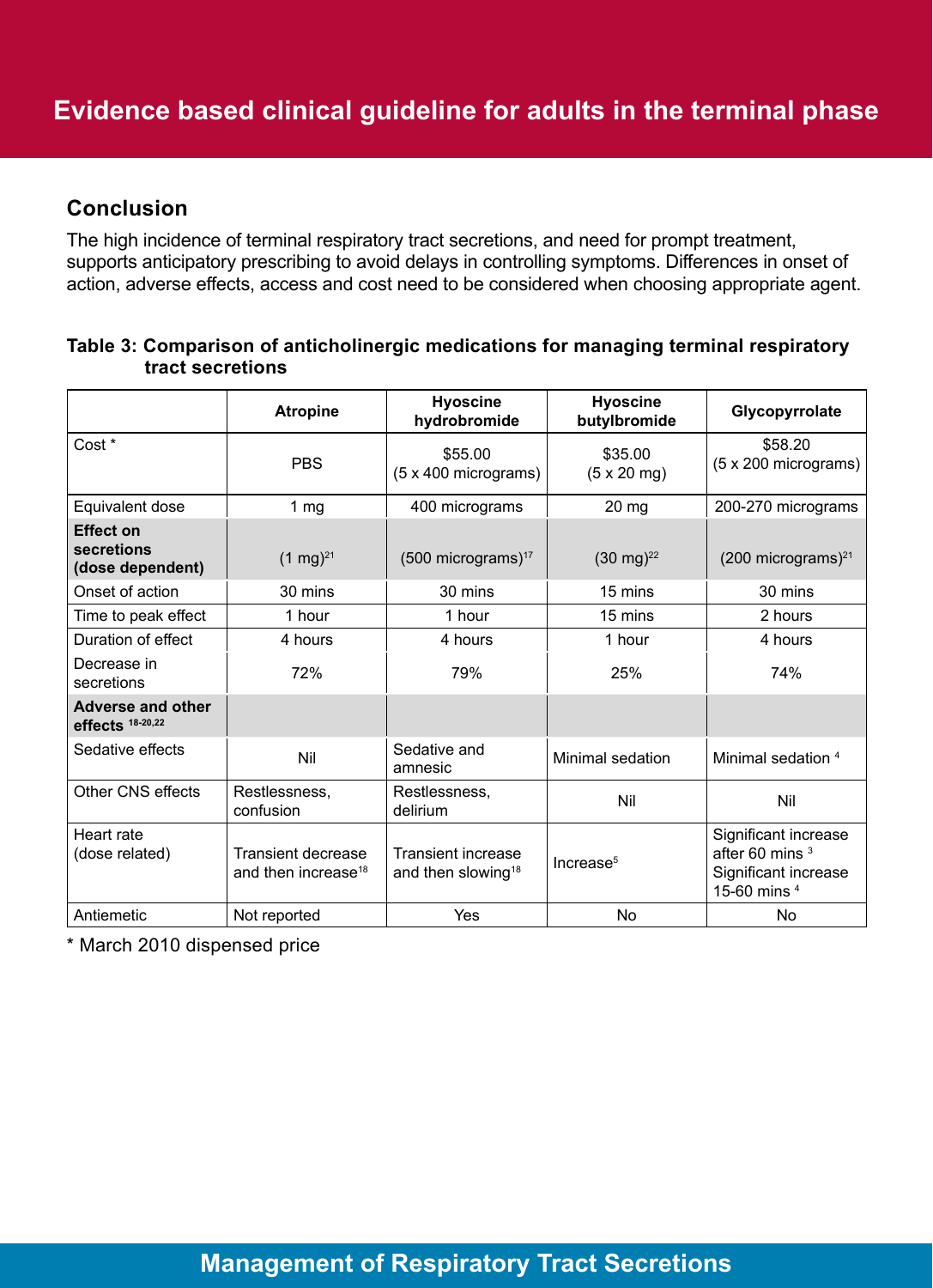## Conclusion

The high incidence of terminal respiratory tract secretions, and need for prompt treatment, supports anticipatory prescribing to avoid delays in controlling symptoms. Differences in onset of action, adverse effects, access and cost need to be considered when choosing appropriate agent.

**Table 3: Comparison of anticholinergic medications for managing terminal respiratory tract secretions**

| | Atropine | Hyoscine hydrobromide | Hyoscine butylbromide | Glycopyrrolate |
|---|---|---|---|---|
| Cost * | PBS | $55.00 (5 x 400 micrograms) | $35.00 (5 x 20 mg) | $58.20 (5 x 200 micrograms) |
| Equivalent dose | 1 mg | 400 micrograms | 20 mg | 200-270 micrograms |
| **Effect on secretions (dose dependent)** | (1 mg)[21] | (500 micrograms)[17] | (30 mg)[22] | (200 micrograms)[21] |
| Onset of action | 30 mins | 30 mins | 15 mins | 30 mins |
| Time to peak effect | 1 hour | 1 hour | 15 mins | 2 hours |
| Duration of effect | 4 hours | 4 hours | 1 hour | 4 hours |
| Decrease in secretions | 72% | 79% | 25% | 74% |
| **Adverse and other effects** [18-20,22] | | | | |
| Sedative effects | Nil | Sedative and amnesic | Minimal sedation | Minimal sedation [4] |
| Other CNS effects | Restlessness, confusion | Restlessness, delirium | Nil | Nil |
| Heart rate (dose related) | Transient decrease and then increase[18] | Transient increase and then slowing[18] | Increase[5] | Significant increase after 60 mins [3] Significant increase 15-60 mins [4] |
| Antiemetic | Not reported | Yes | No | No |

* March 2010 dispensed price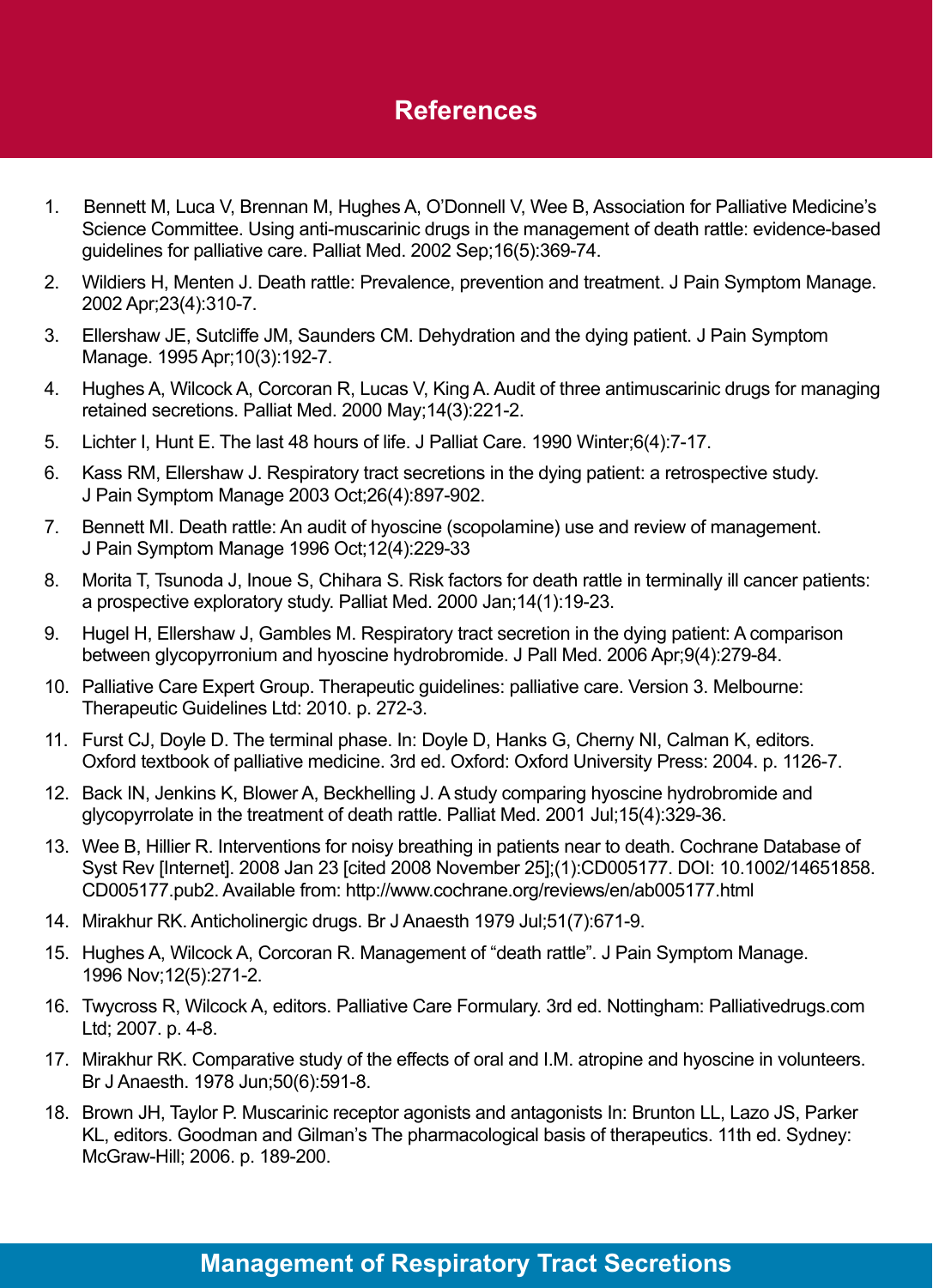# References

1. Bennett M, Luca V, Brennan M, Hughes A, O'Donnell V, Wee B, Association for Palliative Medicine's Science Committee. Using anti-muscarinic drugs in the management of death rattle: evidence-based guidelines for palliative care. Palliat Med. 2002 Sep;16(5):369-74.
2. Wildiers H, Menten J. Death rattle: Prevalence, prevention and treatment. J Pain Symptom Manage. 2002 Apr;23(4):310-7.
3. Ellershaw JE, Sutcliffe JM, Saunders CM. Dehydration and the dying patient. J Pain Symptom Manage. 1995 Apr;10(3):192-7.
4. Hughes A, Wilcock A, Corcoran R, Lucas V, King A. Audit of three antimuscarinic drugs for managing retained secretions. Palliat Med. 2000 May;14(3):221-2.
5. Lichter I, Hunt E. The last 48 hours of life. J Palliat Care. 1990 Winter;6(4):7-17.
6. Kass RM, Ellershaw J. Respiratory tract secretions in the dying patient: a retrospective study. J Pain Symptom Manage 2003 Oct;26(4):897-902.
7. Bennett MI. Death rattle: An audit of hyoscine (scopolamine) use and review of management. J Pain Symptom Manage 1996 Oct;12(4):229-33
8. Morita T, Tsunoda J, Inoue S, Chihara S. Risk factors for death rattle in terminally ill cancer patients: a prospective exploratory study. Palliat Med. 2000 Jan;14(1):19-23.
9. Hugel H, Ellershaw J, Gambles M. Respiratory tract secretion in the dying patient: A comparison between glycopyrronium and hyoscine hydrobromide. J Pall Med. 2006 Apr;9(4):279-84.
10. Palliative Care Expert Group. Therapeutic guidelines: palliative care. Version 3. Melbourne: Therapeutic Guidelines Ltd: 2010. p. 272-3.
11. Furst CJ, Doyle D. The terminal phase. In: Doyle D, Hanks G, Cherny NI, Calman K, editors. Oxford textbook of palliative medicine. 3rd ed. Oxford: Oxford University Press: 2004. p. 1126-7.
12. Back IN, Jenkins K, Blower A, Beckhelling J. A study comparing hyoscine hydrobromide and glycopyrrolate in the treatment of death rattle. Palliat Med. 2001 Jul;15(4):329-36.
13. Wee B, Hillier R. Interventions for noisy breathing in patients near to death. Cochrane Database of Syst Rev [Internet]. 2008 Jan 23 [cited 2008 November 25];(1):CD005177. DOI: 10.1002/14651858.CD005177.pub2. Available from: http://www.cochrane.org/reviews/en/ab005177.html
14. Mirakhur RK. Anticholinergic drugs. Br J Anaesth 1979 Jul;51(7):671-9.
15. Hughes A, Wilcock A, Corcoran R. Management of "death rattle". J Pain Symptom Manage. 1996 Nov;12(5):271-2.
16. Twycross R, Wilcock A, editors. Palliative Care Formulary. 3rd ed. Nottingham: Palliativedrugs.com Ltd; 2007. p. 4-8.
17. Mirakhur RK. Comparative study of the effects of oral and I.M. atropine and hyoscine in volunteers. Br J Anaesth. 1978 Jun;50(6):591-8.
18. Brown JH, Taylor P. Muscarinic receptor agonists and antagonists In: Brunton LL, Lazo JS, Parker KL, editors. Goodman and Gilman's The pharmacological basis of therapeutics. 11th ed. Sydney: McGraw-Hill; 2006. p. 189-200.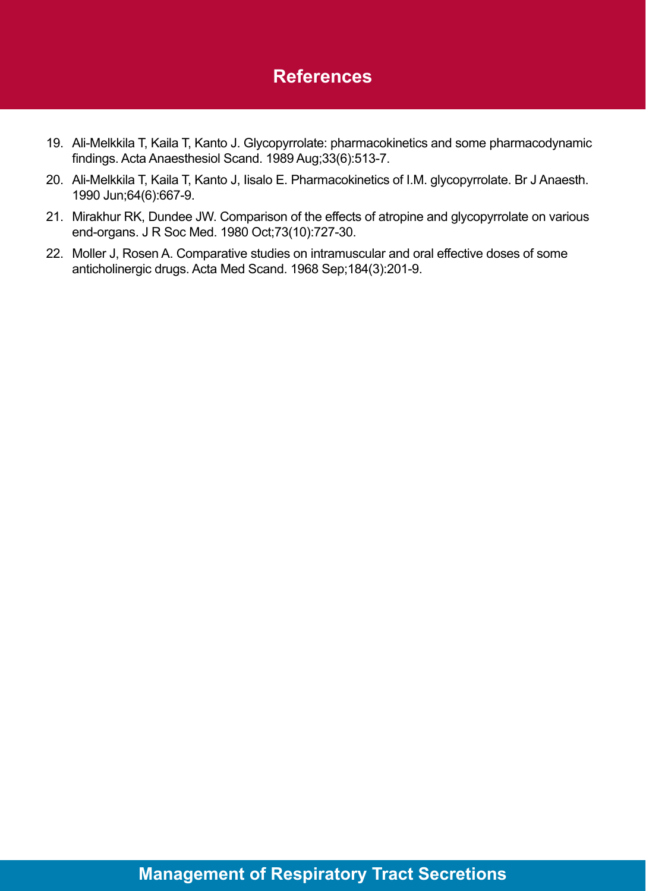## References

19. Ali-Melkkila T, Kaila T, Kanto J. Glycopyrrolate: pharmacokinetics and some pharmacodynamic findings. Acta Anaesthesiol Scand. 1989 Aug;33(6):513-7.
20. Ali-Melkkila T, Kaila T, Kanto J, Iisalo E. Pharmacokinetics of I.M. glycopyrrolate. Br J Anaesth. 1990 Jun;64(6):667-9.
21. Mirakhur RK, Dundee JW. Comparison of the effects of atropine and glycopyrrolate on various end-organs. J R Soc Med. 1980 Oct;73(10):727-30.
22. Moller J, Rosen A. Comparative studies on intramuscular and oral effective doses of some anticholinergic drugs. Acta Med Scand. 1968 Sep;184(3):201-9.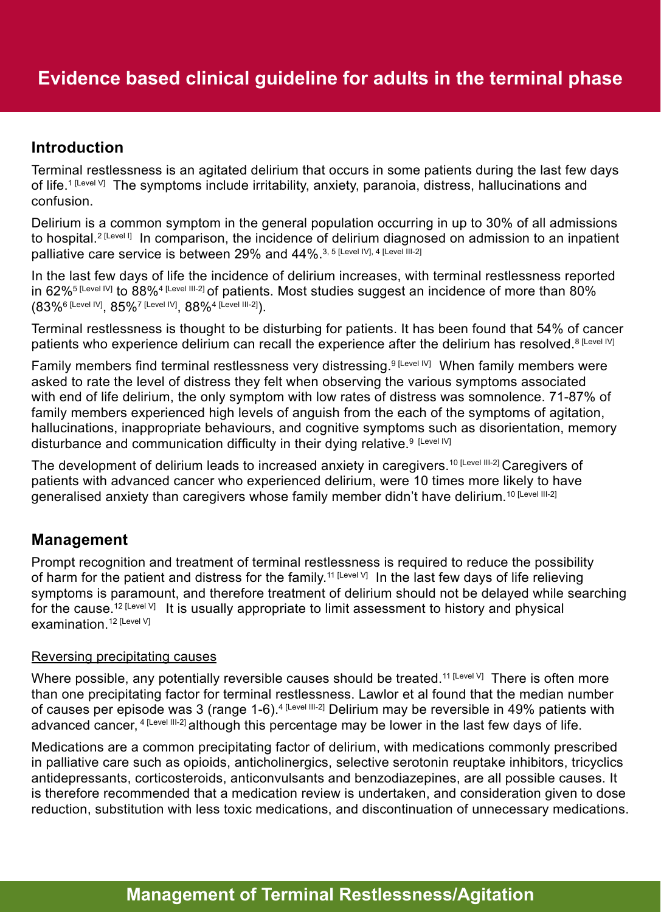# Evidence based clinical guideline for adults in the terminal phase

## Introduction

Terminal restlessness is an agitated delirium that occurs in some patients during the last few days of life.[1 [Level V]] The symptoms include irritability, anxiety, paranoia, distress, hallucinations and confusion.

Delirium is a common symptom in the general population occurring in up to 30% of all admissions to hospital.[2 [Level I]] In comparison, the incidence of delirium diagnosed on admission to an inpatient palliative care service is between 29% and 44%.[3, 5 [Level IV], 4 [Level III-2]]

In the last few days of life the incidence of delirium increases, with terminal restlessness reported in 62%[5 [Level IV]] to 88%[4 [Level III-2]] of patients. Most studies suggest an incidence of more than 80% (83%[6 [Level IV]], 85%[7 [Level IV]], 88%[4 [Level III-2]]).

Terminal restlessness is thought to be disturbing for patients. It has been found that 54% of cancer patients who experience delirium can recall the experience after the delirium has resolved.[8 [Level IV]]

Family members find terminal restlessness very distressing.[9 [Level IV]] When family members were asked to rate the level of distress they felt when observing the various symptoms associated with end of life delirium, the only symptom with low rates of distress was somnolence. 71-87% of family members experienced high levels of anguish from the each of the symptoms of agitation, hallucinations, inappropriate behaviours, and cognitive symptoms such as disorientation, memory disturbance and communication difficulty in their dying relative.[9 [Level IV]]

The development of delirium leads to increased anxiety in caregivers.[10 [Level III-2]] Caregivers of patients with advanced cancer who experienced delirium, were 10 times more likely to have generalised anxiety than caregivers whose family member didn't have delirium.[10 [Level III-2]]

## Management

Prompt recognition and treatment of terminal restlessness is required to reduce the possibility of harm for the patient and distress for the family.[11 [Level V]] In the last few days of life relieving symptoms is paramount, and therefore treatment of delirium should not be delayed while searching for the cause.[12 [Level V]] It is usually appropriate to limit assessment to history and physical examination.[12 [Level V]]

<u>Reversing precipitating causes</u>

Where possible, any potentially reversible causes should be treated.[11 [Level V]] There is often more than one precipitating factor for terminal restlessness. Lawlor et al found that the median number of causes per episode was 3 (range 1-6).[4 [Level III-2]] Delirium may be reversible in 49% patients with advanced cancer,[4 [Level III-2]] although this percentage may be lower in the last few days of life.

Medications are a common precipitating factor of delirium, with medications commonly prescribed in palliative care such as opioids, anticholinergics, selective serotonin reuptake inhibitors, tricyclics antidepressants, corticosteroids, anticonvulsants and benzodiazepines, are all possible causes. It is therefore recommended that a medication review is undertaken, and consideration given to dose reduction, substitution with less toxic medications, and discontinuation of unnecessary medications.

## Management of Terminal Restlessness/Agitation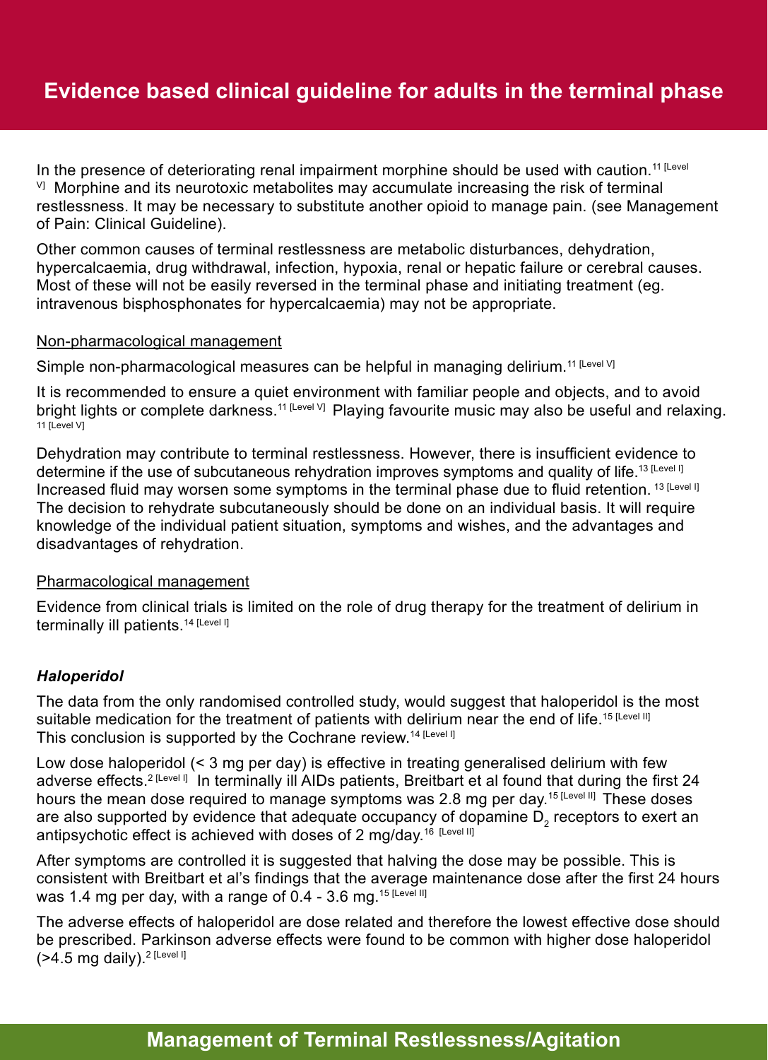In the presence of deteriorating renal impairment morphine should be used with caution.[11 [Level V]] Morphine and its neurotoxic metabolites may accumulate increasing the risk of terminal restlessness. It may be necessary to substitute another opioid to manage pain. (see Management of Pain: Clinical Guideline).

Other common causes of terminal restlessness are metabolic disturbances, dehydration, hypercalcaemia, drug withdrawal, infection, hypoxia, renal or hepatic failure or cerebral causes. Most of these will not be easily reversed in the terminal phase and initiating treatment (eg. intravenous bisphosphonates for hypercalcaemia) may not be appropriate.

<u>Non-pharmacological management</u>

Simple non-pharmacological measures can be helpful in managing delirium.[11 [Level V]]

It is recommended to ensure a quiet environment with familiar people and objects, and to avoid bright lights or complete darkness.[11 [Level V]] Playing favourite music may also be useful and relaxing.[11 [Level V]]

Dehydration may contribute to terminal restlessness. However, there is insufficient evidence to determine if the use of subcutaneous rehydration improves symptoms and quality of life.[13 [Level I]] Increased fluid may worsen some symptoms in the terminal phase due to fluid retention.[13 [Level I]] The decision to rehydrate subcutaneously should be done on an individual basis. It will require knowledge of the individual patient situation, symptoms and wishes, and the advantages and disadvantages of rehydration.

<u>Pharmacological management</u>

Evidence from clinical trials is limited on the role of drug therapy for the treatment of delirium in terminally ill patients.[14 [Level I]]

***Haloperidol***

The data from the only randomised controlled study, would suggest that haloperidol is the most suitable medication for the treatment of patients with delirium near the end of life.[15 [Level II]] This conclusion is supported by the Cochrane review.[14 [Level I]]

Low dose haloperidol (< 3 mg per day) is effective in treating generalised delirium with few adverse effects.[2 [Level I]] In terminally ill AIDs patients, Breitbart et al found that during the first 24 hours the mean dose required to manage symptoms was 2.8 mg per day.[15 [Level II]] These doses are also supported by evidence that adequate occupancy of dopamine $D_2$ receptors to exert an antipsychotic effect is achieved with doses of 2 mg/day.[16 [Level II]]

After symptoms are controlled it is suggested that halving the dose may be possible. This is consistent with Breitbart et al's findings that the average maintenance dose after the first 24 hours was 1.4 mg per day, with a range of 0.4 - 3.6 mg.[15 [Level II]]

The adverse effects of haloperidol are dose related and therefore the lowest effective dose should be prescribed. Parkinson adverse effects were found to be common with higher dose haloperidol (>4.5 mg daily).[2 [Level I]]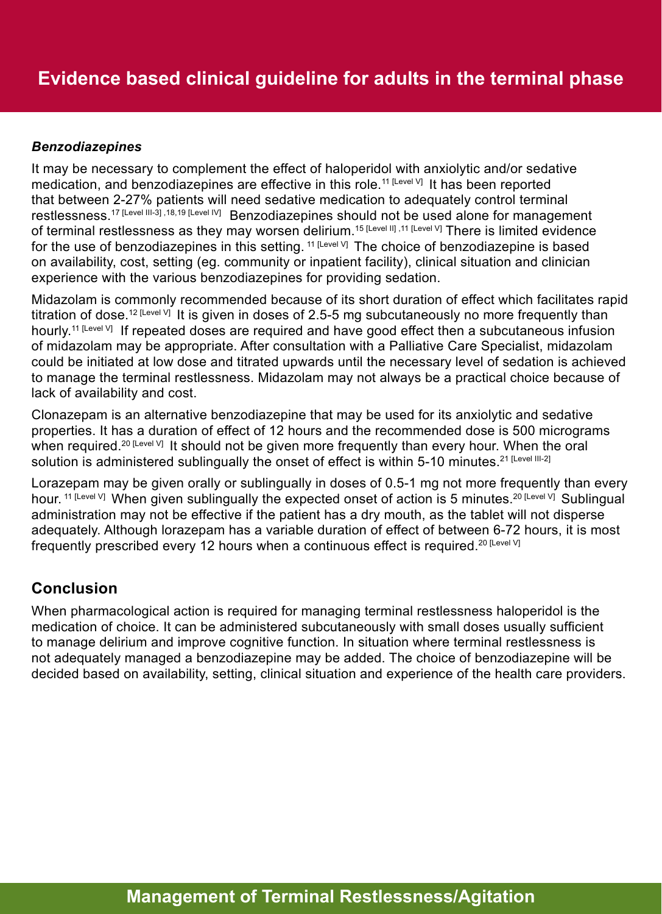### *Benzodiazepines*

It may be necessary to complement the effect of haloperidol with anxiolytic and/or sedative medication, and benzodiazepines are effective in this role.[11 [Level V]] It has been reported that between 2-27% patients will need sedative medication to adequately control terminal restlessness.[17 [Level III-3], 18,19 [Level IV]] Benzodiazepines should not be used alone for management of terminal restlessness as they may worsen delirium.[15 [Level II], 11 [Level V]] There is limited evidence for the use of benzodiazepines in this setting.[11 [Level V]] The choice of benzodiazepine is based on availability, cost, setting (eg. community or inpatient facility), clinical situation and clinician experience with the various benzodiazepines for providing sedation.

Midazolam is commonly recommended because of its short duration of effect which facilitates rapid titration of dose.[12 [Level V]] It is given in doses of 2.5-5 mg subcutaneously no more frequently than hourly.[11 [Level V]] If repeated doses are required and have good effect then a subcutaneous infusion of midazolam may be appropriate. After consultation with a Palliative Care Specialist, midazolam could be initiated at low dose and titrated upwards until the necessary level of sedation is achieved to manage the terminal restlessness. Midazolam may not always be a practical choice because of lack of availability and cost.

Clonazepam is an alternative benzodiazepine that may be used for its anxiolytic and sedative properties. It has a duration of effect of 12 hours and the recommended dose is 500 micrograms when required.[20 [Level V]] It should not be given more frequently than every hour. When the oral solution is administered sublingually the onset of effect is within 5-10 minutes.[21 [Level III-2]]

Lorazepam may be given orally or sublingually in doses of 0.5-1 mg not more frequently than every hour.[11 [Level V]] When given sublingually the expected onset of action is 5 minutes.[20 [Level V]] Sublingual administration may not be effective if the patient has a dry mouth, as the tablet will not disperse adequately. Although lorazepam has a variable duration of effect of between 6-72 hours, it is most frequently prescribed every 12 hours when a continuous effect is required.[20 [Level V]]

## Conclusion

When pharmacological action is required for managing terminal restlessness haloperidol is the medication of choice. It can be administered subcutaneously with small doses usually sufficient to manage delirium and improve cognitive function. In situation where terminal restlessness is not adequately managed a benzodiazepine may be added. The choice of benzodiazepine will be decided based on availability, setting, clinical situation and experience of the health care providers.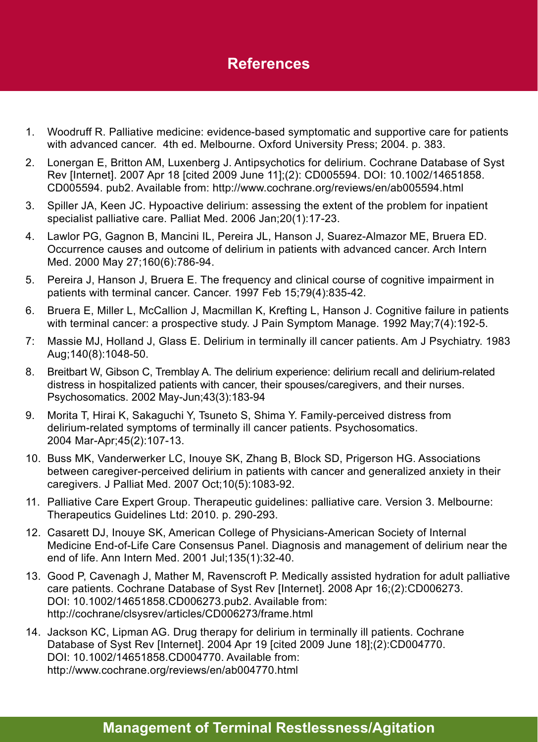# References

1. Woodruff R. Palliative medicine: evidence-based symptomatic and supportive care for patients with advanced cancer. 4th ed. Melbourne. Oxford University Press; 2004. p. 383.
2. Lonergan E, Britton AM, Luxenberg J. Antipsychotics for delirium. Cochrane Database of Syst Rev [Internet]. 2007 Apr 18 [cited 2009 June 11];(2): CD005594. DOI: 10.1002/14651858. CD005594. pub2. Available from: http://www.cochrane.org/reviews/en/ab005594.html
3. Spiller JA, Keen JC. Hypoactive delirium: assessing the extent of the problem for inpatient specialist palliative care. Palliat Med. 2006 Jan;20(1):17-23.
4. Lawlor PG, Gagnon B, Mancini IL, Pereira JL, Hanson J, Suarez-Almazor ME, Bruera ED. Occurrence causes and outcome of delirium in patients with advanced cancer. Arch Intern Med. 2000 May 27;160(6):786-94.
5. Pereira J, Hanson J, Bruera E. The frequency and clinical course of cognitive impairment in patients with terminal cancer. Cancer. 1997 Feb 15;79(4):835-42.
6. Bruera E, Miller L, McCallion J, Macmillan K, Krefting L, Hanson J. Cognitive failure in patients with terminal cancer: a prospective study. J Pain Symptom Manage. 1992 May;7(4):192-5.
7. Massie MJ, Holland J, Glass E. Delirium in terminally ill cancer patients. Am J Psychiatry. 1983 Aug;140(8):1048-50.
8. Breitbart W, Gibson C, Tremblay A. The delirium experience: delirium recall and delirium-related distress in hospitalized patients with cancer, their spouses/caregivers, and their nurses. Psychosomatics. 2002 May-Jun;43(3):183-94
9. Morita T, Hirai K, Sakaguchi Y, Tsuneto S, Shima Y. Family-perceived distress from delirium-related symptoms of terminally ill cancer patients. Psychosomatics. 2004 Mar-Apr;45(2):107-13.
10. Buss MK, Vanderwerker LC, Inouye SK, Zhang B, Block SD, Prigerson HG. Associations between caregiver-perceived delirium in patients with cancer and generalized anxiety in their caregivers. J Palliat Med. 2007 Oct;10(5):1083-92.
11. Palliative Care Expert Group. Therapeutic guidelines: palliative care. Version 3. Melbourne: Therapeutics Guidelines Ltd: 2010. p. 290-293.
12. Casarett DJ, Inouye SK, American College of Physicians-American Society of Internal Medicine End-of-Life Care Consensus Panel. Diagnosis and management of delirium near the end of life. Ann Intern Med. 2001 Jul;135(1):32-40.
13. Good P, Cavenagh J, Mather M, Ravenscroft P. Medically assisted hydration for adult palliative care patients. Cochrane Database of Syst Rev [Internet]. 2008 Apr 16;(2):CD006273. DOI: 10.1002/14651858.CD006273.pub2. Available from: http://cochrane/clsysrev/articles/CD006273/frame.html
14. Jackson KC, Lipman AG. Drug therapy for delirium in terminally ill patients. Cochrane Database of Syst Rev [Internet]. 2004 Apr 19 [cited 2009 June 18];(2):CD004770. DOI: 10.1002/14651858.CD004770. Available from: http://www.cochrane.org/reviews/en/ab004770.html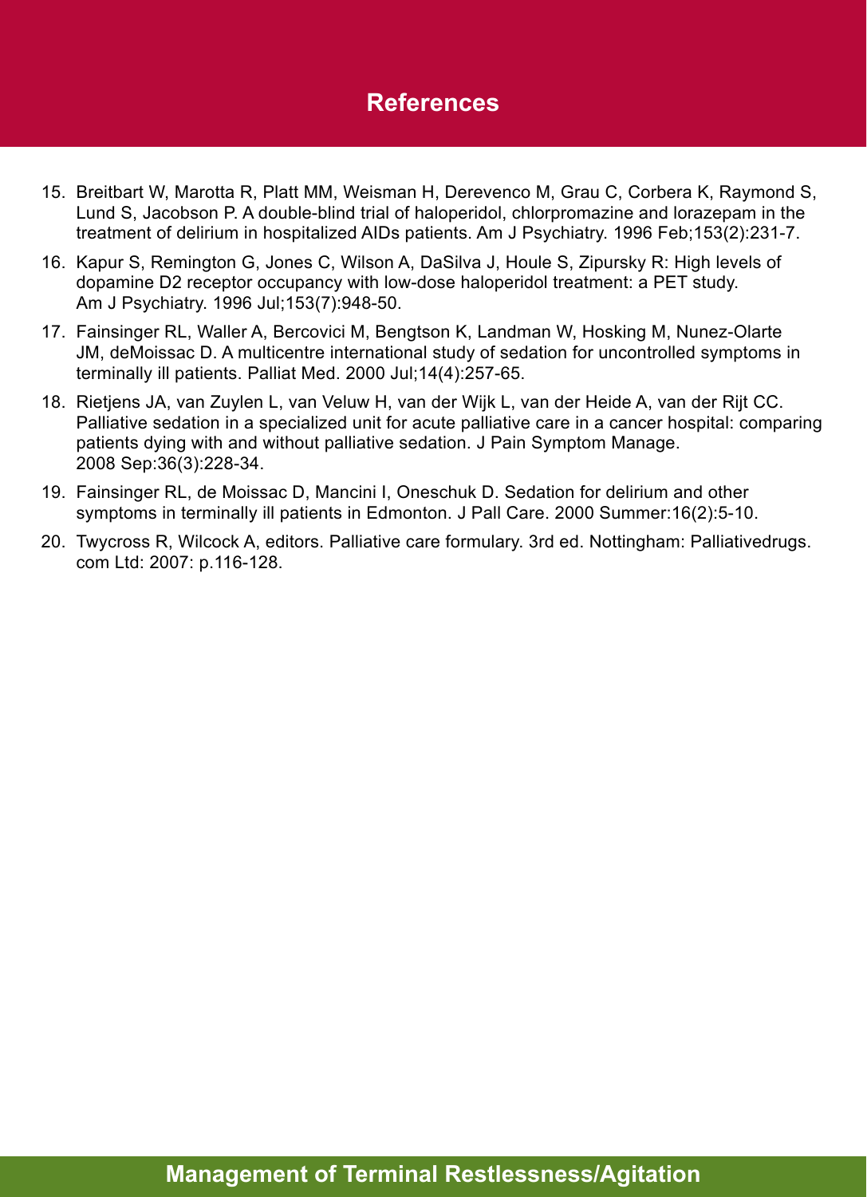# References

15. Breitbart W, Marotta R, Platt MM, Weisman H, Derevenco M, Grau C, Corbera K, Raymond S, Lund S, Jacobson P. A double-blind trial of haloperidol, chlorpromazine and lorazepam in the treatment of delirium in hospitalized AIDs patients. Am J Psychiatry. 1996 Feb;153(2):231-7.
16. Kapur S, Remington G, Jones C, Wilson A, DaSilva J, Houle S, Zipursky R: High levels of dopamine D2 receptor occupancy with low-dose haloperidol treatment: a PET study. Am J Psychiatry. 1996 Jul;153(7):948-50.
17. Fainsinger RL, Waller A, Bercovici M, Bengtson K, Landman W, Hosking M, Nunez-Olarte JM, deMoissac D. A multicentre international study of sedation for uncontrolled symptoms in terminally ill patients. Palliat Med. 2000 Jul;14(4):257-65.
18. Rietjens JA, van Zuylen L, van Veluw H, van der Wijk L, van der Heide A, van der Rijt CC. Palliative sedation in a specialized unit for acute palliative care in a cancer hospital: comparing patients dying with and without palliative sedation. J Pain Symptom Manage. 2008 Sep:36(3):228-34.
19. Fainsinger RL, de Moissac D, Mancini I, Oneschuk D. Sedation for delirium and other symptoms in terminally ill patients in Edmonton. J Pall Care. 2000 Summer:16(2):5-10.
20. Twycross R, Wilcock A, editors. Palliative care formulary. 3rd ed. Nottingham: Palliativedrugs.com Ltd: 2007: p.116-128.